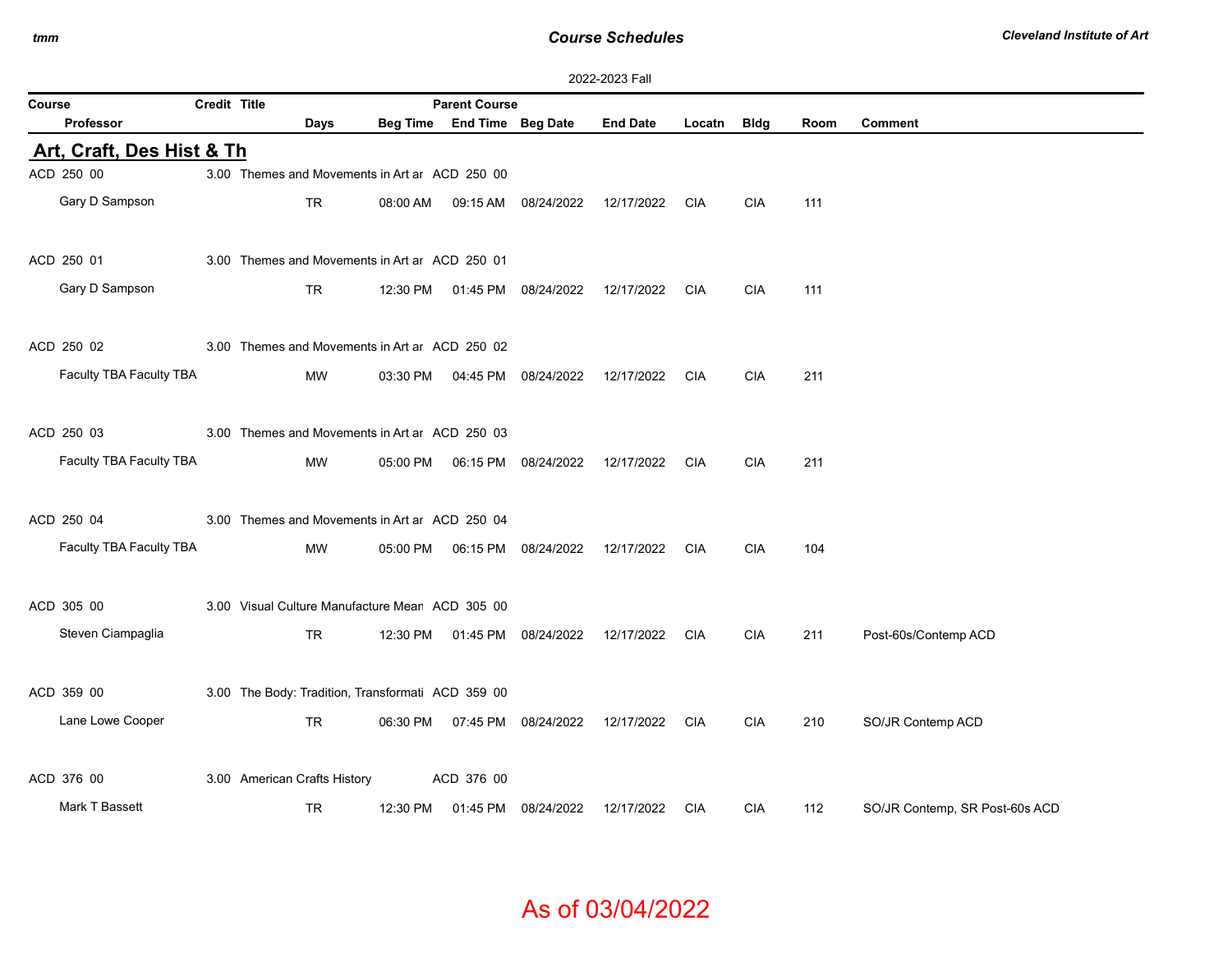## Course Schedules

2022-2023 Fall

| Course / Professor | Credit | Title / Days | Beg Time | Parent Course / End Time | Beg Date | End Date | Locatn | Bldg | Room | Comment |
|---|---|---|---|---|---|---|---|---|---|---|

### Art, Craft, Des Hist & Th

| Course / Professor | Credit | Title / Days | Beg Time | Parent Course / End Time | Beg Date | End Date | Locatn | Bldg | Room | Comment |
|---|---|---|---|---|---|---|---|---|---|---|
| ACD 250 00 | 3.00 | Themes and Movements in Art ar | | ACD 250 00 | | | | | | |
| Gary D Sampson | | TR | 08:00 AM | 09:15 AM | 08/24/2022 | 12/17/2022 | CIA | CIA | 111 | |
| ACD 250 01 | 3.00 | Themes and Movements in Art ar | | ACD 250 01 | | | | | | |
| Gary D Sampson | | TR | 12:30 PM | 01:45 PM | 08/24/2022 | 12/17/2022 | CIA | CIA | 111 | |
| ACD 250 02 | 3.00 | Themes and Movements in Art ar | | ACD 250 02 | | | | | | |
| Faculty TBA Faculty TBA | | MW | 03:30 PM | 04:45 PM | 08/24/2022 | 12/17/2022 | CIA | CIA | 211 | |
| ACD 250 03 | 3.00 | Themes and Movements in Art ar | | ACD 250 03 | | | | | | |
| Faculty TBA Faculty TBA | | MW | 05:00 PM | 06:15 PM | 08/24/2022 | 12/17/2022 | CIA | CIA | 211 | |
| ACD 250 04 | 3.00 | Themes and Movements in Art ar | | ACD 250 04 | | | | | | |
| Faculty TBA Faculty TBA | | MW | 05:00 PM | 06:15 PM | 08/24/2022 | 12/17/2022 | CIA | CIA | 104 | |
| ACD 305 00 | 3.00 | Visual Culture Manufacture Mean | | ACD 305 00 | | | | | | |
| Steven Ciampaglia | | TR | 12:30 PM | 01:45 PM | 08/24/2022 | 12/17/2022 | CIA | CIA | 211 | Post-60s/Contemp ACD |
| ACD 359 00 | 3.00 | The Body: Tradition, Transformati | | ACD 359 00 | | | | | | |
| Lane Lowe Cooper | | TR | 06:30 PM | 07:45 PM | 08/24/2022 | 12/17/2022 | CIA | CIA | 210 | SO/JR Contemp ACD |
| ACD 376 00 | 3.00 | American Crafts History | | ACD 376 00 | | | | | | |
| Mark T Bassett | | TR | 12:30 PM | 01:45 PM | 08/24/2022 | 12/17/2022 | CIA | CIA | 112 | SO/JR Contemp, SR Post-60s ACD |

As of 03/04/2022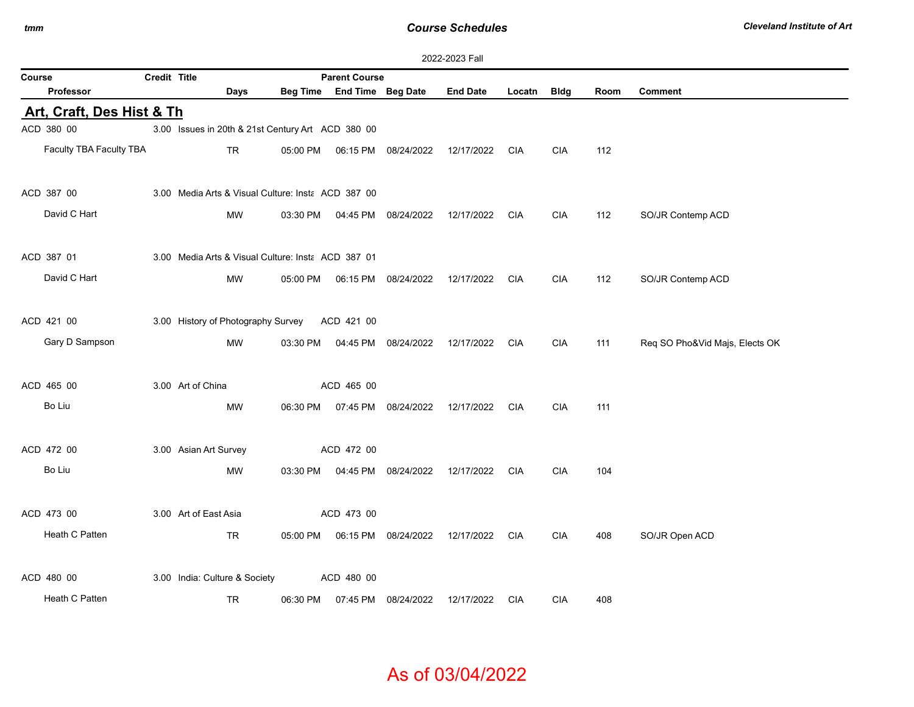2022-2023 Fall

## Art, Craft, Des Hist & Th

| Course / Professor | Credit | Title / Days | Beg Time | Parent Course / End Time | Beg Date | End Date | Locatn | Bldg | Room | Comment |
|---|---|---|---|---|---|---|---|---|---|---|
| ACD 380 00 | 3.00 | Issues in 20th & 21st Century Art | | ACD 380 00 | | | | | | |
| Faculty TBA Faculty TBA | | TR | 05:00 PM | 06:15 PM | 08/24/2022 | 12/17/2022 | CIA | CIA | 112 | |
| ACD 387 00 | 3.00 | Media Arts & Visual Culture: Insta | | ACD 387 00 | | | | | | |
| David C Hart | | MW | 03:30 PM | 04:45 PM | 08/24/2022 | 12/17/2022 | CIA | CIA | 112 | SO/JR Contemp ACD |
| ACD 387 01 | 3.00 | Media Arts & Visual Culture: Insta | | ACD 387 01 | | | | | | |
| David C Hart | | MW | 05:00 PM | 06:15 PM | 08/24/2022 | 12/17/2022 | CIA | CIA | 112 | SO/JR Contemp ACD |
| ACD 421 00 | 3.00 | History of Photography Survey | | ACD 421 00 | | | | | | |
| Gary D Sampson | | MW | 03:30 PM | 04:45 PM | 08/24/2022 | 12/17/2022 | CIA | CIA | 111 | Req SO Pho&Vid Majs, Elects OK |
| ACD 465 00 | 3.00 | Art of China | | ACD 465 00 | | | | | | |
| Bo Liu | | MW | 06:30 PM | 07:45 PM | 08/24/2022 | 12/17/2022 | CIA | CIA | 111 | |
| ACD 472 00 | 3.00 | Asian Art Survey | | ACD 472 00 | | | | | | |
| Bo Liu | | MW | 03:30 PM | 04:45 PM | 08/24/2022 | 12/17/2022 | CIA | CIA | 104 | |
| ACD 473 00 | 3.00 | Art of East Asia | | ACD 473 00 | | | | | | |
| Heath C Patten | | TR | 05:00 PM | 06:15 PM | 08/24/2022 | 12/17/2022 | CIA | CIA | 408 | SO/JR Open ACD |
| ACD 480 00 | 3.00 | India: Culture & Society | | ACD 480 00 | | | | | | |
| Heath C Patten | | TR | 06:30 PM | 07:45 PM | 08/24/2022 | 12/17/2022 | CIA | CIA | 408 | |

As of 03/04/2022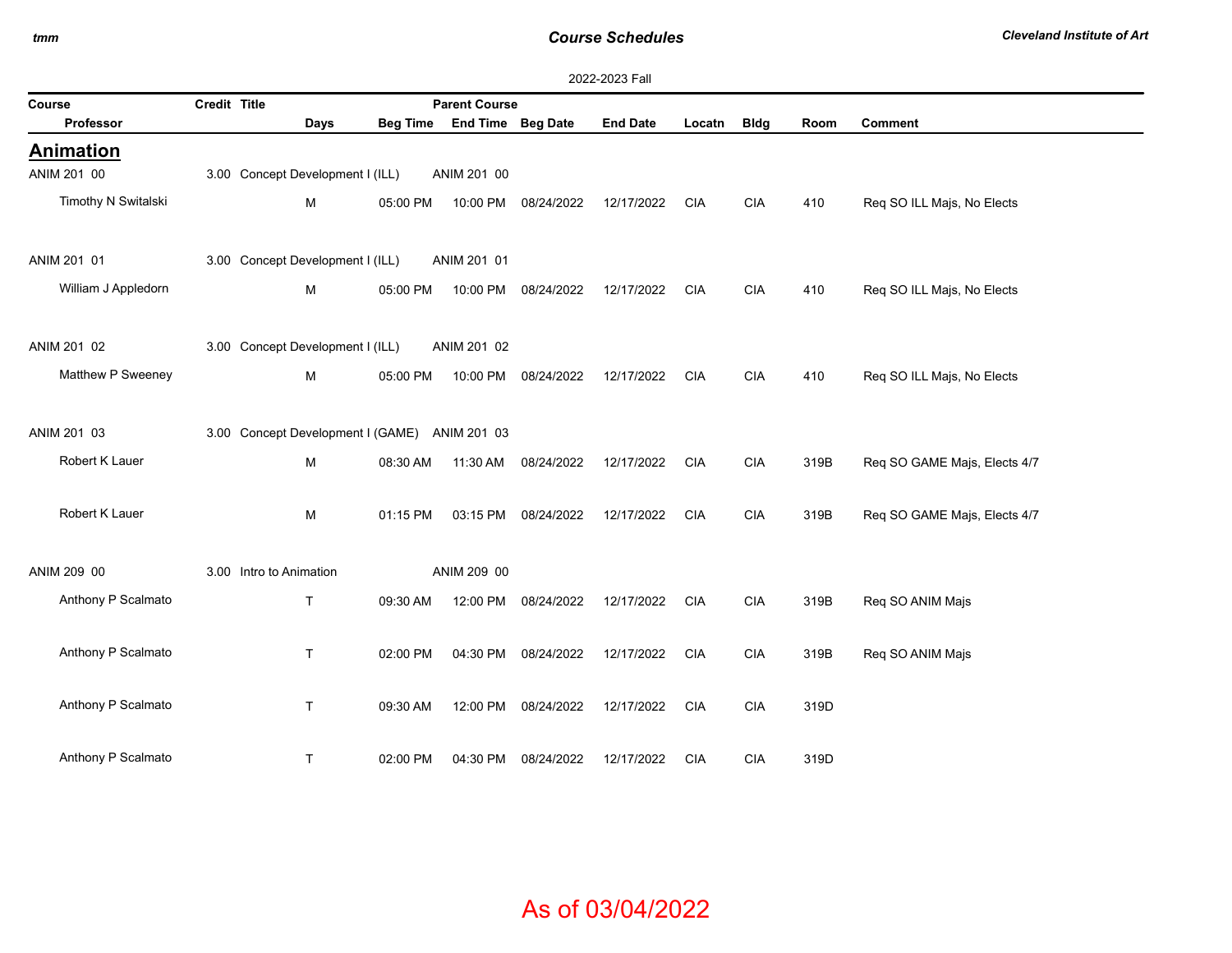2022-2023 Fall

## Animation

| Course | Credit | Title | Parent Course | | | | | | | |
|---|---|---|---|---|---|---|---|---|---|---|
| Professor | Days | Beg Time | End Time | Beg Date | End Date | Locatn | Bldg | Room | Comment | |
| ANIM 201 00 | 3.00 | Concept Development I (ILL) | ANIM 201 00 | | | | | | | |
| Timothy N Switalski | M | 05:00 PM | 10:00 PM | 08/24/2022 | 12/17/2022 | CIA | CIA | 410 | Req SO ILL Majs, No Elects | |
| ANIM 201 01 | 3.00 | Concept Development I (ILL) | ANIM 201 01 | | | | | | | |
| William J Appledorn | M | 05:00 PM | 10:00 PM | 08/24/2022 | 12/17/2022 | CIA | CIA | 410 | Req SO ILL Majs, No Elects | |
| ANIM 201 02 | 3.00 | Concept Development I (ILL) | ANIM 201 02 | | | | | | | |
| Matthew P Sweeney | M | 05:00 PM | 10:00 PM | 08/24/2022 | 12/17/2022 | CIA | CIA | 410 | Req SO ILL Majs, No Elects | |
| ANIM 201 03 | 3.00 | Concept Development I (GAME) | ANIM 201 03 | | | | | | | |
| Robert K Lauer | M | 08:30 AM | 11:30 AM | 08/24/2022 | 12/17/2022 | CIA | CIA | 319B | Req SO GAME Majs, Elects 4/7 | |
| Robert K Lauer | M | 01:15 PM | 03:15 PM | 08/24/2022 | 12/17/2022 | CIA | CIA | 319B | Req SO GAME Majs, Elects 4/7 | |
| ANIM 209 00 | 3.00 | Intro to Animation | ANIM 209 00 | | | | | | | |
| Anthony P Scalmato | T | 09:30 AM | 12:00 PM | 08/24/2022 | 12/17/2022 | CIA | CIA | 319B | Req SO ANIM Majs | |
| Anthony P Scalmato | T | 02:00 PM | 04:30 PM | 08/24/2022 | 12/17/2022 | CIA | CIA | 319B | Req SO ANIM Majs | |
| Anthony P Scalmato | T | 09:30 AM | 12:00 PM | 08/24/2022 | 12/17/2022 | CIA | CIA | 319D | | |
| Anthony P Scalmato | T | 02:00 PM | 04:30 PM | 08/24/2022 | 12/17/2022 | CIA | CIA | 319D | | |

As of 03/04/2022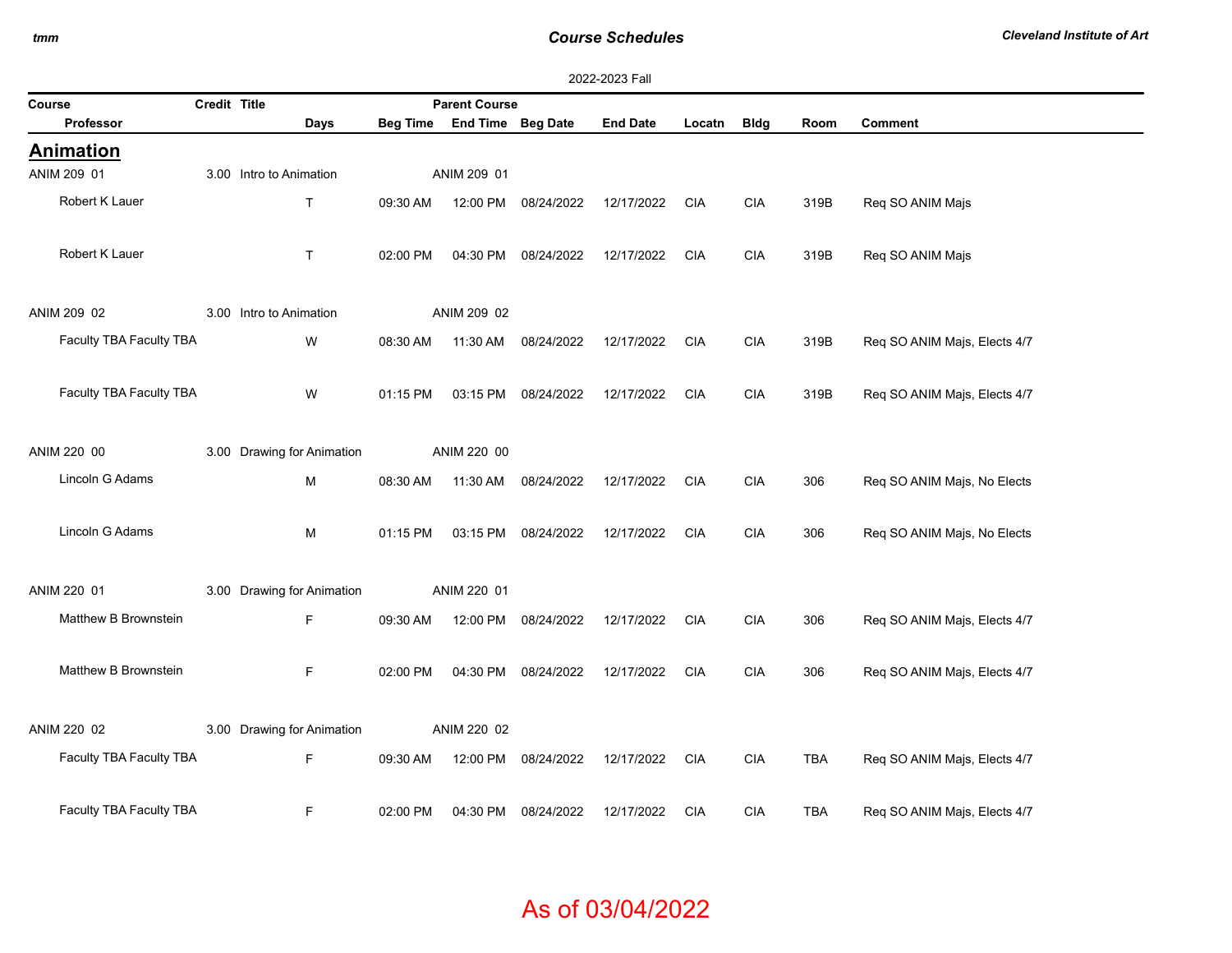2022-2023 Fall

| Course | Credit | Title | | | Parent Course | | | | | | |
|---|---|---|---|---|---|---|---|---|---|---|---|
| Professor | | Days | Beg Time | End Time | Beg Date | End Date | Locatn | Bldg | Room | Comment | |

## Animation

| Course / Professor | Credit | Title / Days | Beg Time | End Time | Beg Date | End Date | Locatn | Bldg | Room | Comment |
|---|---|---|---|---|---|---|---|---|---|---|
| ANIM 209 01 | 3.00 | Intro to Animation | | ANIM 209 01 | | | | | | |
| Robert K Lauer | | T | 09:30 AM | 12:00 PM | 08/24/2022 | 12/17/2022 | CIA | CIA | 319B | Req SO ANIM Majs |
| Robert K Lauer | | T | 02:00 PM | 04:30 PM | 08/24/2022 | 12/17/2022 | CIA | CIA | 319B | Req SO ANIM Majs |
| ANIM 209 02 | 3.00 | Intro to Animation | | ANIM 209 02 | | | | | | |
| Faculty TBA Faculty TBA | | W | 08:30 AM | 11:30 AM | 08/24/2022 | 12/17/2022 | CIA | CIA | 319B | Req SO ANIM Majs, Elects 4/7 |
| Faculty TBA Faculty TBA | | W | 01:15 PM | 03:15 PM | 08/24/2022 | 12/17/2022 | CIA | CIA | 319B | Req SO ANIM Majs, Elects 4/7 |
| ANIM 220 00 | 3.00 | Drawing for Animation | | ANIM 220 00 | | | | | | |
| Lincoln G Adams | | M | 08:30 AM | 11:30 AM | 08/24/2022 | 12/17/2022 | CIA | CIA | 306 | Req SO ANIM Majs, No Elects |
| Lincoln G Adams | | M | 01:15 PM | 03:15 PM | 08/24/2022 | 12/17/2022 | CIA | CIA | 306 | Req SO ANIM Majs, No Elects |
| ANIM 220 01 | 3.00 | Drawing for Animation | | ANIM 220 01 | | | | | | |
| Matthew B Brownstein | | F | 09:30 AM | 12:00 PM | 08/24/2022 | 12/17/2022 | CIA | CIA | 306 | Req SO ANIM Majs, Elects 4/7 |
| Matthew B Brownstein | | F | 02:00 PM | 04:30 PM | 08/24/2022 | 12/17/2022 | CIA | CIA | 306 | Req SO ANIM Majs, Elects 4/7 |
| ANIM 220 02 | 3.00 | Drawing for Animation | | ANIM 220 02 | | | | | | |
| Faculty TBA Faculty TBA | | F | 09:30 AM | 12:00 PM | 08/24/2022 | 12/17/2022 | CIA | CIA | TBA | Req SO ANIM Majs, Elects 4/7 |
| Faculty TBA Faculty TBA | | F | 02:00 PM | 04:30 PM | 08/24/2022 | 12/17/2022 | CIA | CIA | TBA | Req SO ANIM Majs, Elects 4/7 |

As of 03/04/2022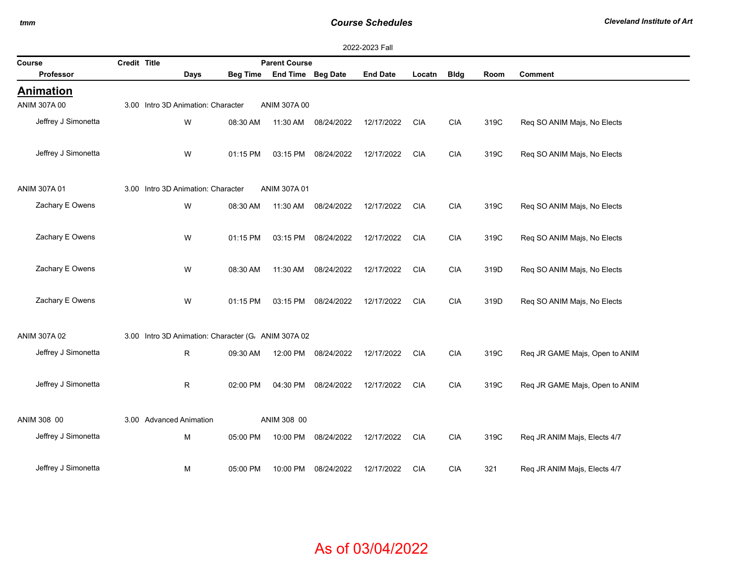2022-2023 Fall

| Course | Credit | Title | | | Parent Course | | | | | |
|---|---|---|---|---|---|---|---|---|---|---|
| Professor | | Days | Beg Time | End Time | Beg Date | End Date | Locatn | Bldg | Room | Comment |

## Animation

| Course / Professor | Credit | Title / Days | Beg Time | End Time | Beg Date | End Date | Locatn | Bldg | Room | Comment |
|---|---|---|---|---|---|---|---|---|---|---|
| ANIM 307A 00 | 3.00 | Intro 3D Animation: Character | ANIM 307A 00 | | | | | | | |
| Jeffrey J Simonetta | | W | 08:30 AM | 11:30 AM | 08/24/2022 | 12/17/2022 | CIA | CIA | 319C | Req SO ANIM Majs, No Elects |
| Jeffrey J Simonetta | | W | 01:15 PM | 03:15 PM | 08/24/2022 | 12/17/2022 | CIA | CIA | 319C | Req SO ANIM Majs, No Elects |
| ANIM 307A 01 | 3.00 | Intro 3D Animation: Character | ANIM 307A 01 | | | | | | | |
| Zachary E Owens | | W | 08:30 AM | 11:30 AM | 08/24/2022 | 12/17/2022 | CIA | CIA | 319C | Req SO ANIM Majs, No Elects |
| Zachary E Owens | | W | 01:15 PM | 03:15 PM | 08/24/2022 | 12/17/2022 | CIA | CIA | 319C | Req SO ANIM Majs, No Elects |
| Zachary E Owens | | W | 08:30 AM | 11:30 AM | 08/24/2022 | 12/17/2022 | CIA | CIA | 319D | Req SO ANIM Majs, No Elects |
| Zachary E Owens | | W | 01:15 PM | 03:15 PM | 08/24/2022 | 12/17/2022 | CIA | CIA | 319D | Req SO ANIM Majs, No Elects |
| ANIM 307A 02 | 3.00 | Intro 3D Animation: Character (G | ANIM 307A 02 | | | | | | | |
| Jeffrey J Simonetta | | R | 09:30 AM | 12:00 PM | 08/24/2022 | 12/17/2022 | CIA | CIA | 319C | Req JR GAME Majs, Open to ANIM |
| Jeffrey J Simonetta | | R | 02:00 PM | 04:30 PM | 08/24/2022 | 12/17/2022 | CIA | CIA | 319C | Req JR GAME Majs, Open to ANIM |
| ANIM 308 00 | 3.00 | Advanced Animation | ANIM 308 00 | | | | | | | |
| Jeffrey J Simonetta | | M | 05:00 PM | 10:00 PM | 08/24/2022 | 12/17/2022 | CIA | CIA | 319C | Req JR ANIM Majs, Elects 4/7 |
| Jeffrey J Simonetta | | M | 05:00 PM | 10:00 PM | 08/24/2022 | 12/17/2022 | CIA | CIA | 321 | Req JR ANIM Majs, Elects 4/7 |

As of 03/04/2022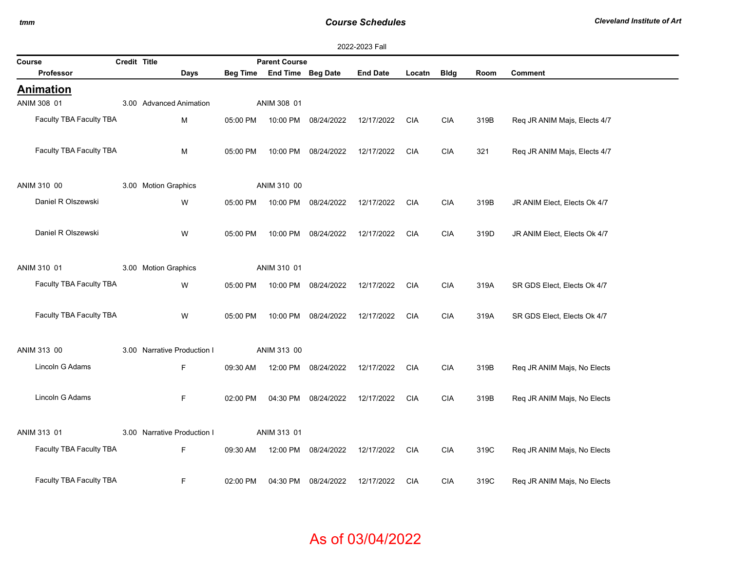2022-2023 Fall

| Course | Credit | Title | Parent Course | | | | | | | |
|---|---|---|---|---|---|---|---|---|---|---|
| Professor | Days | Beg Time | End Time | Beg Date | End Date | Locatn | Bldg | Room | Comment | |

## Animation

| Course / Professor | Credit | Title / Days | Beg Time | End Time / Parent Course | Beg Date | End Date | Locatn | Bldg | Room | Comment |
|---|---|---|---|---|---|---|---|---|---|---|
| ANIM 308 01 | 3.00 | Advanced Animation | | ANIM 308 01 | | | | | | |
| Faculty TBA Faculty TBA | | M | 05:00 PM | 10:00 PM | 08/24/2022 | 12/17/2022 | CIA | CIA | 319B | Req JR ANIM Majs, Elects 4/7 |
| Faculty TBA Faculty TBA | | M | 05:00 PM | 10:00 PM | 08/24/2022 | 12/17/2022 | CIA | CIA | 321 | Req JR ANIM Majs, Elects 4/7 |
| ANIM 310 00 | 3.00 | Motion Graphics | | ANIM 310 00 | | | | | | |
| Daniel R Olszewski | | W | 05:00 PM | 10:00 PM | 08/24/2022 | 12/17/2022 | CIA | CIA | 319B | JR ANIM Elect, Elects Ok 4/7 |
| Daniel R Olszewski | | W | 05:00 PM | 10:00 PM | 08/24/2022 | 12/17/2022 | CIA | CIA | 319D | JR ANIM Elect, Elects Ok 4/7 |
| ANIM 310 01 | 3.00 | Motion Graphics | | ANIM 310 01 | | | | | | |
| Faculty TBA Faculty TBA | | W | 05:00 PM | 10:00 PM | 08/24/2022 | 12/17/2022 | CIA | CIA | 319A | SR GDS Elect, Elects Ok 4/7 |
| Faculty TBA Faculty TBA | | W | 05:00 PM | 10:00 PM | 08/24/2022 | 12/17/2022 | CIA | CIA | 319A | SR GDS Elect, Elects Ok 4/7 |
| ANIM 313 00 | 3.00 | Narrative Production I | | ANIM 313 00 | | | | | | |
| Lincoln G Adams | | F | 09:30 AM | 12:00 PM | 08/24/2022 | 12/17/2022 | CIA | CIA | 319B | Req JR ANIM Majs, No Elects |
| Lincoln G Adams | | F | 02:00 PM | 04:30 PM | 08/24/2022 | 12/17/2022 | CIA | CIA | 319B | Req JR ANIM Majs, No Elects |
| ANIM 313 01 | 3.00 | Narrative Production I | | ANIM 313 01 | | | | | | |
| Faculty TBA Faculty TBA | | F | 09:30 AM | 12:00 PM | 08/24/2022 | 12/17/2022 | CIA | CIA | 319C | Req JR ANIM Majs, No Elects |
| Faculty TBA Faculty TBA | | F | 02:00 PM | 04:30 PM | 08/24/2022 | 12/17/2022 | CIA | CIA | 319C | Req JR ANIM Majs, No Elects |

As of 03/04/2022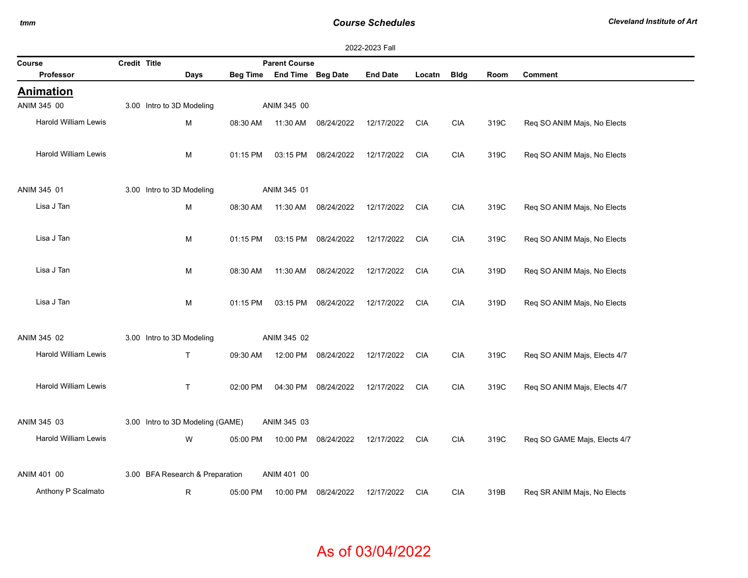2022-2023 Fall

| Course | Credit | Title | Parent Course | | | | | | | |
|---|---|---|---|---|---|---|---|---|---|---|
| Professor | | Days | Beg Time | End Time | Beg Date | End Date | Locatn | Bldg | Room | Comment |

## Animation

| Course / Professor | Credit | Title / Days | Beg Time | End Time | Beg Date | End Date | Locatn | Bldg | Room | Comment |
|---|---|---|---|---|---|---|---|---|---|---|
| ANIM 345 00 | 3.00 | Intro to 3D Modeling | ANIM 345 00 | | | | | | | |
| Harold William Lewis | | M | 08:30 AM | 11:30 AM | 08/24/2022 | 12/17/2022 | CIA | CIA | 319C | Req SO ANIM Majs, No Elects |
| Harold William Lewis | | M | 01:15 PM | 03:15 PM | 08/24/2022 | 12/17/2022 | CIA | CIA | 319C | Req SO ANIM Majs, No Elects |
| ANIM 345 01 | 3.00 | Intro to 3D Modeling | ANIM 345 01 | | | | | | | |
| Lisa J Tan | | M | 08:30 AM | 11:30 AM | 08/24/2022 | 12/17/2022 | CIA | CIA | 319C | Req SO ANIM Majs, No Elects |
| Lisa J Tan | | M | 01:15 PM | 03:15 PM | 08/24/2022 | 12/17/2022 | CIA | CIA | 319C | Req SO ANIM Majs, No Elects |
| Lisa J Tan | | M | 08:30 AM | 11:30 AM | 08/24/2022 | 12/17/2022 | CIA | CIA | 319D | Req SO ANIM Majs, No Elects |
| Lisa J Tan | | M | 01:15 PM | 03:15 PM | 08/24/2022 | 12/17/2022 | CIA | CIA | 319D | Req SO ANIM Majs, No Elects |
| ANIM 345 02 | 3.00 | Intro to 3D Modeling | ANIM 345 02 | | | | | | | |
| Harold William Lewis | | T | 09:30 AM | 12:00 PM | 08/24/2022 | 12/17/2022 | CIA | CIA | 319C | Req SO ANIM Majs, Elects 4/7 |
| Harold William Lewis | | T | 02:00 PM | 04:30 PM | 08/24/2022 | 12/17/2022 | CIA | CIA | 319C | Req SO ANIM Majs, Elects 4/7 |
| ANIM 345 03 | 3.00 | Intro to 3D Modeling (GAME) | ANIM 345 03 | | | | | | | |
| Harold William Lewis | | W | 05:00 PM | 10:00 PM | 08/24/2022 | 12/17/2022 | CIA | CIA | 319C | Req SO GAME Majs, Elects 4/7 |
| ANIM 401 00 | 3.00 | BFA Research & Preparation | ANIM 401 00 | | | | | | | |
| Anthony P Scalmato | | R | 05:00 PM | 10:00 PM | 08/24/2022 | 12/17/2022 | CIA | CIA | 319B | Req SR ANIM Majs, No Elects |

As of 03/04/2022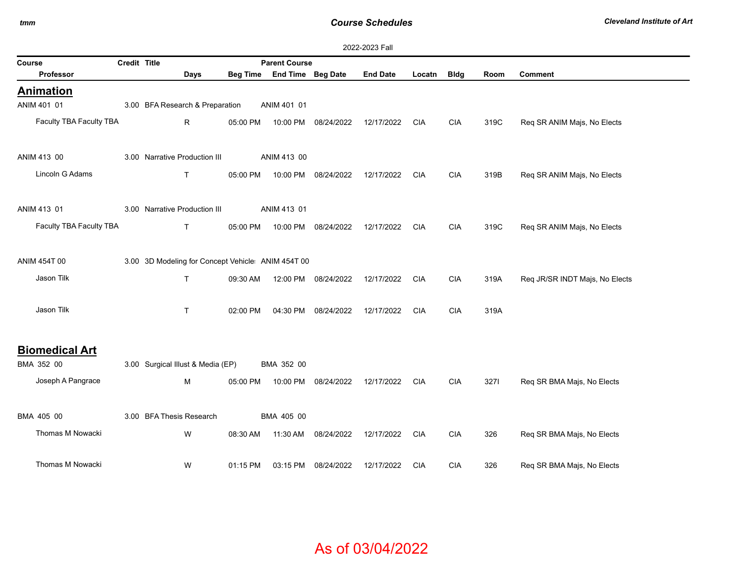2022-2023 Fall

| Course | Credit | Title | | Parent Course | | | | | | |
|---|---|---|---|---|---|---|---|---|---|---|
| Professor | | Days | Beg Time | End Time | Beg Date | End Date | Locatn | Bldg | Room | Comment |

## Animation

| Course / Professor | Credit | Title / Days | Beg Time | Parent Course / End Time | Beg Date | End Date | Locatn | Bldg | Room | Comment |
|---|---|---|---|---|---|---|---|---|---|---|
| ANIM 401 01 | 3.00 | BFA Research & Preparation | | ANIM 401 01 | | | | | | |
| Faculty TBA Faculty TBA | | R | 05:00 PM | 10:00 PM | 08/24/2022 | 12/17/2022 | CIA | CIA | 319C | Req SR ANIM Majs, No Elects |
| ANIM 413 00 | 3.00 | Narrative Production III | | ANIM 413 00 | | | | | | |
| Lincoln G Adams | | T | 05:00 PM | 10:00 PM | 08/24/2022 | 12/17/2022 | CIA | CIA | 319B | Req SR ANIM Majs, No Elects |
| ANIM 413 01 | 3.00 | Narrative Production III | | ANIM 413 01 | | | | | | |
| Faculty TBA Faculty TBA | | T | 05:00 PM | 10:00 PM | 08/24/2022 | 12/17/2022 | CIA | CIA | 319C | Req SR ANIM Majs, No Elects |
| ANIM 454T 00 | 3.00 | 3D Modeling for Concept Vehicle: | | ANIM 454T 00 | | | | | | |
| Jason Tilk | | T | 09:30 AM | 12:00 PM | 08/24/2022 | 12/17/2022 | CIA | CIA | 319A | Req JR/SR INDT Majs, No Elects |
| Jason Tilk | | T | 02:00 PM | 04:30 PM | 08/24/2022 | 12/17/2022 | CIA | CIA | 319A | |

## Biomedical Art

| Course / Professor | Credit | Title / Days | Beg Time | Parent Course / End Time | Beg Date | End Date | Locatn | Bldg | Room | Comment |
|---|---|---|---|---|---|---|---|---|---|---|
| BMA 352 00 | 3.00 | Surgical Illust & Media (EP) | | BMA 352 00 | | | | | | |
| Joseph A Pangrace | | M | 05:00 PM | 10:00 PM | 08/24/2022 | 12/17/2022 | CIA | CIA | 327I | Req SR BMA Majs, No Elects |
| BMA 405 00 | 3.00 | BFA Thesis Research | | BMA 405 00 | | | | | | |
| Thomas M Nowacki | | W | 08:30 AM | 11:30 AM | 08/24/2022 | 12/17/2022 | CIA | CIA | 326 | Req SR BMA Majs, No Elects |
| Thomas M Nowacki | | W | 01:15 PM | 03:15 PM | 08/24/2022 | 12/17/2022 | CIA | CIA | 326 | Req SR BMA Majs, No Elects |

As of 03/04/2022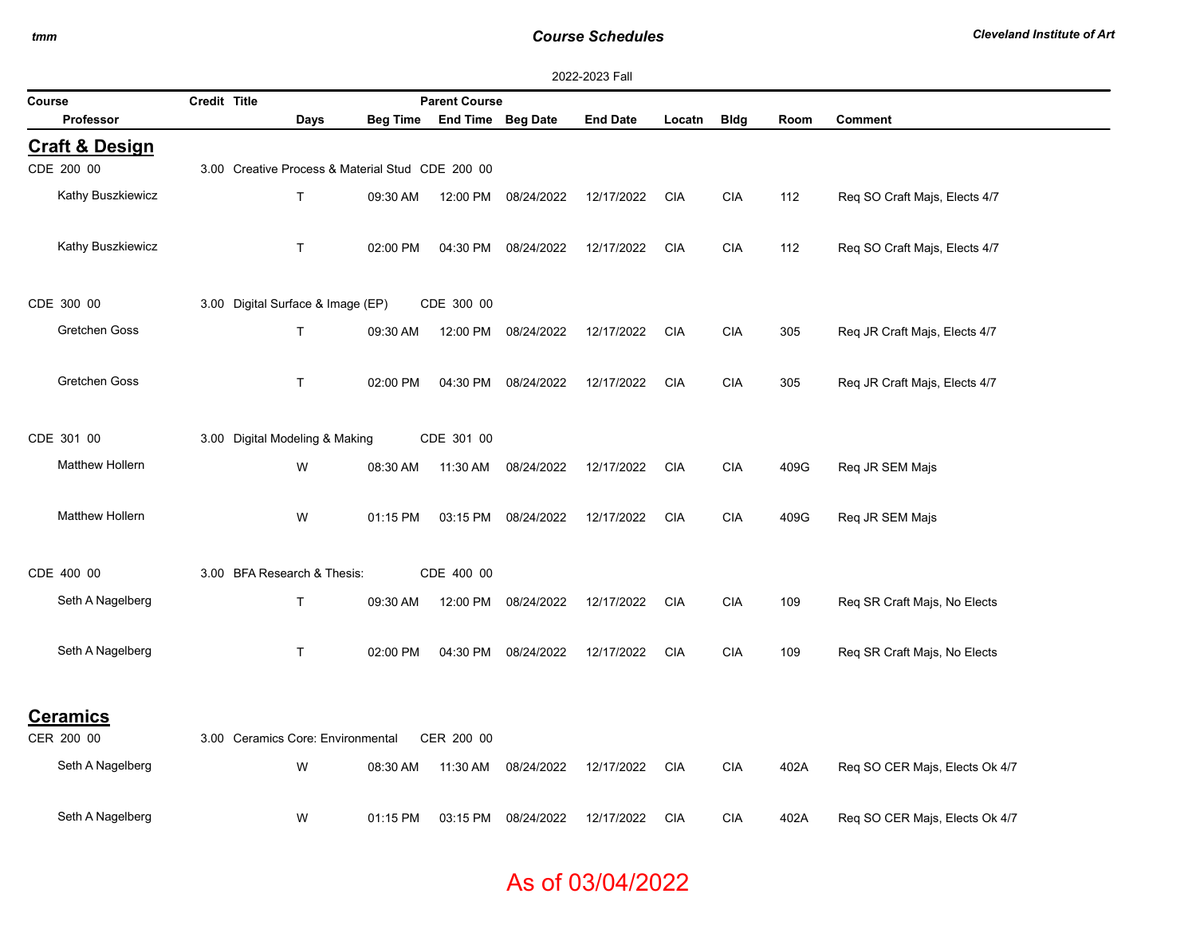2022-2023 Fall

| Course / Professor | Credit | Title | Days | Beg Time | Parent Course / End Time | Beg Date | End Date | Locatn | Bldg | Room | Comment |
|---|---|---|---|---|---|---|---|---|---|---|---|
| **Craft & Design** | | | | | | | | | | | |
| CDE 200 00 | 3.00 | Creative Process & Material Stud | | | CDE 200 00 | | | | | | |
| Kathy Buszkiewicz | | | T | 09:30 AM | 12:00 PM | 08/24/2022 | 12/17/2022 | CIA | CIA | 112 | Req SO Craft Majs, Elects 4/7 |
| Kathy Buszkiewicz | | | T | 02:00 PM | 04:30 PM | 08/24/2022 | 12/17/2022 | CIA | CIA | 112 | Req SO Craft Majs, Elects 4/7 |
| CDE 300 00 | 3.00 | Digital Surface & Image (EP) | | | CDE 300 00 | | | | | | |
| Gretchen Goss | | | T | 09:30 AM | 12:00 PM | 08/24/2022 | 12/17/2022 | CIA | CIA | 305 | Req JR Craft Majs, Elects 4/7 |
| Gretchen Goss | | | T | 02:00 PM | 04:30 PM | 08/24/2022 | 12/17/2022 | CIA | CIA | 305 | Req JR Craft Majs, Elects 4/7 |
| CDE 301 00 | 3.00 | Digital Modeling & Making | | | CDE 301 00 | | | | | | |
| Matthew Hollern | | | W | 08:30 AM | 11:30 AM | 08/24/2022 | 12/17/2022 | CIA | CIA | 409G | Req JR SEM Majs |
| Matthew Hollern | | | W | 01:15 PM | 03:15 PM | 08/24/2022 | 12/17/2022 | CIA | CIA | 409G | Req JR SEM Majs |
| CDE 400 00 | 3.00 | BFA Research & Thesis: | | | CDE 400 00 | | | | | | |
| Seth A Nagelberg | | | T | 09:30 AM | 12:00 PM | 08/24/2022 | 12/17/2022 | CIA | CIA | 109 | Req SR Craft Majs, No Elects |
| Seth A Nagelberg | | | T | 02:00 PM | 04:30 PM | 08/24/2022 | 12/17/2022 | CIA | CIA | 109 | Req SR Craft Majs, No Elects |
| **Ceramics** | | | | | | | | | | | |
| CER 200 00 | 3.00 | Ceramics Core: Environmental | | | CER 200 00 | | | | | | |
| Seth A Nagelberg | | | W | 08:30 AM | 11:30 AM | 08/24/2022 | 12/17/2022 | CIA | CIA | 402A | Req SO CER Majs, Elects Ok 4/7 |
| Seth A Nagelberg | | | W | 01:15 PM | 03:15 PM | 08/24/2022 | 12/17/2022 | CIA | CIA | 402A | Req SO CER Majs, Elects Ok 4/7 |

As of 03/04/2022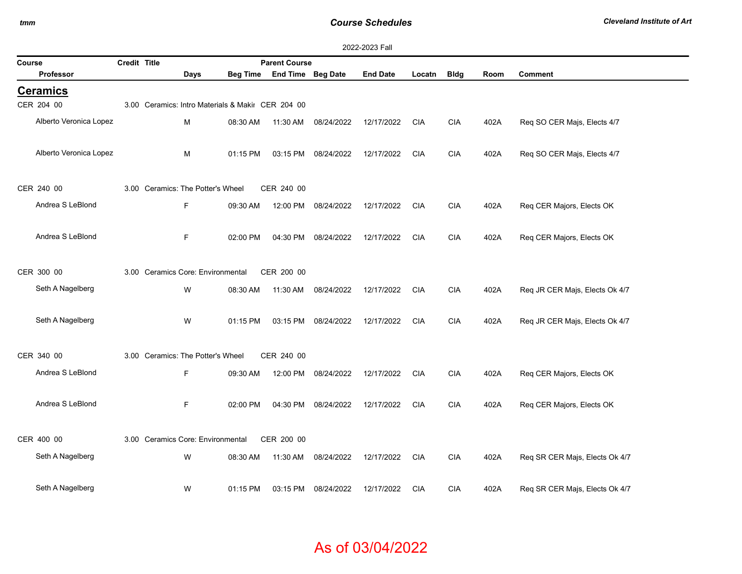2022-2023 Fall

| Course | Credit | Title | Parent Course | | | | | | | |
|---|---|---|---|---|---|---|---|---|---|---|
| Professor | | Days | Beg Time | End Time | Beg Date | End Date | Locatn | Bldg | Room | Comment |

## Ceramics

| Course / Professor | Credit | Title / Days | Beg Time | End Time / Parent Course | Beg Date | End Date | Locatn | Bldg | Room | Comment |
|---|---|---|---|---|---|---|---|---|---|---|
| CER 204 00 | 3.00 | Ceramics: Intro Materials & Makir | | CER 204 00 | | | | | | |
| Alberto Veronica Lopez | | M | 08:30 AM | 11:30 AM | 08/24/2022 | 12/17/2022 | CIA | CIA | 402A | Req SO CER Majs, Elects 4/7 |
| Alberto Veronica Lopez | | M | 01:15 PM | 03:15 PM | 08/24/2022 | 12/17/2022 | CIA | CIA | 402A | Req SO CER Majs, Elects 4/7 |
| CER 240 00 | 3.00 | Ceramics: The Potter's Wheel | | CER 240 00 | | | | | | |
| Andrea S LeBlond | | F | 09:30 AM | 12:00 PM | 08/24/2022 | 12/17/2022 | CIA | CIA | 402A | Req CER Majors, Elects OK |
| Andrea S LeBlond | | F | 02:00 PM | 04:30 PM | 08/24/2022 | 12/17/2022 | CIA | CIA | 402A | Req CER Majors, Elects OK |
| CER 300 00 | 3.00 | Ceramics Core: Environmental | | CER 200 00 | | | | | | |
| Seth A Nagelberg | | W | 08:30 AM | 11:30 AM | 08/24/2022 | 12/17/2022 | CIA | CIA | 402A | Req JR CER Majs, Elects Ok 4/7 |
| Seth A Nagelberg | | W | 01:15 PM | 03:15 PM | 08/24/2022 | 12/17/2022 | CIA | CIA | 402A | Req JR CER Majs, Elects Ok 4/7 |
| CER 340 00 | 3.00 | Ceramics: The Potter's Wheel | | CER 240 00 | | | | | | |
| Andrea S LeBlond | | F | 09:30 AM | 12:00 PM | 08/24/2022 | 12/17/2022 | CIA | CIA | 402A | Req CER Majors, Elects OK |
| Andrea S LeBlond | | F | 02:00 PM | 04:30 PM | 08/24/2022 | 12/17/2022 | CIA | CIA | 402A | Req CER Majors, Elects OK |
| CER 400 00 | 3.00 | Ceramics Core: Environmental | | CER 200 00 | | | | | | |
| Seth A Nagelberg | | W | 08:30 AM | 11:30 AM | 08/24/2022 | 12/17/2022 | CIA | CIA | 402A | Req SR CER Majs, Elects Ok 4/7 |
| Seth A Nagelberg | | W | 01:15 PM | 03:15 PM | 08/24/2022 | 12/17/2022 | CIA | CIA | 402A | Req SR CER Majs, Elects Ok 4/7 |

As of 03/04/2022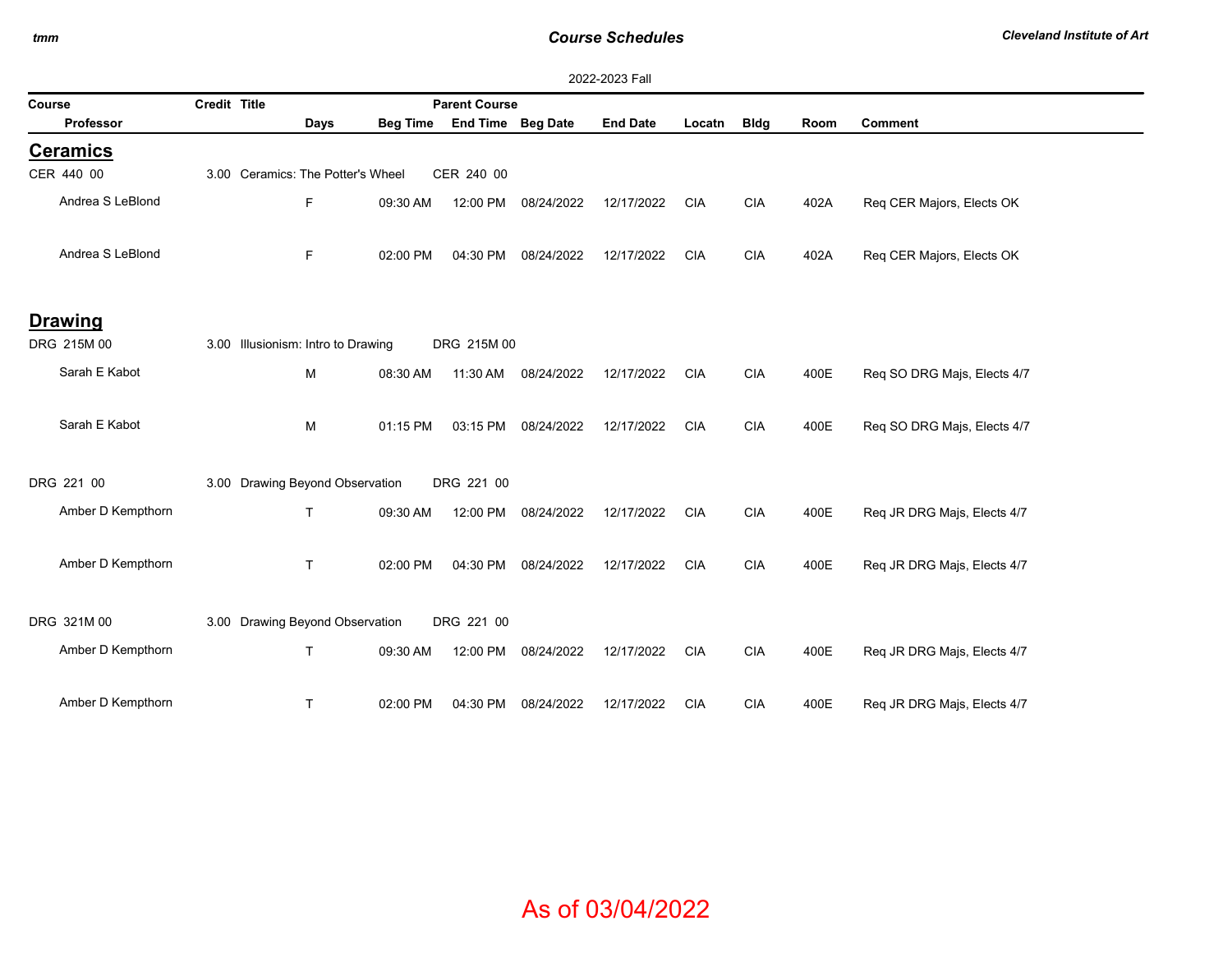2022-2023 Fall

| Course / Professor | Credit | Title | Days | Beg Time | Parent Course / End Time | Beg Date | End Date | Locatn | Bldg | Room | Comment |
|---|---|---|---|---|---|---|---|---|---|---|---|
| **Ceramics** | | | | | | | | | | | |
| CER 440 00 | 3.00 | Ceramics: The Potter's Wheel | | | CER 240 00 | | | | | | |
| Andrea S LeBlond | | | F | 09:30 AM | 12:00 PM | 08/24/2022 | 12/17/2022 | CIA | CIA | 402A | Req CER Majors, Elects OK |
| Andrea S LeBlond | | | F | 02:00 PM | 04:30 PM | 08/24/2022 | 12/17/2022 | CIA | CIA | 402A | Req CER Majors, Elects OK |
| **Drawing** | | | | | | | | | | | |
| DRG 215M 00 | 3.00 | Illusionism: Intro to Drawing | | | DRG 215M 00 | | | | | | |
| Sarah E Kabot | | | M | 08:30 AM | 11:30 AM | 08/24/2022 | 12/17/2022 | CIA | CIA | 400E | Req SO DRG Majs, Elects 4/7 |
| Sarah E Kabot | | | M | 01:15 PM | 03:15 PM | 08/24/2022 | 12/17/2022 | CIA | CIA | 400E | Req SO DRG Majs, Elects 4/7 |
| DRG 221 00 | 3.00 | Drawing Beyond Observation | | | DRG 221 00 | | | | | | |
| Amber D Kempthorn | | | T | 09:30 AM | 12:00 PM | 08/24/2022 | 12/17/2022 | CIA | CIA | 400E | Req JR DRG Majs, Elects 4/7 |
| Amber D Kempthorn | | | T | 02:00 PM | 04:30 PM | 08/24/2022 | 12/17/2022 | CIA | CIA | 400E | Req JR DRG Majs, Elects 4/7 |
| DRG 321M 00 | 3.00 | Drawing Beyond Observation | | | DRG 221 00 | | | | | | |
| Amber D Kempthorn | | | T | 09:30 AM | 12:00 PM | 08/24/2022 | 12/17/2022 | CIA | CIA | 400E | Req JR DRG Majs, Elects 4/7 |
| Amber D Kempthorn | | | T | 02:00 PM | 04:30 PM | 08/24/2022 | 12/17/2022 | CIA | CIA | 400E | Req JR DRG Majs, Elects 4/7 |

As of 03/04/2022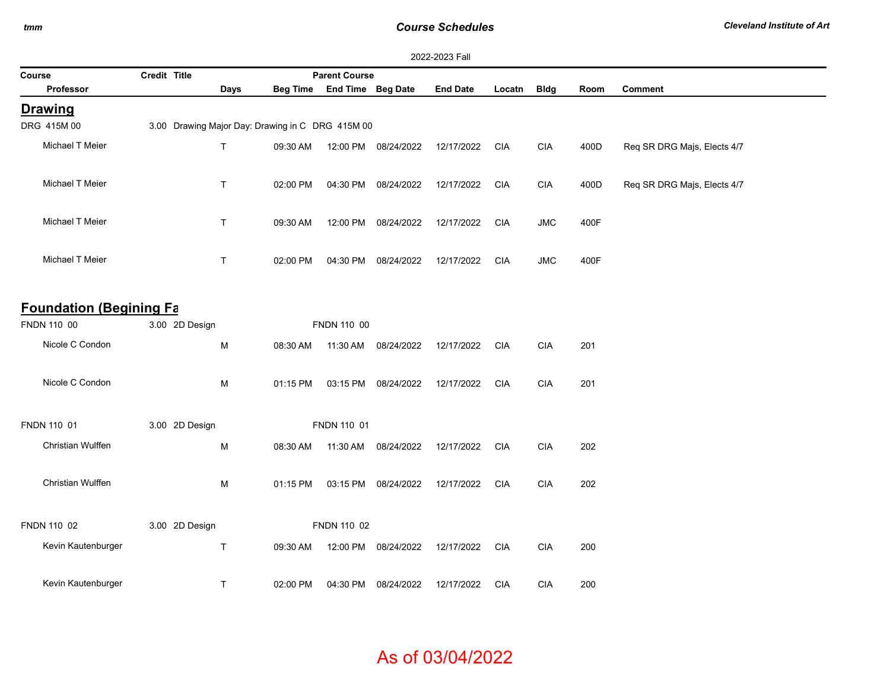2022-2023 Fall

| Course | Credit | Title | | | Parent Course | | | | | | |
|---|---|---|---|---|---|---|---|---|---|---|---|
| Professor | | | Days | Beg Time | End Time | Beg Date | End Date | Locatn | Bldg | Room | Comment |

## Drawing

| Course / Professor | Credit | Title | Days | Beg Time | End Time | Beg Date | End Date | Locatn | Bldg | Room | Comment |
|---|---|---|---|---|---|---|---|---|---|---|---|
| DRG 415M 00 | 3.00 | Drawing Major Day: Drawing in C | | | DRG 415M 00 | | | | | | |
| Michael T Meier | | | T | 09:30 AM | 12:00 PM | 08/24/2022 | 12/17/2022 | CIA | CIA | 400D | Req SR DRG Majs, Elects 4/7 |
| Michael T Meier | | | T | 02:00 PM | 04:30 PM | 08/24/2022 | 12/17/2022 | CIA | CIA | 400D | Req SR DRG Majs, Elects 4/7 |
| Michael T Meier | | | T | 09:30 AM | 12:00 PM | 08/24/2022 | 12/17/2022 | CIA | JMC | 400F | |
| Michael T Meier | | | T | 02:00 PM | 04:30 PM | 08/24/2022 | 12/17/2022 | CIA | JMC | 400F | |

## Foundation (Begining Fa

| Course / Professor | Credit | Title | Days | Beg Time | End Time | Beg Date | End Date | Locatn | Bldg | Room | Comment |
|---|---|---|---|---|---|---|---|---|---|---|---|
| FNDN 110 00 | 3.00 | 2D Design | | | FNDN 110 00 | | | | | | |
| Nicole C Condon | | | M | 08:30 AM | 11:30 AM | 08/24/2022 | 12/17/2022 | CIA | CIA | 201 | |
| Nicole C Condon | | | M | 01:15 PM | 03:15 PM | 08/24/2022 | 12/17/2022 | CIA | CIA | 201 | |
| FNDN 110 01 | 3.00 | 2D Design | | | FNDN 110 01 | | | | | | |
| Christian Wulffen | | | M | 08:30 AM | 11:30 AM | 08/24/2022 | 12/17/2022 | CIA | CIA | 202 | |
| Christian Wulffen | | | M | 01:15 PM | 03:15 PM | 08/24/2022 | 12/17/2022 | CIA | CIA | 202 | |
| FNDN 110 02 | 3.00 | 2D Design | | | FNDN 110 02 | | | | | | |
| Kevin Kautenburger | | | T | 09:30 AM | 12:00 PM | 08/24/2022 | 12/17/2022 | CIA | CIA | 200 | |
| Kevin Kautenburger | | | T | 02:00 PM | 04:30 PM | 08/24/2022 | 12/17/2022 | CIA | CIA | 200 | |

As of 03/04/2022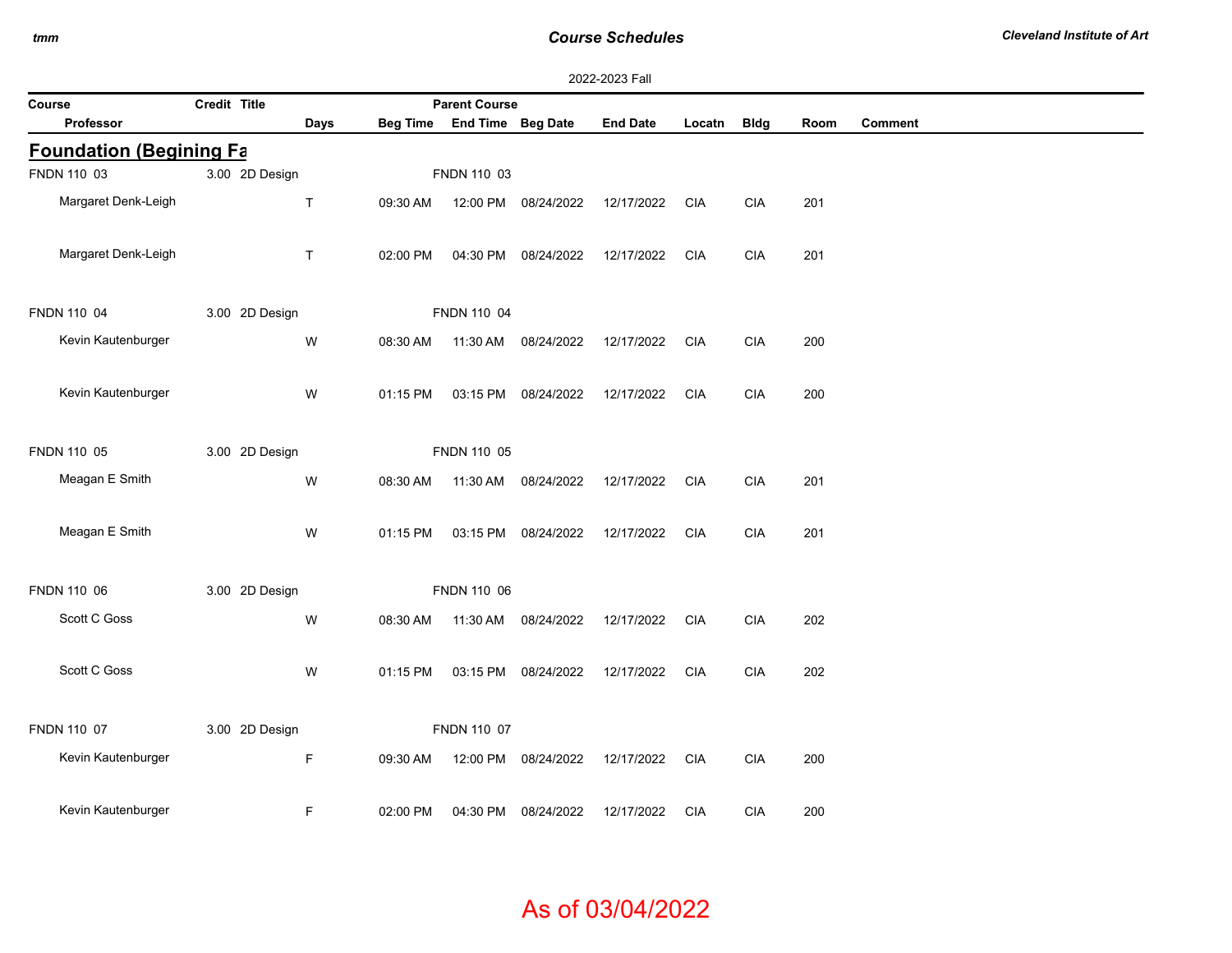2022-2023 Fall

| Course / Professor | Credit | Title | Days | Beg Time | Parent Course / End Time | Beg Date | End Date | Locatn | Bldg | Room | Comment |
|---|---|---|---|---|---|---|---|---|---|---|---|

## Foundation (Begining Fa

| Course / Professor | Credit | Title | Days | Beg Time | Parent Course / End Time | Beg Date | End Date | Locatn | Bldg | Room | Comment |
|---|---|---|---|---|---|---|---|---|---|---|---|
| FNDN 110 03 | 3.00 | 2D Design | | | FNDN 110 03 | | | | | | |
| Margaret Denk-Leigh | | | T | 09:30 AM | 12:00 PM | 08/24/2022 | 12/17/2022 | CIA | CIA | 201 | |
| Margaret Denk-Leigh | | | T | 02:00 PM | 04:30 PM | 08/24/2022 | 12/17/2022 | CIA | CIA | 201 | |
| FNDN 110 04 | 3.00 | 2D Design | | | FNDN 110 04 | | | | | | |
| Kevin Kautenburger | | | W | 08:30 AM | 11:30 AM | 08/24/2022 | 12/17/2022 | CIA | CIA | 200 | |
| Kevin Kautenburger | | | W | 01:15 PM | 03:15 PM | 08/24/2022 | 12/17/2022 | CIA | CIA | 200 | |
| FNDN 110 05 | 3.00 | 2D Design | | | FNDN 110 05 | | | | | | |
| Meagan E Smith | | | W | 08:30 AM | 11:30 AM | 08/24/2022 | 12/17/2022 | CIA | CIA | 201 | |
| Meagan E Smith | | | W | 01:15 PM | 03:15 PM | 08/24/2022 | 12/17/2022 | CIA | CIA | 201 | |
| FNDN 110 06 | 3.00 | 2D Design | | | FNDN 110 06 | | | | | | |
| Scott C Goss | | | W | 08:30 AM | 11:30 AM | 08/24/2022 | 12/17/2022 | CIA | CIA | 202 | |
| Scott C Goss | | | W | 01:15 PM | 03:15 PM | 08/24/2022 | 12/17/2022 | CIA | CIA | 202 | |
| FNDN 110 07 | 3.00 | 2D Design | | | FNDN 110 07 | | | | | | |
| Kevin Kautenburger | | | F | 09:30 AM | 12:00 PM | 08/24/2022 | 12/17/2022 | CIA | CIA | 200 | |
| Kevin Kautenburger | | | F | 02:00 PM | 04:30 PM | 08/24/2022 | 12/17/2022 | CIA | CIA | 200 | |

As of 03/04/2022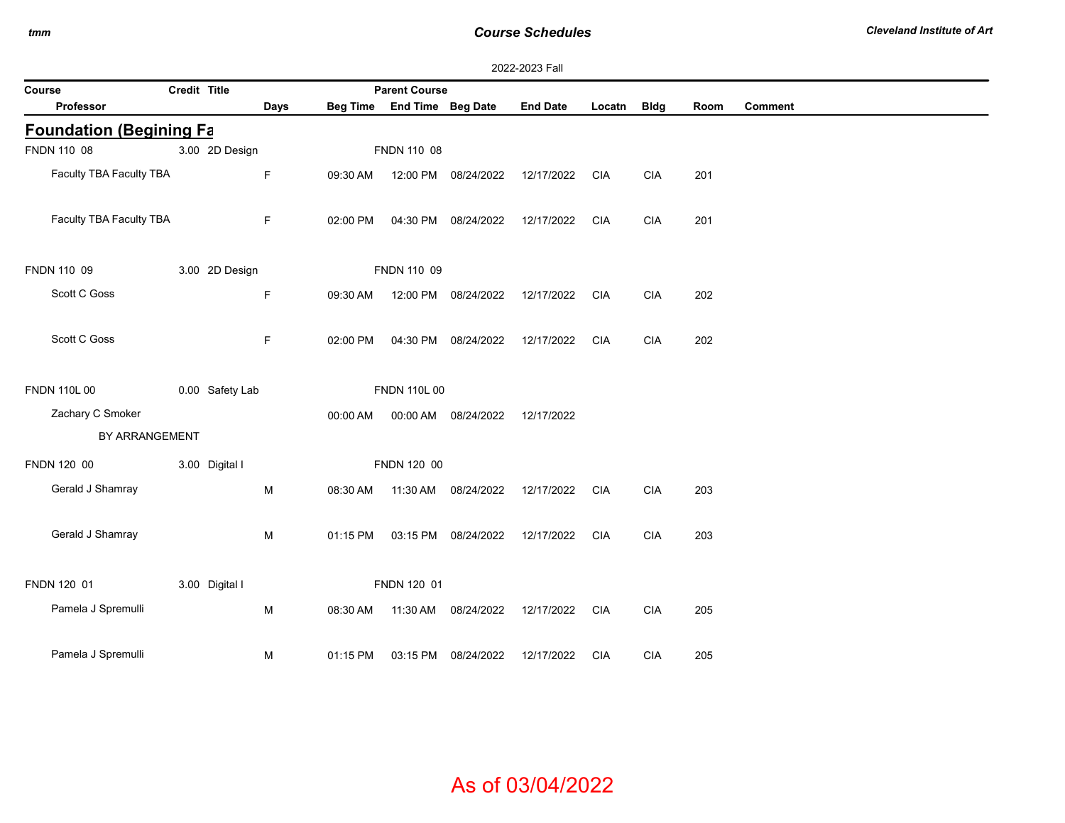2022-2023 Fall

| Course / Professor | Credit | Title | Days | Beg Time | Parent Course / End Time | Beg Date | End Date | Locatn | Bldg | Room | Comment |
|---|---|---|---|---|---|---|---|---|---|---|---|

## Foundation (Begining Fa

| Course / Professor | Credit | Title | Days | Beg Time | Parent Course / End Time | Beg Date | End Date | Locatn | Bldg | Room | Comment |
|---|---|---|---|---|---|---|---|---|---|---|---|
| FNDN 110 08 | 3.00 | 2D Design | | | FNDN 110 08 | | | | | | |
| Faculty TBA Faculty TBA | | | F | 09:30 AM | 12:00 PM | 08/24/2022 | 12/17/2022 | CIA | CIA | 201 | |
| Faculty TBA Faculty TBA | | | F | 02:00 PM | 04:30 PM | 08/24/2022 | 12/17/2022 | CIA | CIA | 201 | |
| FNDN 110 09 | 3.00 | 2D Design | | | FNDN 110 09 | | | | | | |
| Scott C Goss | | | F | 09:30 AM | 12:00 PM | 08/24/2022 | 12/17/2022 | CIA | CIA | 202 | |
| Scott C Goss | | | F | 02:00 PM | 04:30 PM | 08/24/2022 | 12/17/2022 | CIA | CIA | 202 | |
| FNDN 110L 00 | 0.00 | Safety Lab | | | FNDN 110L 00 | | | | | | |
| Zachary C Smoker | | | | 00:00 AM | 00:00 AM | 08/24/2022 | 12/17/2022 | | | | |
| BY ARRANGEMENT | | | | | | | | | | | |
| FNDN 120 00 | 3.00 | Digital I | | | FNDN 120 00 | | | | | | |
| Gerald J Shamray | | | M | 08:30 AM | 11:30 AM | 08/24/2022 | 12/17/2022 | CIA | CIA | 203 | |
| Gerald J Shamray | | | M | 01:15 PM | 03:15 PM | 08/24/2022 | 12/17/2022 | CIA | CIA | 203 | |
| FNDN 120 01 | 3.00 | Digital I | | | FNDN 120 01 | | | | | | |
| Pamela J Spremulli | | | M | 08:30 AM | 11:30 AM | 08/24/2022 | 12/17/2022 | CIA | CIA | 205 | |
| Pamela J Spremulli | | | M | 01:15 PM | 03:15 PM | 08/24/2022 | 12/17/2022 | CIA | CIA | 205 | |

As of 03/04/2022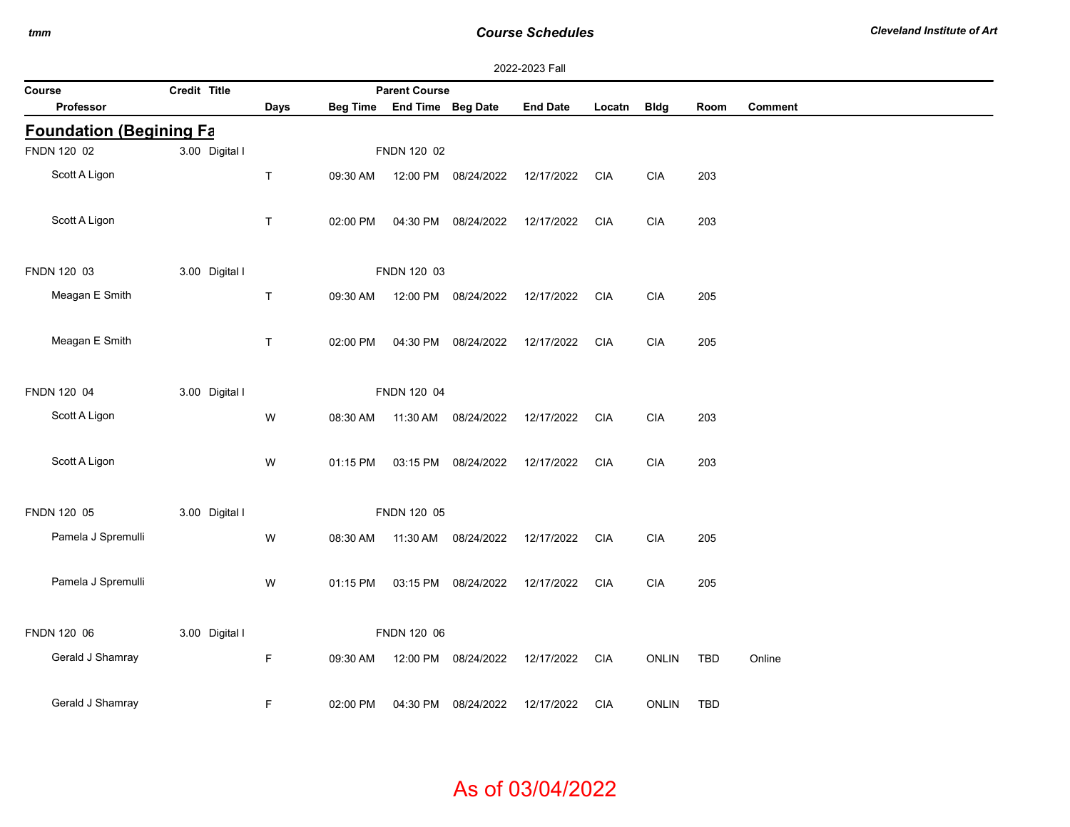2022-2023 Fall

## Foundation (Begining Fa

| Course / Professor | Credit | Title / Days | Beg Time | Parent Course / End Time | Beg Date | End Date | Locatn | Bldg | Room | Comment |
|---|---|---|---|---|---|---|---|---|---|---|
| FNDN 120 02 | 3.00 | Digital I | | FNDN 120 02 | | | | | | |
| Scott A Ligon | | T | 09:30 AM | 12:00 PM | 08/24/2022 | 12/17/2022 | CIA | CIA | 203 | |
| Scott A Ligon | | T | 02:00 PM | 04:30 PM | 08/24/2022 | 12/17/2022 | CIA | CIA | 203 | |
| FNDN 120 03 | 3.00 | Digital I | | FNDN 120 03 | | | | | | |
| Meagan E Smith | | T | 09:30 AM | 12:00 PM | 08/24/2022 | 12/17/2022 | CIA | CIA | 205 | |
| Meagan E Smith | | T | 02:00 PM | 04:30 PM | 08/24/2022 | 12/17/2022 | CIA | CIA | 205 | |
| FNDN 120 04 | 3.00 | Digital I | | FNDN 120 04 | | | | | | |
| Scott A Ligon | | W | 08:30 AM | 11:30 AM | 08/24/2022 | 12/17/2022 | CIA | CIA | 203 | |
| Scott A Ligon | | W | 01:15 PM | 03:15 PM | 08/24/2022 | 12/17/2022 | CIA | CIA | 203 | |
| FNDN 120 05 | 3.00 | Digital I | | FNDN 120 05 | | | | | | |
| Pamela J Spremulli | | W | 08:30 AM | 11:30 AM | 08/24/2022 | 12/17/2022 | CIA | CIA | 205 | |
| Pamela J Spremulli | | W | 01:15 PM | 03:15 PM | 08/24/2022 | 12/17/2022 | CIA | CIA | 205 | |
| FNDN 120 06 | 3.00 | Digital I | | FNDN 120 06 | | | | | | |
| Gerald J Shamray | | F | 09:30 AM | 12:00 PM | 08/24/2022 | 12/17/2022 | CIA | ONLIN | TBD | Online |
| Gerald J Shamray | | F | 02:00 PM | 04:30 PM | 08/24/2022 | 12/17/2022 | CIA | ONLIN | TBD | |

As of 03/04/2022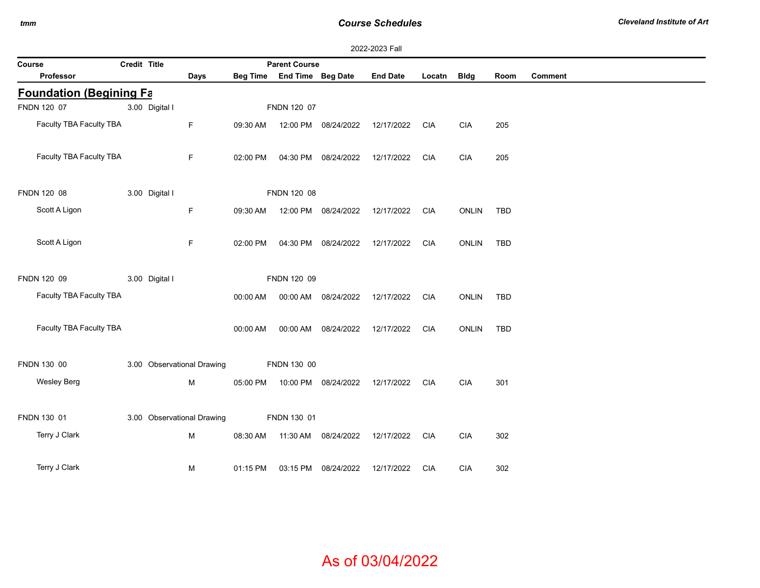2022-2023 Fall

| Course | Credit | Title | | Parent Course | | | | | | |
|---|---|---|---|---|---|---|---|---|---|---|
| Professor | | Days | Beg Time | End Time | Beg Date | End Date | Locatn | Bldg | Room | Comment |

## Foundation (Begining Fa

| Course / Professor | Credit | Title / Days | Beg Time | End Time | Beg Date | End Date | Locatn | Bldg | Room | Comment |
|---|---|---|---|---|---|---|---|---|---|---|
| FNDN 120 07 | 3.00 | Digital I | | FNDN 120 07 | | | | | | |
| Faculty TBA Faculty TBA | | F | 09:30 AM | 12:00 PM | 08/24/2022 | 12/17/2022 | CIA | CIA | 205 | |
| Faculty TBA Faculty TBA | | F | 02:00 PM | 04:30 PM | 08/24/2022 | 12/17/2022 | CIA | CIA | 205 | |
| FNDN 120 08 | 3.00 | Digital I | | FNDN 120 08 | | | | | | |
| Scott A Ligon | | F | 09:30 AM | 12:00 PM | 08/24/2022 | 12/17/2022 | CIA | ONLIN | TBD | |
| Scott A Ligon | | F | 02:00 PM | 04:30 PM | 08/24/2022 | 12/17/2022 | CIA | ONLIN | TBD | |
| FNDN 120 09 | 3.00 | Digital I | | FNDN 120 09 | | | | | | |
| Faculty TBA Faculty TBA | | | 00:00 AM | 00:00 AM | 08/24/2022 | 12/17/2022 | CIA | ONLIN | TBD | |
| Faculty TBA Faculty TBA | | | 00:00 AM | 00:00 AM | 08/24/2022 | 12/17/2022 | CIA | ONLIN | TBD | |
| FNDN 130 00 | 3.00 | Observational Drawing | | FNDN 130 00 | | | | | | |
| Wesley Berg | | M | 05:00 PM | 10:00 PM | 08/24/2022 | 12/17/2022 | CIA | CIA | 301 | |
| FNDN 130 01 | 3.00 | Observational Drawing | | FNDN 130 01 | | | | | | |
| Terry J Clark | | M | 08:30 AM | 11:30 AM | 08/24/2022 | 12/17/2022 | CIA | CIA | 302 | |
| Terry J Clark | | M | 01:15 PM | 03:15 PM | 08/24/2022 | 12/17/2022 | CIA | CIA | 302 | |

As of 03/04/2022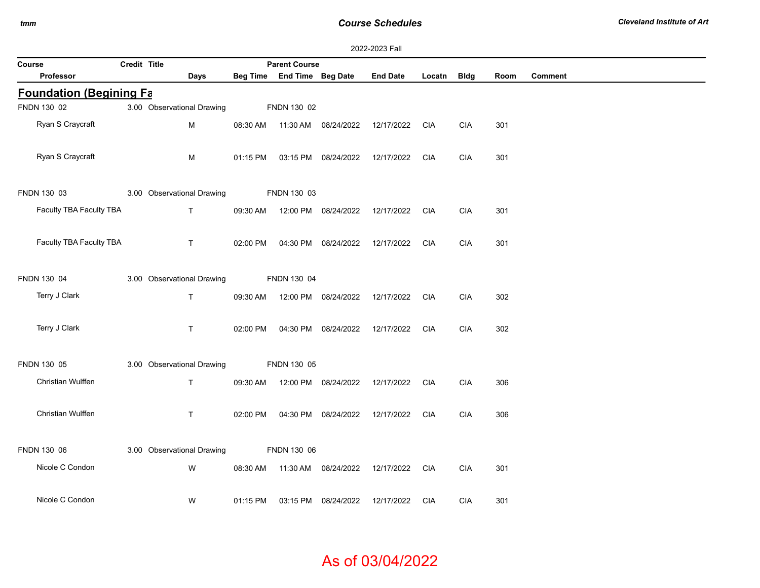2022-2023 Fall

## Foundation (Begining Fa

| Course / Professor | Credit | Title | Days | Beg Time | Parent Course / End Time | Beg Date | End Date | Locatn | Bldg | Room | Comment |
|---|---|---|---|---|---|---|---|---|---|---|---|
| FNDN 130 02 | 3.00 | Observational Drawing | | | FNDN 130 02 | | | | | | |
| Ryan S Craycraft | | | M | 08:30 AM | 11:30 AM | 08/24/2022 | 12/17/2022 | CIA | CIA | 301 | |
| Ryan S Craycraft | | | M | 01:15 PM | 03:15 PM | 08/24/2022 | 12/17/2022 | CIA | CIA | 301 | |
| FNDN 130 03 | 3.00 | Observational Drawing | | | FNDN 130 03 | | | | | | |
| Faculty TBA Faculty TBA | | | T | 09:30 AM | 12:00 PM | 08/24/2022 | 12/17/2022 | CIA | CIA | 301 | |
| Faculty TBA Faculty TBA | | | T | 02:00 PM | 04:30 PM | 08/24/2022 | 12/17/2022 | CIA | CIA | 301 | |
| FNDN 130 04 | 3.00 | Observational Drawing | | | FNDN 130 04 | | | | | | |
| Terry J Clark | | | T | 09:30 AM | 12:00 PM | 08/24/2022 | 12/17/2022 | CIA | CIA | 302 | |
| Terry J Clark | | | T | 02:00 PM | 04:30 PM | 08/24/2022 | 12/17/2022 | CIA | CIA | 302 | |
| FNDN 130 05 | 3.00 | Observational Drawing | | | FNDN 130 05 | | | | | | |
| Christian Wulffen | | | T | 09:30 AM | 12:00 PM | 08/24/2022 | 12/17/2022 | CIA | CIA | 306 | |
| Christian Wulffen | | | T | 02:00 PM | 04:30 PM | 08/24/2022 | 12/17/2022 | CIA | CIA | 306 | |
| FNDN 130 06 | 3.00 | Observational Drawing | | | FNDN 130 06 | | | | | | |
| Nicole C Condon | | | W | 08:30 AM | 11:30 AM | 08/24/2022 | 12/17/2022 | CIA | CIA | 301 | |
| Nicole C Condon | | | W | 01:15 PM | 03:15 PM | 08/24/2022 | 12/17/2022 | CIA | CIA | 301 | |

As of 03/04/2022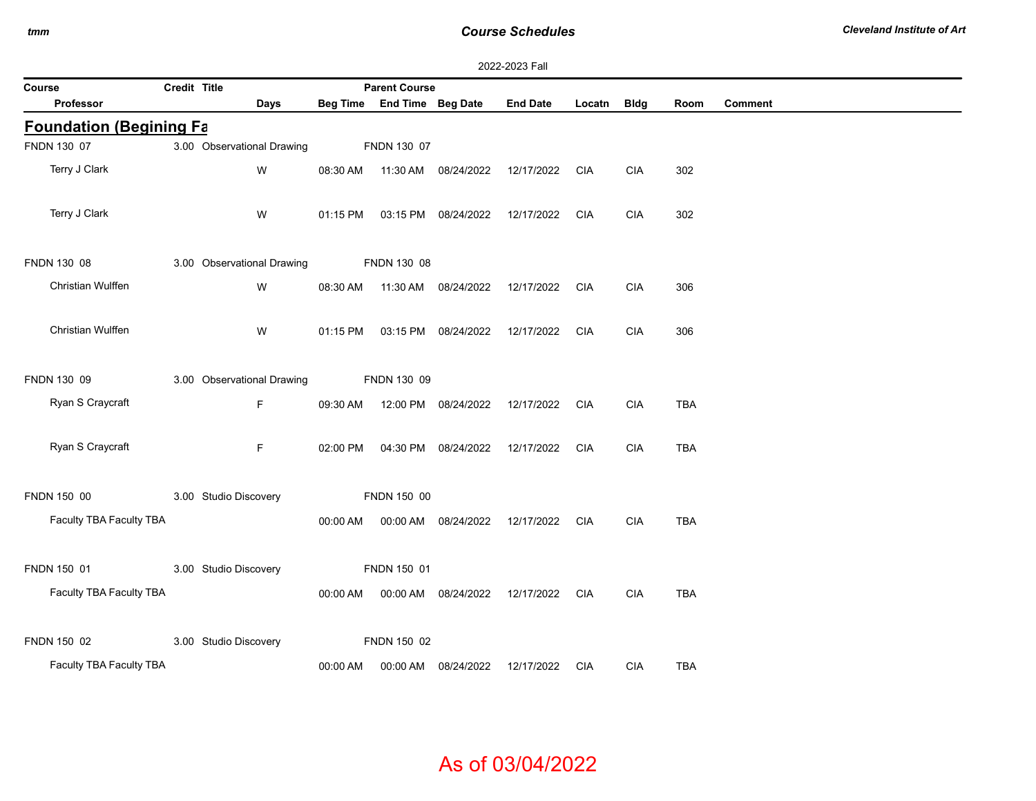2022-2023 Fall

| Course | Credit | Title | | | Parent Course | | | | | |
|---|---|---|---|---|---|---|---|---|---|---|
| Professor | Days | Beg Time | End Time | Beg Date | End Date | Locatn | Bldg | Room | Comment | |

## Foundation (Begining Fa

| Course / Professor | Credit | Title / Days | Beg Time | End Time | Beg Date | End Date | Locatn | Bldg | Room | Comment |
|---|---|---|---|---|---|---|---|---|---|---|
| FNDN 130 07 | 3.00 | Observational Drawing | | FNDN 130 07 | | | | | | |
| Terry J Clark | | W | 08:30 AM | 11:30 AM | 08/24/2022 | 12/17/2022 | CIA | CIA | 302 | |
| Terry J Clark | | W | 01:15 PM | 03:15 PM | 08/24/2022 | 12/17/2022 | CIA | CIA | 302 | |
| FNDN 130 08 | 3.00 | Observational Drawing | | FNDN 130 08 | | | | | | |
| Christian Wulffen | | W | 08:30 AM | 11:30 AM | 08/24/2022 | 12/17/2022 | CIA | CIA | 306 | |
| Christian Wulffen | | W | 01:15 PM | 03:15 PM | 08/24/2022 | 12/17/2022 | CIA | CIA | 306 | |
| FNDN 130 09 | 3.00 | Observational Drawing | | FNDN 130 09 | | | | | | |
| Ryan S Craycraft | | F | 09:30 AM | 12:00 PM | 08/24/2022 | 12/17/2022 | CIA | CIA | TBA | |
| Ryan S Craycraft | | F | 02:00 PM | 04:30 PM | 08/24/2022 | 12/17/2022 | CIA | CIA | TBA | |
| FNDN 150 00 | 3.00 | Studio Discovery | | FNDN 150 00 | | | | | | |
| Faculty TBA Faculty TBA | | | 00:00 AM | 00:00 AM | 08/24/2022 | 12/17/2022 | CIA | CIA | TBA | |
| FNDN 150 01 | 3.00 | Studio Discovery | | FNDN 150 01 | | | | | | |
| Faculty TBA Faculty TBA | | | 00:00 AM | 00:00 AM | 08/24/2022 | 12/17/2022 | CIA | CIA | TBA | |
| FNDN 150 02 | 3.00 | Studio Discovery | | FNDN 150 02 | | | | | | |
| Faculty TBA Faculty TBA | | | 00:00 AM | 00:00 AM | 08/24/2022 | 12/17/2022 | CIA | CIA | TBA | |

As of 03/04/2022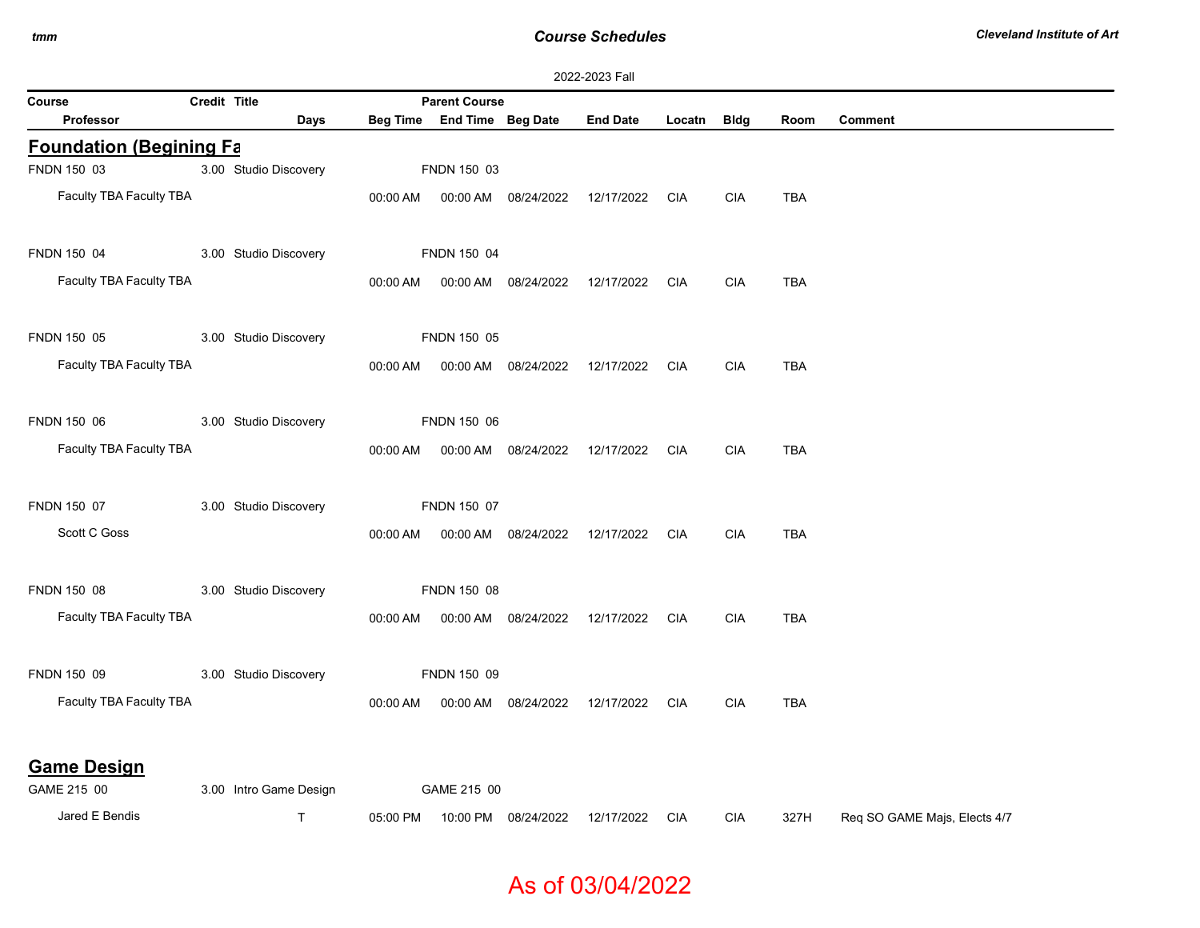2022-2023 Fall

| Course | Credit | Title | | Parent Course | | | | | | | |
|---|---|---|---|---|---|---|---|---|---|---|---|
| Professor | | | Days | Beg Time | End Time | Beg Date | End Date | Locatn | Bldg | Room | Comment |

## Foundation (Begining Fa

| Course / Professor | Credit | Title | Days | Beg Time | End Time | Beg Date | End Date | Locatn | Bldg | Room | Comment |
|---|---|---|---|---|---|---|---|---|---|---|---|
| FNDN 150 03 | 3.00 | Studio Discovery | | FNDN 150 03 | | | | | | | |
| Faculty TBA Faculty TBA | | | | 00:00 AM | 00:00 AM | 08/24/2022 | 12/17/2022 | CIA | CIA | TBA | |
| FNDN 150 04 | 3.00 | Studio Discovery | | FNDN 150 04 | | | | | | | |
| Faculty TBA Faculty TBA | | | | 00:00 AM | 00:00 AM | 08/24/2022 | 12/17/2022 | CIA | CIA | TBA | |
| FNDN 150 05 | 3.00 | Studio Discovery | | FNDN 150 05 | | | | | | | |
| Faculty TBA Faculty TBA | | | | 00:00 AM | 00:00 AM | 08/24/2022 | 12/17/2022 | CIA | CIA | TBA | |
| FNDN 150 06 | 3.00 | Studio Discovery | | FNDN 150 06 | | | | | | | |
| Faculty TBA Faculty TBA | | | | 00:00 AM | 00:00 AM | 08/24/2022 | 12/17/2022 | CIA | CIA | TBA | |
| FNDN 150 07 | 3.00 | Studio Discovery | | FNDN 150 07 | | | | | | | |
| Scott C Goss | | | | 00:00 AM | 00:00 AM | 08/24/2022 | 12/17/2022 | CIA | CIA | TBA | |
| FNDN 150 08 | 3.00 | Studio Discovery | | FNDN 150 08 | | | | | | | |
| Faculty TBA Faculty TBA | | | | 00:00 AM | 00:00 AM | 08/24/2022 | 12/17/2022 | CIA | CIA | TBA | |
| FNDN 150 09 | 3.00 | Studio Discovery | | FNDN 150 09 | | | | | | | |
| Faculty TBA Faculty TBA | | | | 00:00 AM | 00:00 AM | 08/24/2022 | 12/17/2022 | CIA | CIA | TBA | |

## Game Design

| Course / Professor | Credit | Title | Days | Beg Time | End Time | Beg Date | End Date | Locatn | Bldg | Room | Comment |
|---|---|---|---|---|---|---|---|---|---|---|---|
| GAME 215 00 | 3.00 | Intro Game Design | | GAME 215 00 | | | | | | | |
| Jared E Bendis | | | T | 05:00 PM | 10:00 PM | 08/24/2022 | 12/17/2022 | CIA | CIA | 327H | Req SO GAME Majs, Elects 4/7 |

As of 03/04/2022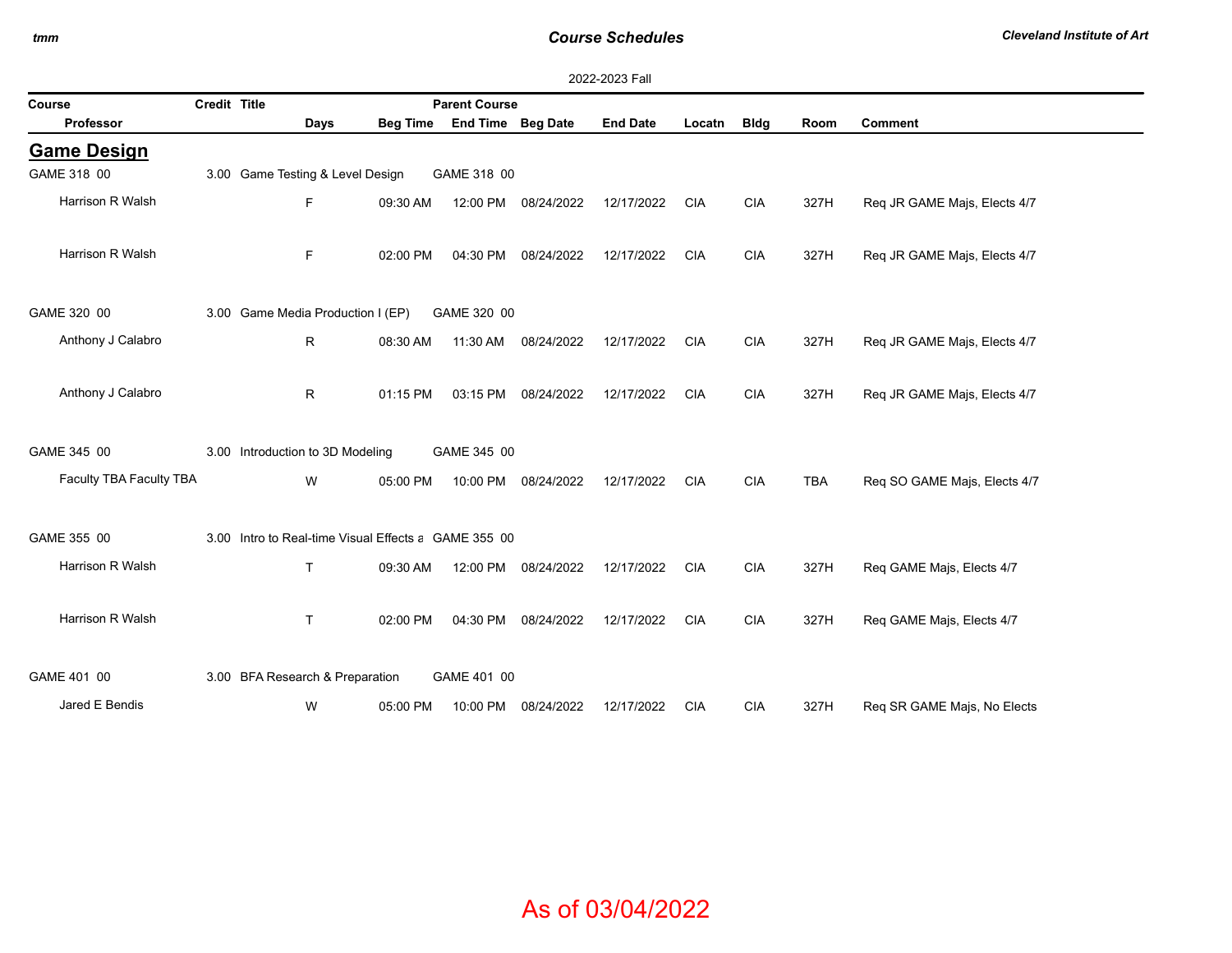2022-2023 Fall

| Course / Professor | Credit | Title / Days | Beg Time | Parent Course / End Time | Beg Date | End Date | Locatn | Bldg | Room | Comment |
|---|---|---|---|---|---|---|---|---|---|---|

## Game Design

| Course / Professor | Credit | Title / Days | Beg Time | Parent Course / End Time | Beg Date | End Date | Locatn | Bldg | Room | Comment |
|---|---|---|---|---|---|---|---|---|---|---|
| GAME 318 00 | 3.00 | Game Testing & Level Design | | GAME 318 00 | | | | | | |
| Harrison R Walsh | | F | 09:30 AM | 12:00 PM | 08/24/2022 | 12/17/2022 | CIA | CIA | 327H | Req JR GAME Majs, Elects 4/7 |
| Harrison R Walsh | | F | 02:00 PM | 04:30 PM | 08/24/2022 | 12/17/2022 | CIA | CIA | 327H | Req JR GAME Majs, Elects 4/7 |
| GAME 320 00 | 3.00 | Game Media Production I (EP) | | GAME 320 00 | | | | | | |
| Anthony J Calabro | | R | 08:30 AM | 11:30 AM | 08/24/2022 | 12/17/2022 | CIA | CIA | 327H | Req JR GAME Majs, Elects 4/7 |
| Anthony J Calabro | | R | 01:15 PM | 03:15 PM | 08/24/2022 | 12/17/2022 | CIA | CIA | 327H | Req JR GAME Majs, Elects 4/7 |
| GAME 345 00 | 3.00 | Introduction to 3D Modeling | | GAME 345 00 | | | | | | |
| Faculty TBA Faculty TBA | | W | 05:00 PM | 10:00 PM | 08/24/2022 | 12/17/2022 | CIA | CIA | TBA | Req SO GAME Majs, Elects 4/7 |
| GAME 355 00 | 3.00 | Intro to Real-time Visual Effects a | | GAME 355 00 | | | | | | |
| Harrison R Walsh | | T | 09:30 AM | 12:00 PM | 08/24/2022 | 12/17/2022 | CIA | CIA | 327H | Req GAME Majs, Elects 4/7 |
| Harrison R Walsh | | T | 02:00 PM | 04:30 PM | 08/24/2022 | 12/17/2022 | CIA | CIA | 327H | Req GAME Majs, Elects 4/7 |
| GAME 401 00 | 3.00 | BFA Research & Preparation | | GAME 401 00 | | | | | | |
| Jared E Bendis | | W | 05:00 PM | 10:00 PM | 08/24/2022 | 12/17/2022 | CIA | CIA | 327H | Req SR GAME Majs, No Elects |

As of 03/04/2022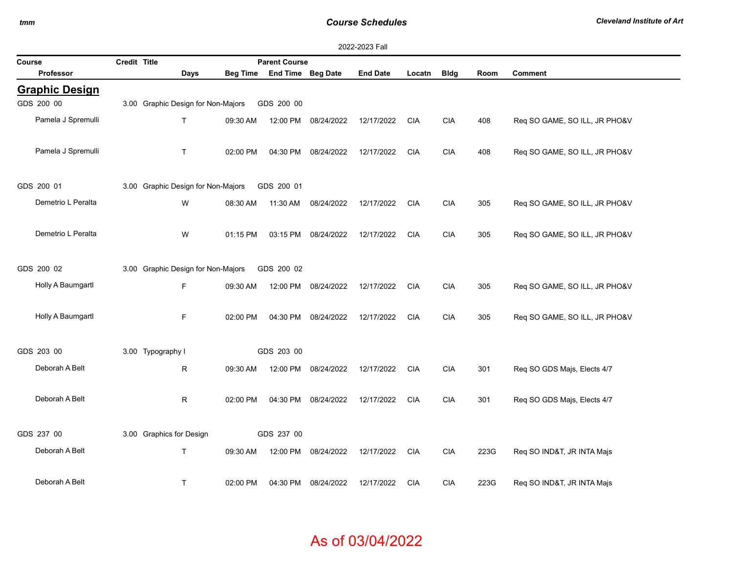2022-2023 Fall

## Graphic Design

| Course / Professor | Credit | Title / Days | Parent Course / Beg Time | End Time | Beg Date | End Date | Locatn | Bldg | Room | Comment |
|---|---|---|---|---|---|---|---|---|---|---|
| GDS 200 00 | 3.00 | Graphic Design for Non-Majors | GDS 200 00 | | | | | | | |
| Pamela J Spremulli | | T | 09:30 AM | 12:00 PM | 08/24/2022 | 12/17/2022 | CIA | CIA | 408 | Req SO GAME, SO ILL, JR PHO&V |
| Pamela J Spremulli | | T | 02:00 PM | 04:30 PM | 08/24/2022 | 12/17/2022 | CIA | CIA | 408 | Req SO GAME, SO ILL, JR PHO&V |
| GDS 200 01 | 3.00 | Graphic Design for Non-Majors | GDS 200 01 | | | | | | | |
| Demetrio L Peralta | | W | 08:30 AM | 11:30 AM | 08/24/2022 | 12/17/2022 | CIA | CIA | 305 | Req SO GAME, SO ILL, JR PHO&V |
| Demetrio L Peralta | | W | 01:15 PM | 03:15 PM | 08/24/2022 | 12/17/2022 | CIA | CIA | 305 | Req SO GAME, SO ILL, JR PHO&V |
| GDS 200 02 | 3.00 | Graphic Design for Non-Majors | GDS 200 02 | | | | | | | |
| Holly A Baumgartl | | F | 09:30 AM | 12:00 PM | 08/24/2022 | 12/17/2022 | CIA | CIA | 305 | Req SO GAME, SO ILL, JR PHO&V |
| Holly A Baumgartl | | F | 02:00 PM | 04:30 PM | 08/24/2022 | 12/17/2022 | CIA | CIA | 305 | Req SO GAME, SO ILL, JR PHO&V |
| GDS 203 00 | 3.00 | Typography I | GDS 203 00 | | | | | | | |
| Deborah A Belt | | R | 09:30 AM | 12:00 PM | 08/24/2022 | 12/17/2022 | CIA | CIA | 301 | Req SO GDS Majs, Elects 4/7 |
| Deborah A Belt | | R | 02:00 PM | 04:30 PM | 08/24/2022 | 12/17/2022 | CIA | CIA | 301 | Req SO GDS Majs, Elects 4/7 |
| GDS 237 00 | 3.00 | Graphics for Design | GDS 237 00 | | | | | | | |
| Deborah A Belt | | T | 09:30 AM | 12:00 PM | 08/24/2022 | 12/17/2022 | CIA | CIA | 223G | Req SO IND&T, JR INTA Majs |
| Deborah A Belt | | T | 02:00 PM | 04:30 PM | 08/24/2022 | 12/17/2022 | CIA | CIA | 223G | Req SO IND&T, JR INTA Majs |

As of 03/04/2022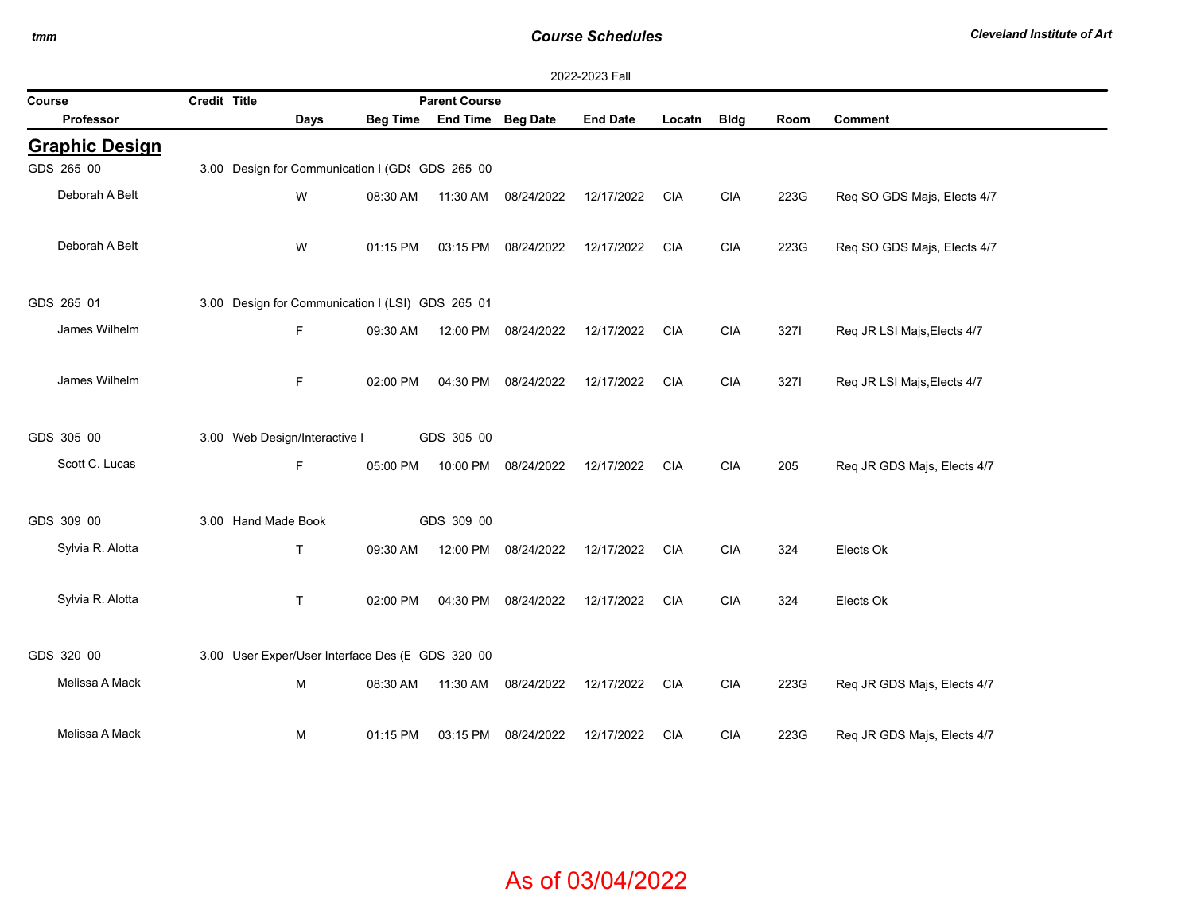2022-2023 Fall

| Course / Professor | Credit | Title | Days | Beg Time | Parent Course / End Time | Beg Date | End Date | Locatn | Bldg | Room | Comment |
|---|---|---|---|---|---|---|---|---|---|---|---|

## Graphic Design

| Course / Professor | Credit | Title | Days | Beg Time | Parent Course / End Time | Beg Date | End Date | Locatn | Bldg | Room | Comment |
|---|---|---|---|---|---|---|---|---|---|---|---|
| GDS 265 00 | 3.00 | Design for Communication I (GD! | | | GDS 265 00 | | | | | | |
| Deborah A Belt | | | W | 08:30 AM | 11:30 AM | 08/24/2022 | 12/17/2022 | CIA | CIA | 223G | Req SO GDS Majs, Elects 4/7 |
| Deborah A Belt | | | W | 01:15 PM | 03:15 PM | 08/24/2022 | 12/17/2022 | CIA | CIA | 223G | Req SO GDS Majs, Elects 4/7 |
| GDS 265 01 | 3.00 | Design for Communication I (LSI) | | | GDS 265 01 | | | | | | |
| James Wilhelm | | | F | 09:30 AM | 12:00 PM | 08/24/2022 | 12/17/2022 | CIA | CIA | 327I | Req JR LSI Majs,Elects 4/7 |
| James Wilhelm | | | F | 02:00 PM | 04:30 PM | 08/24/2022 | 12/17/2022 | CIA | CIA | 327I | Req JR LSI Majs,Elects 4/7 |
| GDS 305 00 | 3.00 | Web Design/Interactive I | | | GDS 305 00 | | | | | | |
| Scott C. Lucas | | | F | 05:00 PM | 10:00 PM | 08/24/2022 | 12/17/2022 | CIA | CIA | 205 | Req JR GDS Majs, Elects 4/7 |
| GDS 309 00 | 3.00 | Hand Made Book | | | GDS 309 00 | | | | | | |
| Sylvia R. Alotta | | | T | 09:30 AM | 12:00 PM | 08/24/2022 | 12/17/2022 | CIA | CIA | 324 | Elects Ok |
| Sylvia R. Alotta | | | T | 02:00 PM | 04:30 PM | 08/24/2022 | 12/17/2022 | CIA | CIA | 324 | Elects Ok |
| GDS 320 00 | 3.00 | User Exper/User Interface Des (E | | | GDS 320 00 | | | | | | |
| Melissa A Mack | | | M | 08:30 AM | 11:30 AM | 08/24/2022 | 12/17/2022 | CIA | CIA | 223G | Req JR GDS Majs, Elects 4/7 |
| Melissa A Mack | | | M | 01:15 PM | 03:15 PM | 08/24/2022 | 12/17/2022 | CIA | CIA | 223G | Req JR GDS Majs, Elects 4/7 |

As of 03/04/2022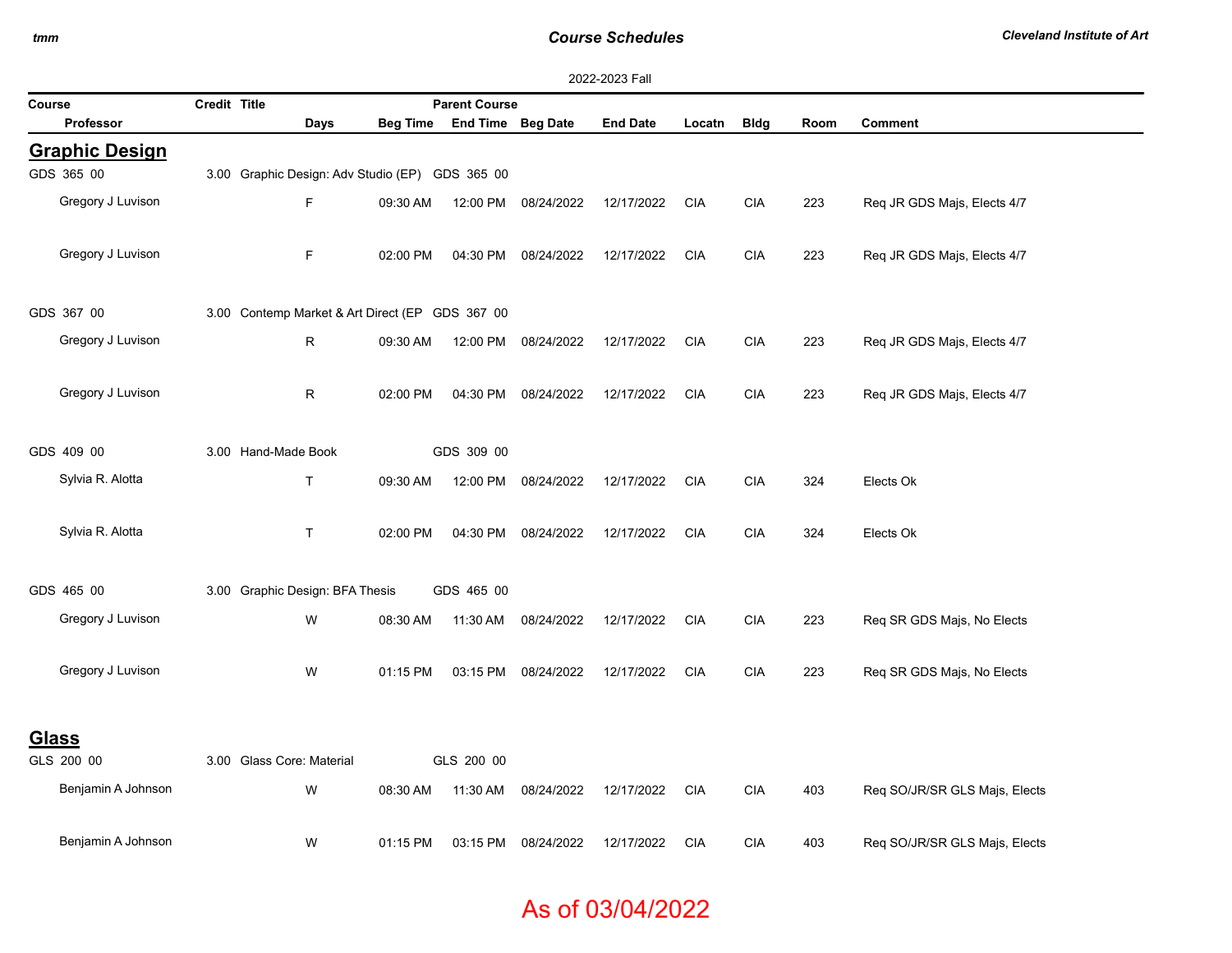2022-2023 Fall

| Course | Credit | Title | Parent Course | | | | | | |
|---|---|---|---|---|---|---|---|---|---|
| Professor | Days | Beg Time | End Time | Beg Date | End Date | Locatn | Bldg | Room | Comment |

## Graphic Design

| Course / Professor | Credit | Title / Days | Beg Time | Parent Course / End Time | Beg Date | End Date | Locatn | Bldg | Room | Comment |
|---|---|---|---|---|---|---|---|---|---|---|
| GDS 365 00 | 3.00 | Graphic Design: Adv Studio (EP) | | GDS 365 00 | | | | | | |
| Gregory J Luvison | | F | 09:30 AM | 12:00 PM | 08/24/2022 | 12/17/2022 | CIA | CIA | 223 | Req JR GDS Majs, Elects 4/7 |
| Gregory J Luvison | | F | 02:00 PM | 04:30 PM | 08/24/2022 | 12/17/2022 | CIA | CIA | 223 | Req JR GDS Majs, Elects 4/7 |
| GDS 367 00 | 3.00 | Contemp Market & Art Direct (EP | | GDS 367 00 | | | | | | |
| Gregory J Luvison | | R | 09:30 AM | 12:00 PM | 08/24/2022 | 12/17/2022 | CIA | CIA | 223 | Req JR GDS Majs, Elects 4/7 |
| Gregory J Luvison | | R | 02:00 PM | 04:30 PM | 08/24/2022 | 12/17/2022 | CIA | CIA | 223 | Req JR GDS Majs, Elects 4/7 |
| GDS 409 00 | 3.00 | Hand-Made Book | | GDS 309 00 | | | | | | |
| Sylvia R. Alotta | | T | 09:30 AM | 12:00 PM | 08/24/2022 | 12/17/2022 | CIA | CIA | 324 | Elects Ok |
| Sylvia R. Alotta | | T | 02:00 PM | 04:30 PM | 08/24/2022 | 12/17/2022 | CIA | CIA | 324 | Elects Ok |
| GDS 465 00 | 3.00 | Graphic Design: BFA Thesis | | GDS 465 00 | | | | | | |
| Gregory J Luvison | | W | 08:30 AM | 11:30 AM | 08/24/2022 | 12/17/2022 | CIA | CIA | 223 | Req SR GDS Majs, No Elects |
| Gregory J Luvison | | W | 01:15 PM | 03:15 PM | 08/24/2022 | 12/17/2022 | CIA | CIA | 223 | Req SR GDS Majs, No Elects |

## Glass

| Course / Professor | Credit | Title / Days | Beg Time | Parent Course / End Time | Beg Date | End Date | Locatn | Bldg | Room | Comment |
|---|---|---|---|---|---|---|---|---|---|---|
| GLS 200 00 | 3.00 | Glass Core: Material | | GLS 200 00 | | | | | | |
| Benjamin A Johnson | | W | 08:30 AM | 11:30 AM | 08/24/2022 | 12/17/2022 | CIA | CIA | 403 | Req SO/JR/SR GLS Majs, Elects |
| Benjamin A Johnson | | W | 01:15 PM | 03:15 PM | 08/24/2022 | 12/17/2022 | CIA | CIA | 403 | Req SO/JR/SR GLS Majs, Elects |

As of 03/04/2022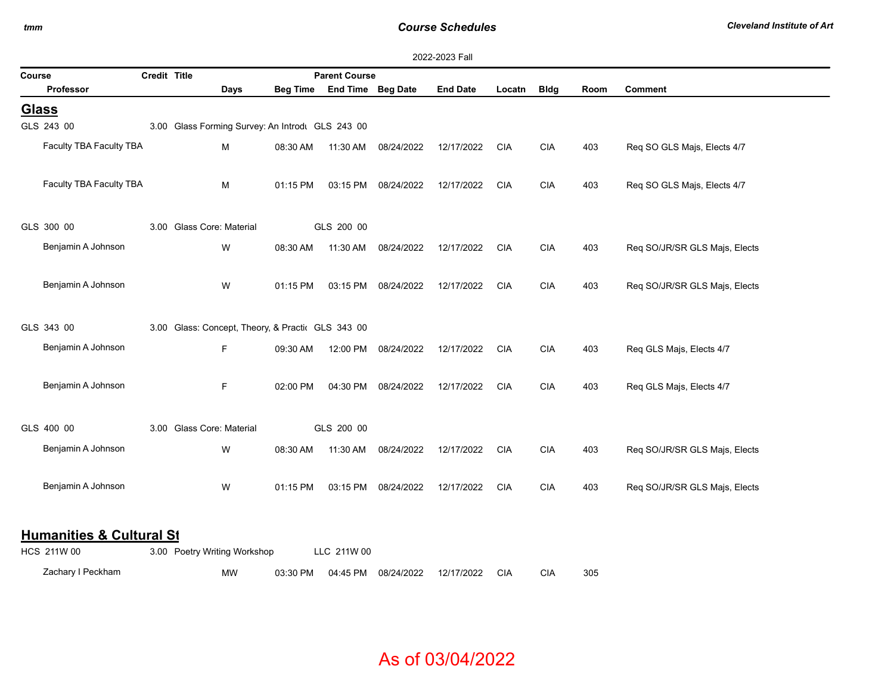2022-2023 Fall

| Course / Professor | Credit | Title | Days | Beg Time | End Time | Parent Course / Beg Date | End Date | Locatn | Bldg | Room | Comment |
|---|---|---|---|---|---|---|---|---|---|---|---|
| **Glass** | | | | | | | | | | | |
| GLS 243 00 | 3.00 | Glass Forming Survey: An Introdu | | | | GLS 243 00 | | | | | |
| Faculty TBA Faculty TBA | | | M | 08:30 AM | 11:30 AM | 08/24/2022 | 12/17/2022 | CIA | CIA | 403 | Req SO GLS Majs, Elects 4/7 |
| Faculty TBA Faculty TBA | | | M | 01:15 PM | 03:15 PM | 08/24/2022 | 12/17/2022 | CIA | CIA | 403 | Req SO GLS Majs, Elects 4/7 |
| GLS 300 00 | 3.00 | Glass Core: Material | | | | GLS 200 00 | | | | | |
| Benjamin A Johnson | | | W | 08:30 AM | 11:30 AM | 08/24/2022 | 12/17/2022 | CIA | CIA | 403 | Req SO/JR/SR GLS Majs, Elects |
| Benjamin A Johnson | | | W | 01:15 PM | 03:15 PM | 08/24/2022 | 12/17/2022 | CIA | CIA | 403 | Req SO/JR/SR GLS Majs, Elects |
| GLS 343 00 | 3.00 | Glass: Concept, Theory, & Practi | | | | GLS 343 00 | | | | | |
| Benjamin A Johnson | | | F | 09:30 AM | 12:00 PM | 08/24/2022 | 12/17/2022 | CIA | CIA | 403 | Req GLS Majs, Elects 4/7 |
| Benjamin A Johnson | | | F | 02:00 PM | 04:30 PM | 08/24/2022 | 12/17/2022 | CIA | CIA | 403 | Req GLS Majs, Elects 4/7 |
| GLS 400 00 | 3.00 | Glass Core: Material | | | | GLS 200 00 | | | | | |
| Benjamin A Johnson | | | W | 08:30 AM | 11:30 AM | 08/24/2022 | 12/17/2022 | CIA | CIA | 403 | Req SO/JR/SR GLS Majs, Elects |
| Benjamin A Johnson | | | W | 01:15 PM | 03:15 PM | 08/24/2022 | 12/17/2022 | CIA | CIA | 403 | Req SO/JR/SR GLS Majs, Elects |
| **Humanities & Cultural St** | | | | | | | | | | | |
| HCS 211W 00 | 3.00 | Poetry Writing Workshop | | | | LLC 211W 00 | | | | | |
| Zachary I Peckham | | | MW | 03:30 PM | 04:45 PM | 08/24/2022 | 12/17/2022 | CIA | CIA | 305 | |

As of 03/04/2022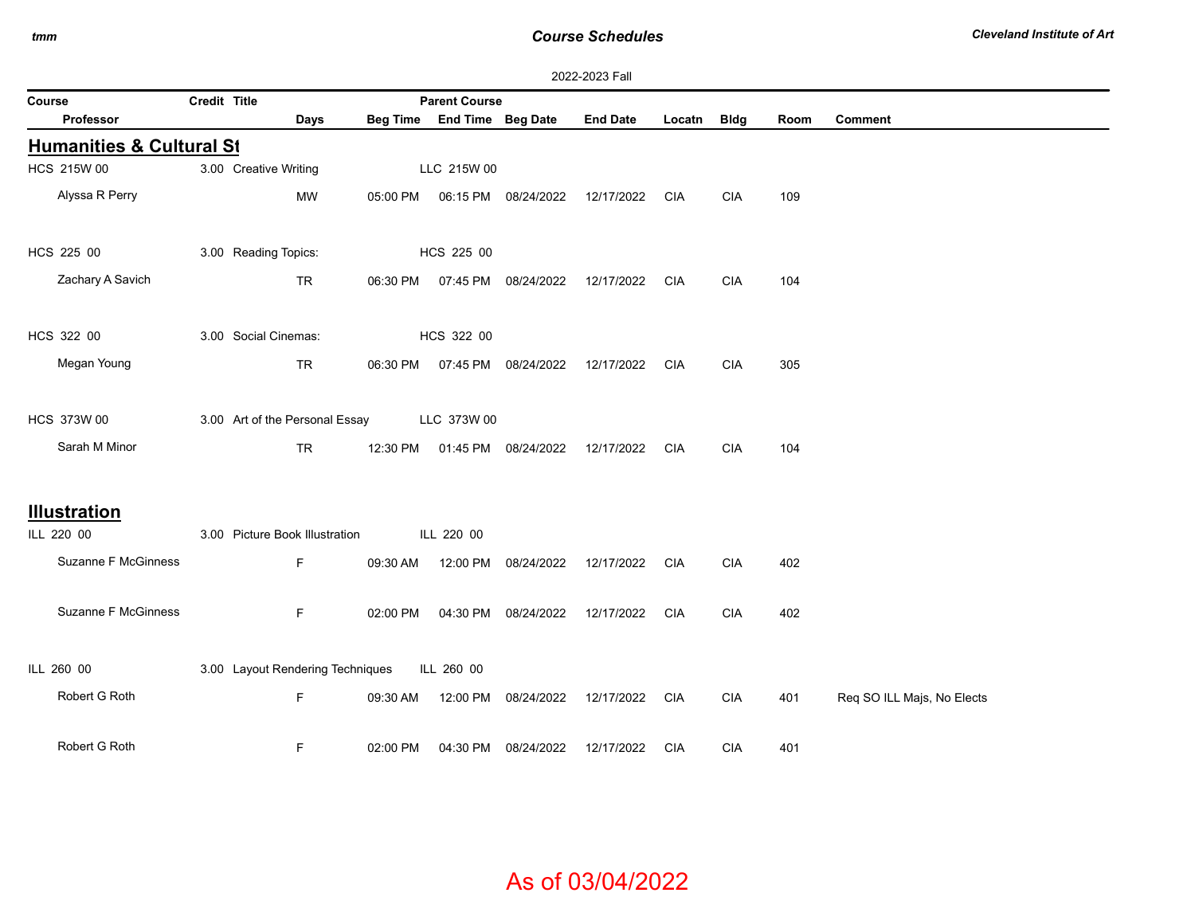2022-2023 Fall

| Course | Credit | Title | Parent Course | | | | | | | | |
|---|---|---|---|---|---|---|---|---|---|---|---|
| Professor | | Days | Beg Time | End Time | Beg Date | End Date | Locatn | Bldg | Room | Comment | |

## Humanities & Cultural St

| Course / Professor | Credit | Title / Days | Beg Time | Parent Course / End Time | Beg Date | End Date | Locatn | Bldg | Room | Comment |
|---|---|---|---|---|---|---|---|---|---|---|
| HCS 215W 00 | 3.00 | Creative Writing | | LLC 215W 00 | | | | | | |
| Alyssa R Perry | | MW | 05:00 PM | 06:15 PM | 08/24/2022 | 12/17/2022 | CIA | CIA | 109 | |
| HCS 225 00 | 3.00 | Reading Topics: | | HCS 225 00 | | | | | | |
| Zachary A Savich | | TR | 06:30 PM | 07:45 PM | 08/24/2022 | 12/17/2022 | CIA | CIA | 104 | |
| HCS 322 00 | 3.00 | Social Cinemas: | | HCS 322 00 | | | | | | |
| Megan Young | | TR | 06:30 PM | 07:45 PM | 08/24/2022 | 12/17/2022 | CIA | CIA | 305 | |
| HCS 373W 00 | 3.00 | Art of the Personal Essay | | LLC 373W 00 | | | | | | |
| Sarah M Minor | | TR | 12:30 PM | 01:45 PM | 08/24/2022 | 12/17/2022 | CIA | CIA | 104 | |

## Illustration

| Course / Professor | Credit | Title / Days | Beg Time | Parent Course / End Time | Beg Date | End Date | Locatn | Bldg | Room | Comment |
|---|---|---|---|---|---|---|---|---|---|---|
| ILL 220 00 | 3.00 | Picture Book Illustration | | ILL 220 00 | | | | | | |
| Suzanne F McGinness | | F | 09:30 AM | 12:00 PM | 08/24/2022 | 12/17/2022 | CIA | CIA | 402 | |
| Suzanne F McGinness | | F | 02:00 PM | 04:30 PM | 08/24/2022 | 12/17/2022 | CIA | CIA | 402 | |
| ILL 260 00 | 3.00 | Layout Rendering Techniques | | ILL 260 00 | | | | | | |
| Robert G Roth | | F | 09:30 AM | 12:00 PM | 08/24/2022 | 12/17/2022 | CIA | CIA | 401 | Req SO ILL Majs, No Elects |
| Robert G Roth | | F | 02:00 PM | 04:30 PM | 08/24/2022 | 12/17/2022 | CIA | CIA | 401 | |

As of 03/04/2022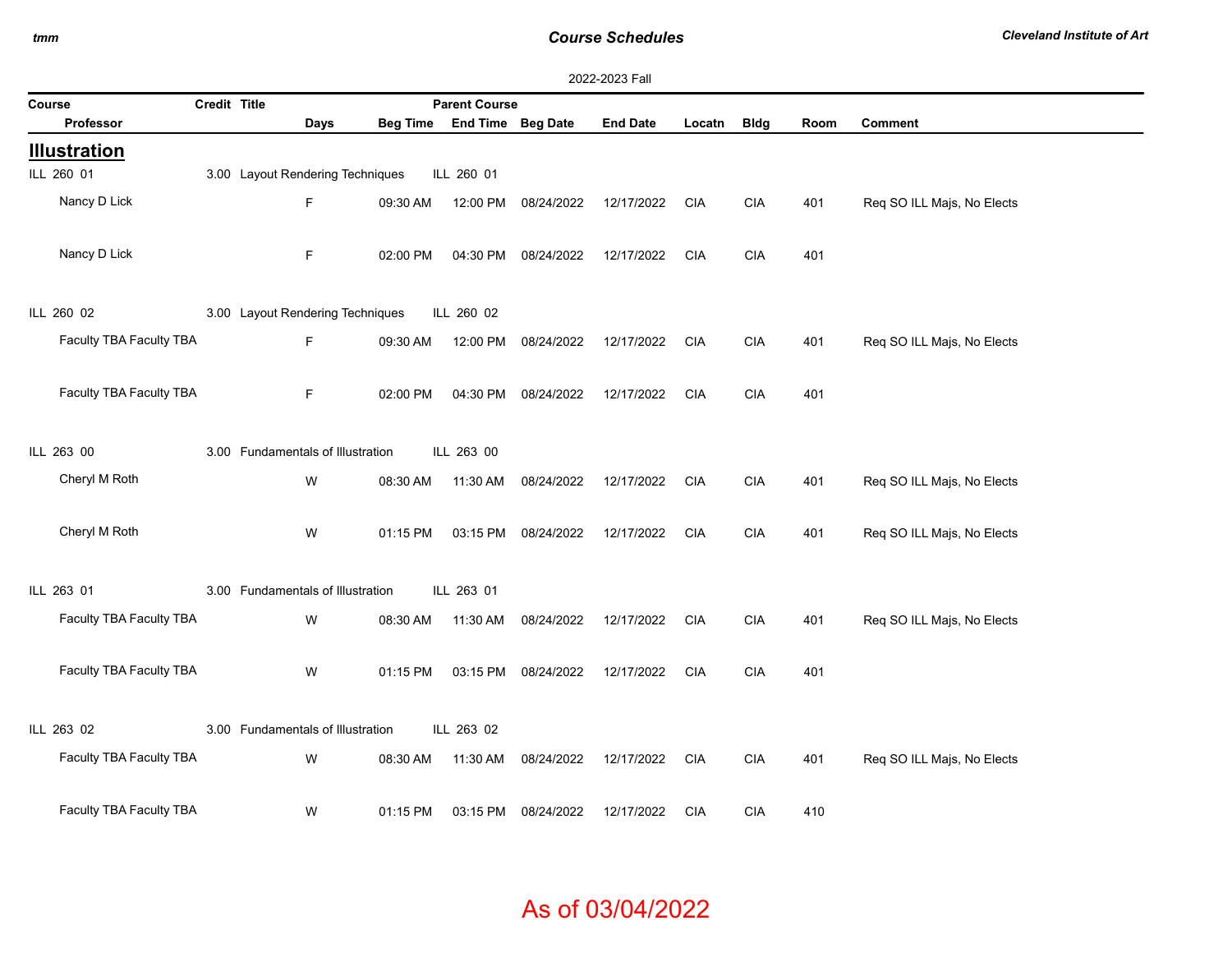2022-2023 Fall

## Illustration

| Course / Professor | Credit | Title | Days | Beg Time | Parent Course / End Time | Beg Date | End Date | Locatn | Bldg | Room | Comment |
|---|---|---|---|---|---|---|---|---|---|---|---|
| ILL 260 01 | 3.00 | Layout Rendering Techniques | | | ILL 260 01 | | | | | | |
| Nancy D Lick | | | F | 09:30 AM | 12:00 PM | 08/24/2022 | 12/17/2022 | CIA | CIA | 401 | Req SO ILL Majs, No Elects |
| Nancy D Lick | | | F | 02:00 PM | 04:30 PM | 08/24/2022 | 12/17/2022 | CIA | CIA | 401 | |
| ILL 260 02 | 3.00 | Layout Rendering Techniques | | | ILL 260 02 | | | | | | |
| Faculty TBA Faculty TBA | | | F | 09:30 AM | 12:00 PM | 08/24/2022 | 12/17/2022 | CIA | CIA | 401 | Req SO ILL Majs, No Elects |
| Faculty TBA Faculty TBA | | | F | 02:00 PM | 04:30 PM | 08/24/2022 | 12/17/2022 | CIA | CIA | 401 | |
| ILL 263 00 | 3.00 | Fundamentals of Illustration | | | ILL 263 00 | | | | | | |
| Cheryl M Roth | | | W | 08:30 AM | 11:30 AM | 08/24/2022 | 12/17/2022 | CIA | CIA | 401 | Req SO ILL Majs, No Elects |
| Cheryl M Roth | | | W | 01:15 PM | 03:15 PM | 08/24/2022 | 12/17/2022 | CIA | CIA | 401 | Req SO ILL Majs, No Elects |
| ILL 263 01 | 3.00 | Fundamentals of Illustration | | | ILL 263 01 | | | | | | |
| Faculty TBA Faculty TBA | | | W | 08:30 AM | 11:30 AM | 08/24/2022 | 12/17/2022 | CIA | CIA | 401 | Req SO ILL Majs, No Elects |
| Faculty TBA Faculty TBA | | | W | 01:15 PM | 03:15 PM | 08/24/2022 | 12/17/2022 | CIA | CIA | 401 | |
| ILL 263 02 | 3.00 | Fundamentals of Illustration | | | ILL 263 02 | | | | | | |
| Faculty TBA Faculty TBA | | | W | 08:30 AM | 11:30 AM | 08/24/2022 | 12/17/2022 | CIA | CIA | 401 | Req SO ILL Majs, No Elects |
| Faculty TBA Faculty TBA | | | W | 01:15 PM | 03:15 PM | 08/24/2022 | 12/17/2022 | CIA | CIA | 410 | |

As of 03/04/2022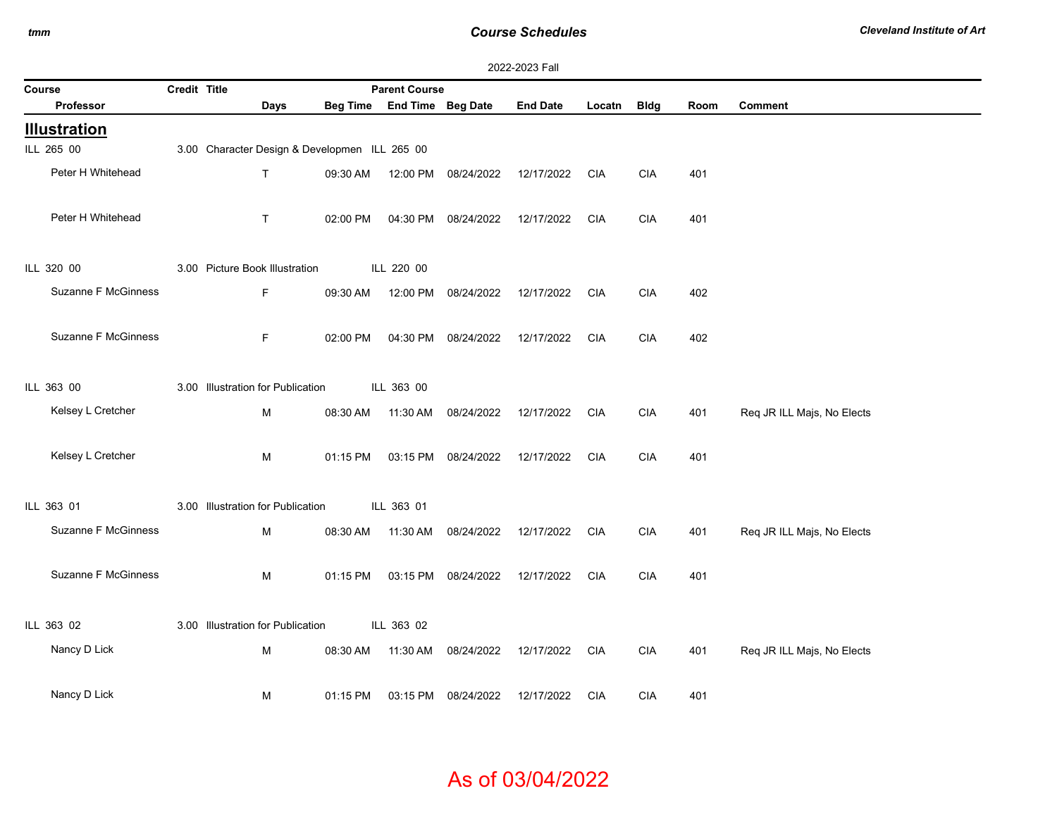**2022-2023 Fall**

| Course / Professor | Credit | Title | Days | Beg Time | Parent Course / End Time | Beg Date | End Date | Locatn | Bldg | Room | Comment |
|---|---|---|---|---|---|---|---|---|---|---|---|

## Illustration

| Course / Professor | Credit | Title | Days | Beg Time | Parent Course / End Time | Beg Date | End Date | Locatn | Bldg | Room | Comment |
|---|---|---|---|---|---|---|---|---|---|---|---|
| ILL 265 00 | 3.00 | Character Design & Developmen | | | ILL 265 00 | | | | | | |
| Peter H Whitehead | | | T | 09:30 AM | 12:00 PM | 08/24/2022 | 12/17/2022 | CIA | CIA | 401 | |
| Peter H Whitehead | | | T | 02:00 PM | 04:30 PM | 08/24/2022 | 12/17/2022 | CIA | CIA | 401 | |
| ILL 320 00 | 3.00 | Picture Book Illustration | | | ILL 220 00 | | | | | | |
| Suzanne F McGinness | | | F | 09:30 AM | 12:00 PM | 08/24/2022 | 12/17/2022 | CIA | CIA | 402 | |
| Suzanne F McGinness | | | F | 02:00 PM | 04:30 PM | 08/24/2022 | 12/17/2022 | CIA | CIA | 402 | |
| ILL 363 00 | 3.00 | Illustration for Publication | | | ILL 363 00 | | | | | | |
| Kelsey L Cretcher | | | M | 08:30 AM | 11:30 AM | 08/24/2022 | 12/17/2022 | CIA | CIA | 401 | Req JR ILL Majs, No Elects |
| Kelsey L Cretcher | | | M | 01:15 PM | 03:15 PM | 08/24/2022 | 12/17/2022 | CIA | CIA | 401 | |
| ILL 363 01 | 3.00 | Illustration for Publication | | | ILL 363 01 | | | | | | |
| Suzanne F McGinness | | | M | 08:30 AM | 11:30 AM | 08/24/2022 | 12/17/2022 | CIA | CIA | 401 | Req JR ILL Majs, No Elects |
| Suzanne F McGinness | | | M | 01:15 PM | 03:15 PM | 08/24/2022 | 12/17/2022 | CIA | CIA | 401 | |
| ILL 363 02 | 3.00 | Illustration for Publication | | | ILL 363 02 | | | | | | |
| Nancy D Lick | | | M | 08:30 AM | 11:30 AM | 08/24/2022 | 12/17/2022 | CIA | CIA | 401 | Req JR ILL Majs, No Elects |
| Nancy D Lick | | | M | 01:15 PM | 03:15 PM | 08/24/2022 | 12/17/2022 | CIA | CIA | 401 | |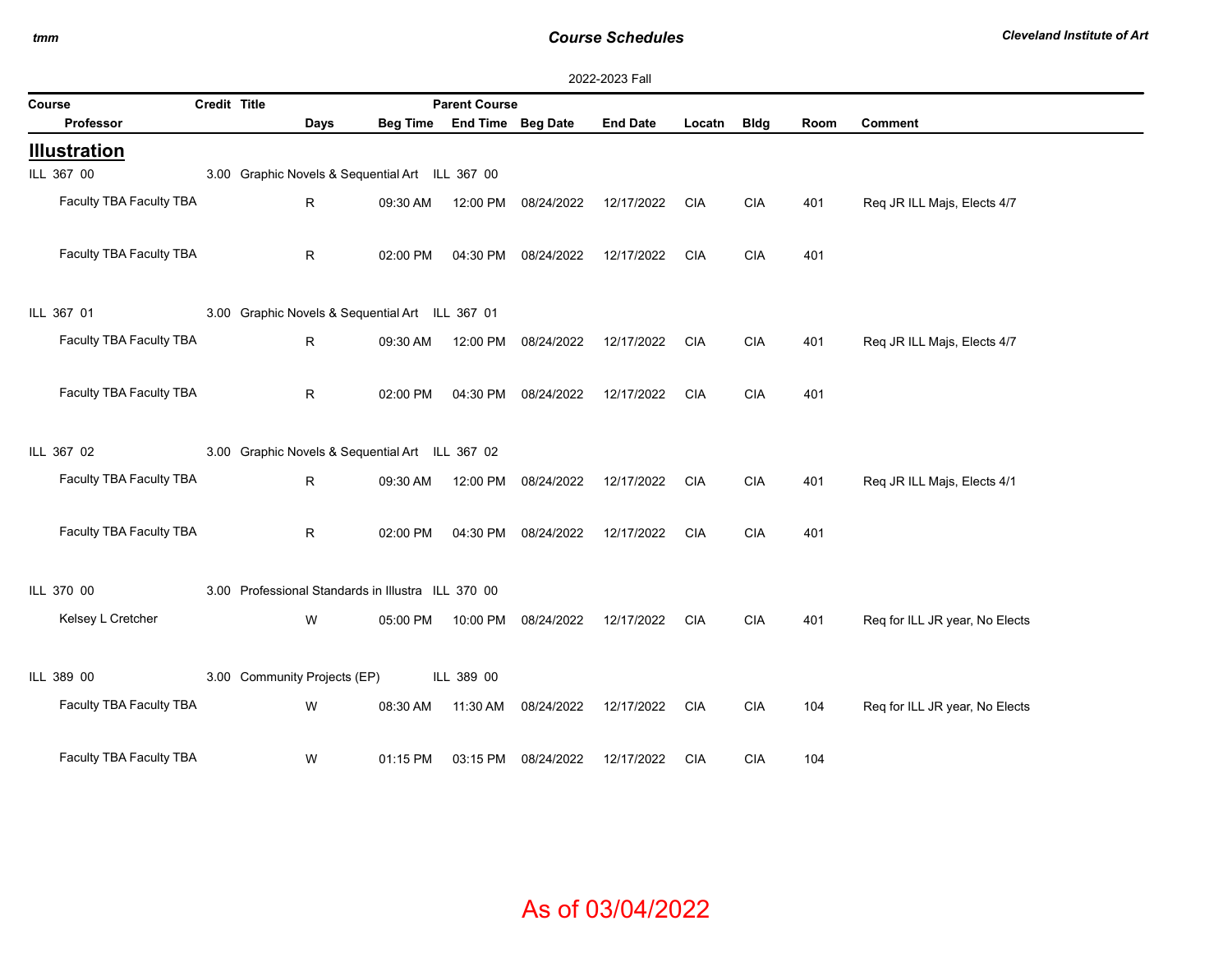2022-2023 Fall

## Illustration

| Course | Credit | Title | Parent Course | | | | | | | |
|---|---|---|---|---|---|---|---|---|---|---|
| Professor | Days | Beg Time | End Time | Beg Date | End Date | Locatn | Bldg | Room | Comment | |
| ILL 367 00 | 3.00 | Graphic Novels & Sequential Art | ILL 367 00 | | | | | | | |
| Faculty TBA Faculty TBA | R | 09:30 AM | 12:00 PM | 08/24/2022 | 12/17/2022 | CIA | CIA | 401 | Req JR ILL Majs, Elects 4/7 | |
| Faculty TBA Faculty TBA | R | 02:00 PM | 04:30 PM | 08/24/2022 | 12/17/2022 | CIA | CIA | 401 | | |
| ILL 367 01 | 3.00 | Graphic Novels & Sequential Art | ILL 367 01 | | | | | | | |
| Faculty TBA Faculty TBA | R | 09:30 AM | 12:00 PM | 08/24/2022 | 12/17/2022 | CIA | CIA | 401 | Req JR ILL Majs, Elects 4/7 | |
| Faculty TBA Faculty TBA | R | 02:00 PM | 04:30 PM | 08/24/2022 | 12/17/2022 | CIA | CIA | 401 | | |
| ILL 367 02 | 3.00 | Graphic Novels & Sequential Art | ILL 367 02 | | | | | | | |
| Faculty TBA Faculty TBA | R | 09:30 AM | 12:00 PM | 08/24/2022 | 12/17/2022 | CIA | CIA | 401 | Req JR ILL Majs, Elects 4/1 | |
| Faculty TBA Faculty TBA | R | 02:00 PM | 04:30 PM | 08/24/2022 | 12/17/2022 | CIA | CIA | 401 | | |
| ILL 370 00 | 3.00 | Professional Standards in Illustra | ILL 370 00 | | | | | | | |
| Kelsey L Cretcher | W | 05:00 PM | 10:00 PM | 08/24/2022 | 12/17/2022 | CIA | CIA | 401 | Req for ILL JR year, No Elects | |
| ILL 389 00 | 3.00 | Community Projects (EP) | ILL 389 00 | | | | | | | |
| Faculty TBA Faculty TBA | W | 08:30 AM | 11:30 AM | 08/24/2022 | 12/17/2022 | CIA | CIA | 104 | Req for ILL JR year, No Elects | |
| Faculty TBA Faculty TBA | W | 01:15 PM | 03:15 PM | 08/24/2022 | 12/17/2022 | CIA | CIA | 104 | | |

As of 03/04/2022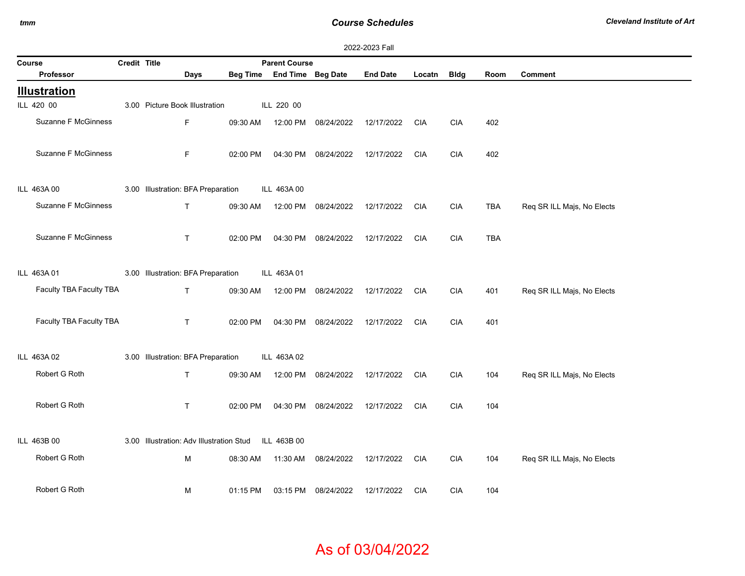2022-2023 Fall

## Illustration

| Course / Professor | Credit | Title | Days | Beg Time | Parent Course / End Time | Beg Date | End Date | Locatn | Bldg | Room | Comment |
|---|---|---|---|---|---|---|---|---|---|---|---|
| ILL 420 00 | 3.00 | Picture Book Illustration | | | ILL 220 00 | | | | | | |
| Suzanne F McGinness | | | F | 09:30 AM | 12:00 PM | 08/24/2022 | 12/17/2022 | CIA | CIA | 402 | |
| Suzanne F McGinness | | | F | 02:00 PM | 04:30 PM | 08/24/2022 | 12/17/2022 | CIA | CIA | 402 | |
| ILL 463A 00 | 3.00 | Illustration: BFA Preparation | | | ILL 463A 00 | | | | | | |
| Suzanne F McGinness | | | T | 09:30 AM | 12:00 PM | 08/24/2022 | 12/17/2022 | CIA | CIA | TBA | Req SR ILL Majs, No Elects |
| Suzanne F McGinness | | | T | 02:00 PM | 04:30 PM | 08/24/2022 | 12/17/2022 | CIA | CIA | TBA | |
| ILL 463A 01 | 3.00 | Illustration: BFA Preparation | | | ILL 463A 01 | | | | | | |
| Faculty TBA Faculty TBA | | | T | 09:30 AM | 12:00 PM | 08/24/2022 | 12/17/2022 | CIA | CIA | 401 | Req SR ILL Majs, No Elects |
| Faculty TBA Faculty TBA | | | T | 02:00 PM | 04:30 PM | 08/24/2022 | 12/17/2022 | CIA | CIA | 401 | |
| ILL 463A 02 | 3.00 | Illustration: BFA Preparation | | | ILL 463A 02 | | | | | | |
| Robert G Roth | | | T | 09:30 AM | 12:00 PM | 08/24/2022 | 12/17/2022 | CIA | CIA | 104 | Req SR ILL Majs, No Elects |
| Robert G Roth | | | T | 02:00 PM | 04:30 PM | 08/24/2022 | 12/17/2022 | CIA | CIA | 104 | |
| ILL 463B 00 | 3.00 | Illustration: Adv Illustration Stud | | | ILL 463B 00 | | | | | | |
| Robert G Roth | | | M | 08:30 AM | 11:30 AM | 08/24/2022 | 12/17/2022 | CIA | CIA | 104 | Req SR ILL Majs, No Elects |
| Robert G Roth | | | M | 01:15 PM | 03:15 PM | 08/24/2022 | 12/17/2022 | CIA | CIA | 104 | |

As of 03/04/2022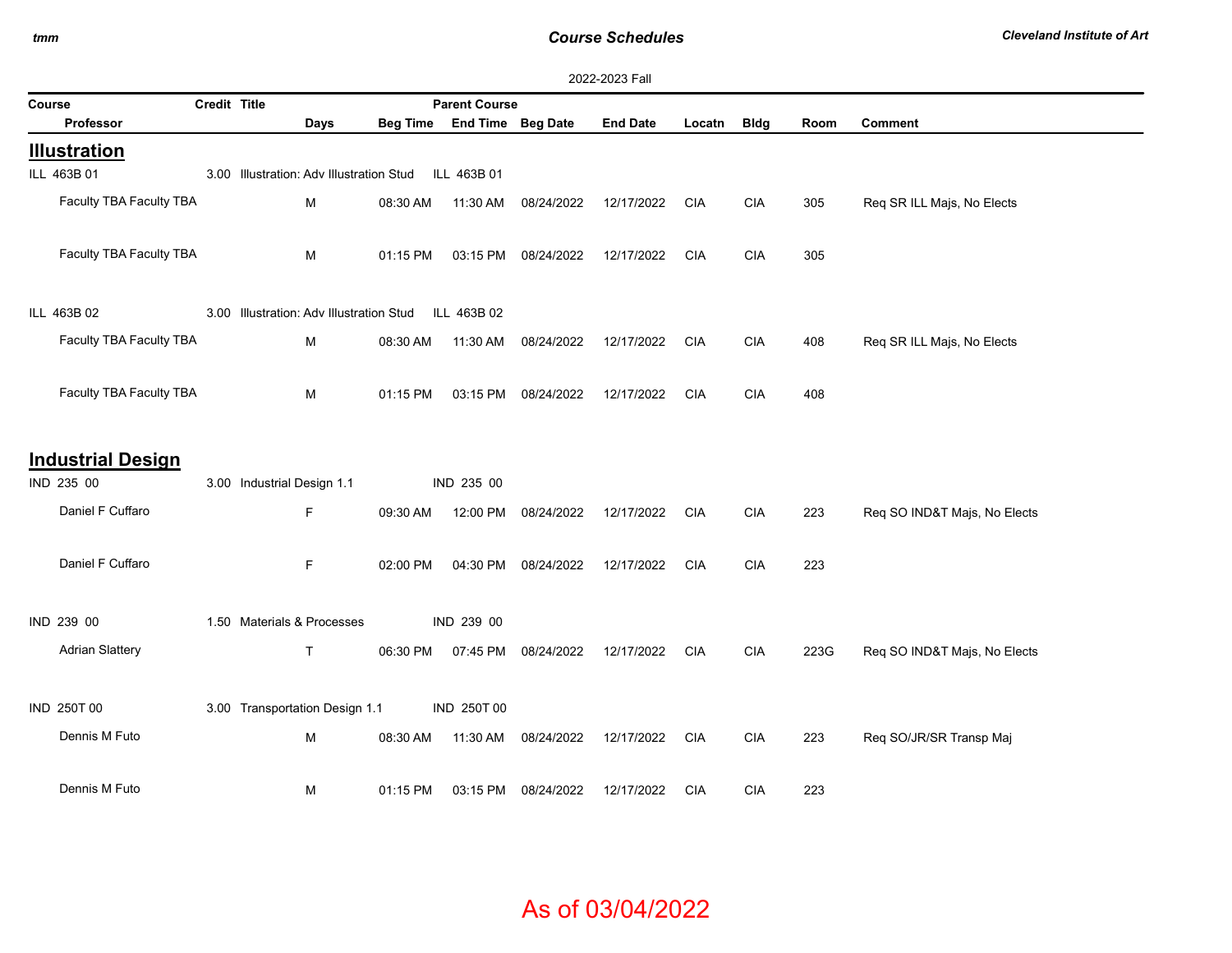2022-2023 Fall

## Illustration

| Course / Professor | Credit | Title | Days | Beg Time | End Time | Beg Date | End Date | Locatn | Bldg | Room | Comment |
|---|---|---|---|---|---|---|---|---|---|---|---|
| ILL 463B 01 | 3.00 | Illustration: Adv Illustration Stud (Parent Course: ILL 463B 01) | | | | | | | | | |
| Faculty TBA Faculty TBA | | | M | 08:30 AM | 11:30 AM | 08/24/2022 | 12/17/2022 | CIA | CIA | 305 | Req SR ILL Majs, No Elects |
| Faculty TBA Faculty TBA | | | M | 01:15 PM | 03:15 PM | 08/24/2022 | 12/17/2022 | CIA | CIA | 305 | |
| ILL 463B 02 | 3.00 | Illustration: Adv Illustration Stud (Parent Course: ILL 463B 02) | | | | | | | | | |
| Faculty TBA Faculty TBA | | | M | 08:30 AM | 11:30 AM | 08/24/2022 | 12/17/2022 | CIA | CIA | 408 | Req SR ILL Majs, No Elects |
| Faculty TBA Faculty TBA | | | M | 01:15 PM | 03:15 PM | 08/24/2022 | 12/17/2022 | CIA | CIA | 408 | |

## Industrial Design

| Course / Professor | Credit | Title | Days | Beg Time | End Time | Beg Date | End Date | Locatn | Bldg | Room | Comment |
|---|---|---|---|---|---|---|---|---|---|---|---|
| IND 235 00 | 3.00 | Industrial Design 1.1 (Parent Course: IND 235 00) | | | | | | | | | |
| Daniel F Cuffaro | | | F | 09:30 AM | 12:00 PM | 08/24/2022 | 12/17/2022 | CIA | CIA | 223 | Req SO IND&T Majs, No Elects |
| Daniel F Cuffaro | | | F | 02:00 PM | 04:30 PM | 08/24/2022 | 12/17/2022 | CIA | CIA | 223 | |
| IND 239 00 | 1.50 | Materials & Processes (Parent Course: IND 239 00) | | | | | | | | | |
| Adrian Slattery | | | T | 06:30 PM | 07:45 PM | 08/24/2022 | 12/17/2022 | CIA | CIA | 223G | Req SO IND&T Majs, No Elects |
| IND 250T 00 | 3.00 | Transportation Design 1.1 (Parent Course: IND 250T 00) | | | | | | | | | |
| Dennis M Futo | | | M | 08:30 AM | 11:30 AM | 08/24/2022 | 12/17/2022 | CIA | CIA | 223 | Req SO/JR/SR Transp Maj |
| Dennis M Futo | | | M | 01:15 PM | 03:15 PM | 08/24/2022 | 12/17/2022 | CIA | CIA | 223 | |

As of 03/04/2022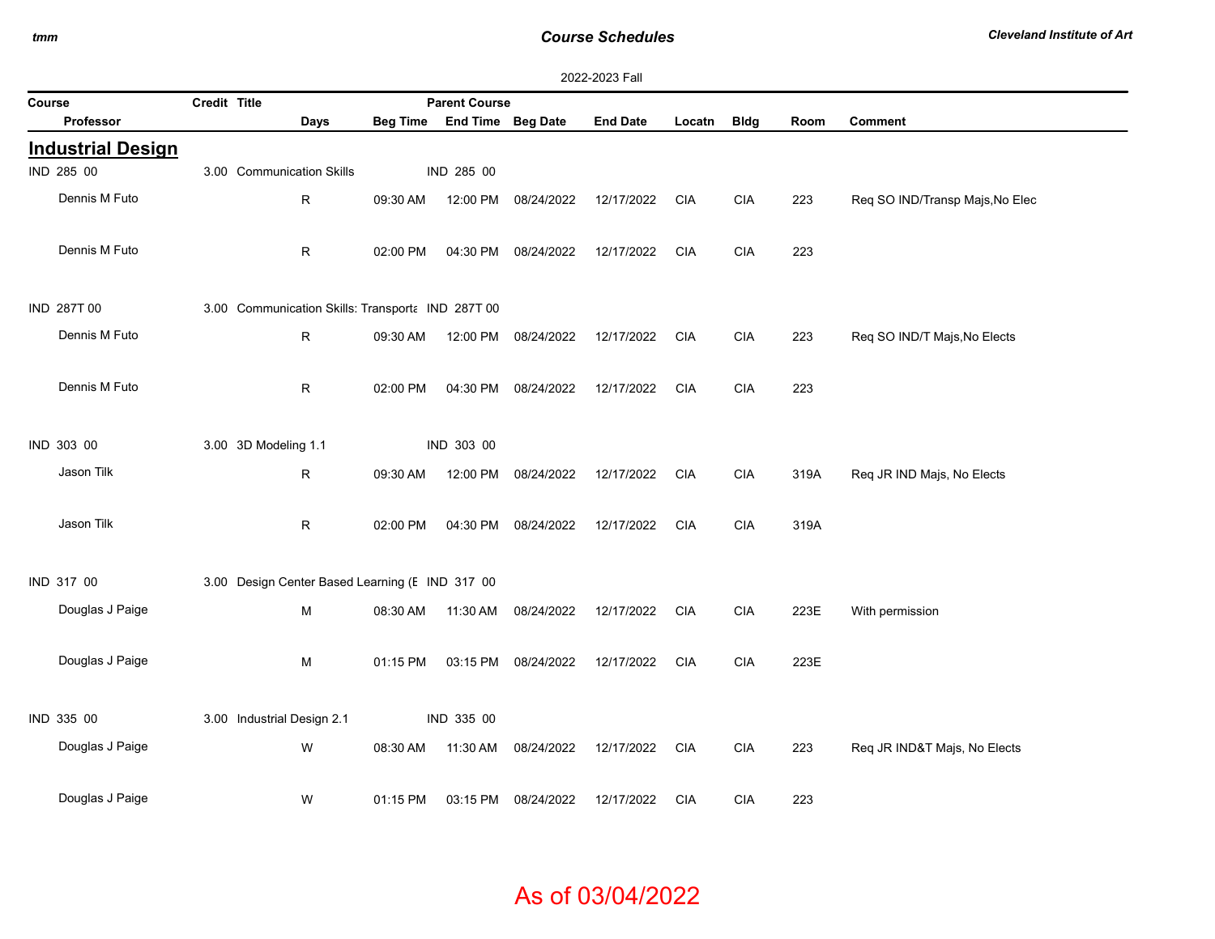2022-2023 Fall

## Industrial Design

| Course / Professor | Credit | Title | Days | Beg Time | End Time | Parent Course / Beg Date | End Date | Locatn | Bldg | Room | Comment |
|---|---|---|---|---|---|---|---|---|---|---|---|
| IND 285 00 | 3.00 | Communication Skills | | | | IND 285 00 | | | | | |
| Dennis M Futo | | | R | 09:30 AM | 12:00 PM | 08/24/2022 | 12/17/2022 | CIA | CIA | 223 | Req SO IND/Transp Majs,No Elec |
| Dennis M Futo | | | R | 02:00 PM | 04:30 PM | 08/24/2022 | 12/17/2022 | CIA | CIA | 223 | |
| IND 287T 00 | 3.00 | Communication Skills: Transporta | | | | IND 287T 00 | | | | | |
| Dennis M Futo | | | R | 09:30 AM | 12:00 PM | 08/24/2022 | 12/17/2022 | CIA | CIA | 223 | Req SO IND/T Majs,No Elects |
| Dennis M Futo | | | R | 02:00 PM | 04:30 PM | 08/24/2022 | 12/17/2022 | CIA | CIA | 223 | |
| IND 303 00 | 3.00 | 3D Modeling 1.1 | | | | IND 303 00 | | | | | |
| Jason Tilk | | | R | 09:30 AM | 12:00 PM | 08/24/2022 | 12/17/2022 | CIA | CIA | 319A | Req JR IND Majs, No Elects |
| Jason Tilk | | | R | 02:00 PM | 04:30 PM | 08/24/2022 | 12/17/2022 | CIA | CIA | 319A | |
| IND 317 00 | 3.00 | Design Center Based Learning (E | | | | IND 317 00 | | | | | |
| Douglas J Paige | | | M | 08:30 AM | 11:30 AM | 08/24/2022 | 12/17/2022 | CIA | CIA | 223E | With permission |
| Douglas J Paige | | | M | 01:15 PM | 03:15 PM | 08/24/2022 | 12/17/2022 | CIA | CIA | 223E | |
| IND 335 00 | 3.00 | Industrial Design 2.1 | | | | IND 335 00 | | | | | |
| Douglas J Paige | | | W | 08:30 AM | 11:30 AM | 08/24/2022 | 12/17/2022 | CIA | CIA | 223 | Req JR IND&T Majs, No Elects |
| Douglas J Paige | | | W | 01:15 PM | 03:15 PM | 08/24/2022 | 12/17/2022 | CIA | CIA | 223 | |

As of 03/04/2022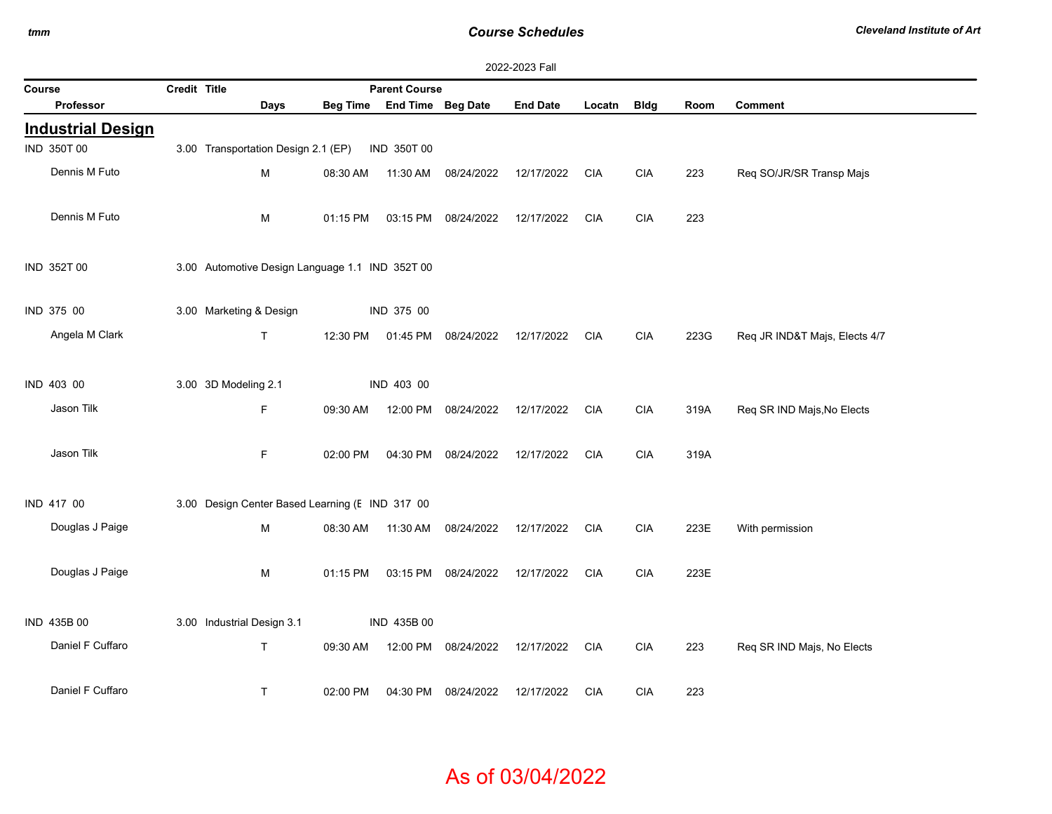2022-2023 Fall

| Course / Professor | Credit | Title | Days | Beg Time | Parent Course / End Time | Beg Date | End Date | Locatn | Bldg | Room | Comment |
|---|---|---|---|---|---|---|---|---|---|---|---|

## Industrial Design

| Course / Professor | Credit | Title | Days | Beg Time | Parent Course / End Time | Beg Date | End Date | Locatn | Bldg | Room | Comment |
|---|---|---|---|---|---|---|---|---|---|---|---|
| IND 350T 00 | 3.00 | Transportation Design 2.1 (EP) | | | IND 350T 00 | | | | | | |
| Dennis M Futo | | | M | 08:30 AM | 11:30 AM | 08/24/2022 | 12/17/2022 | CIA | CIA | 223 | Req SO/JR/SR Transp Majs |
| Dennis M Futo | | | M | 01:15 PM | 03:15 PM | 08/24/2022 | 12/17/2022 | CIA | CIA | 223 | |
| IND 352T 00 | 3.00 | Automotive Design Language 1.1 | | | IND 352T 00 | | | | | | |
| IND 375 00 | 3.00 | Marketing & Design | | | IND 375 00 | | | | | | |
| Angela M Clark | | | T | 12:30 PM | 01:45 PM | 08/24/2022 | 12/17/2022 | CIA | CIA | 223G | Req JR IND&T Majs, Elects 4/7 |
| IND 403 00 | 3.00 | 3D Modeling 2.1 | | | IND 403 00 | | | | | | |
| Jason Tilk | | | F | 09:30 AM | 12:00 PM | 08/24/2022 | 12/17/2022 | CIA | CIA | 319A | Req SR IND Majs,No Elects |
| Jason Tilk | | | F | 02:00 PM | 04:30 PM | 08/24/2022 | 12/17/2022 | CIA | CIA | 319A | |
| IND 417 00 | 3.00 | Design Center Based Learning (E | | | IND 317 00 | | | | | | |
| Douglas J Paige | | | M | 08:30 AM | 11:30 AM | 08/24/2022 | 12/17/2022 | CIA | CIA | 223E | With permission |
| Douglas J Paige | | | M | 01:15 PM | 03:15 PM | 08/24/2022 | 12/17/2022 | CIA | CIA | 223E | |
| IND 435B 00 | 3.00 | Industrial Design 3.1 | | | IND 435B 00 | | | | | | |
| Daniel F Cuffaro | | | T | 09:30 AM | 12:00 PM | 08/24/2022 | 12/17/2022 | CIA | CIA | 223 | Req SR IND Majs, No Elects |
| Daniel F Cuffaro | | | T | 02:00 PM | 04:30 PM | 08/24/2022 | 12/17/2022 | CIA | CIA | 223 | |

As of 03/04/2022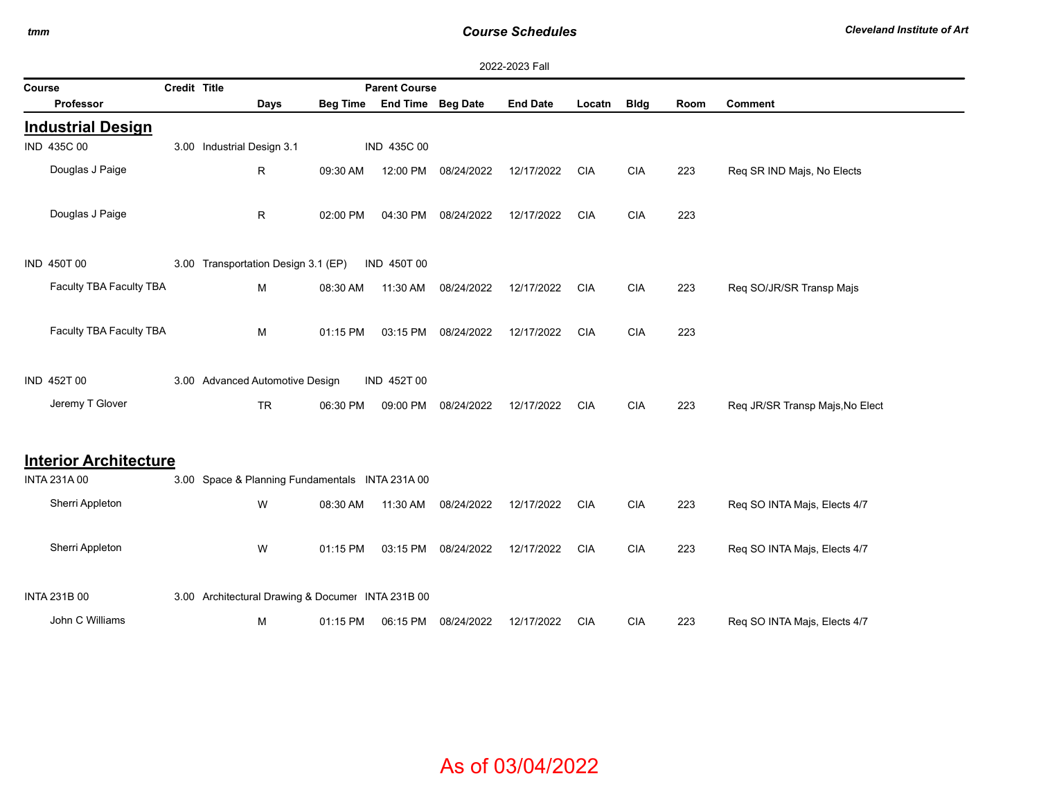2022-2023 Fall

| Course / Professor | Credit | Title | Days | Beg Time | Parent Course / End Time | Beg Date | End Date | Locatn | Bldg | Room | Comment |
|---|---|---|---|---|---|---|---|---|---|---|---|

## Industrial Design

| Course / Professor | Credit | Title | Days | Beg Time | Parent Course / End Time | Beg Date | End Date | Locatn | Bldg | Room | Comment |
|---|---|---|---|---|---|---|---|---|---|---|---|
| IND 435C 00 | 3.00 | Industrial Design 3.1 | | | IND 435C 00 | | | | | | |
| Douglas J Paige | | | R | 09:30 AM | 12:00 PM | 08/24/2022 | 12/17/2022 | CIA | CIA | 223 | Req SR IND Majs, No Elects |
| Douglas J Paige | | | R | 02:00 PM | 04:30 PM | 08/24/2022 | 12/17/2022 | CIA | CIA | 223 | |
| IND 450T 00 | 3.00 | Transportation Design 3.1 (EP) | | | IND 450T 00 | | | | | | |
| Faculty TBA Faculty TBA | | | M | 08:30 AM | 11:30 AM | 08/24/2022 | 12/17/2022 | CIA | CIA | 223 | Req SO/JR/SR Transp Majs |
| Faculty TBA Faculty TBA | | | M | 01:15 PM | 03:15 PM | 08/24/2022 | 12/17/2022 | CIA | CIA | 223 | |
| IND 452T 00 | 3.00 | Advanced Automotive Design | | | IND 452T 00 | | | | | | |
| Jeremy T Glover | | | TR | 06:30 PM | 09:00 PM | 08/24/2022 | 12/17/2022 | CIA | CIA | 223 | Req JR/SR Transp Majs,No Elect |

## Interior Architecture

| Course / Professor | Credit | Title | Days | Beg Time | Parent Course / End Time | Beg Date | End Date | Locatn | Bldg | Room | Comment |
|---|---|---|---|---|---|---|---|---|---|---|---|
| INTA 231A 00 | 3.00 | Space & Planning Fundamentals | | | INTA 231A 00 | | | | | | |
| Sherri Appleton | | | W | 08:30 AM | 11:30 AM | 08/24/2022 | 12/17/2022 | CIA | CIA | 223 | Req SO INTA Majs, Elects 4/7 |
| Sherri Appleton | | | W | 01:15 PM | 03:15 PM | 08/24/2022 | 12/17/2022 | CIA | CIA | 223 | Req SO INTA Majs, Elects 4/7 |
| INTA 231B 00 | 3.00 | Architectural Drawing & Documer | | | INTA 231B 00 | | | | | | |
| John C Williams | | | M | 01:15 PM | 06:15 PM | 08/24/2022 | 12/17/2022 | CIA | CIA | 223 | Req SO INTA Majs, Elects 4/7 |

As of 03/04/2022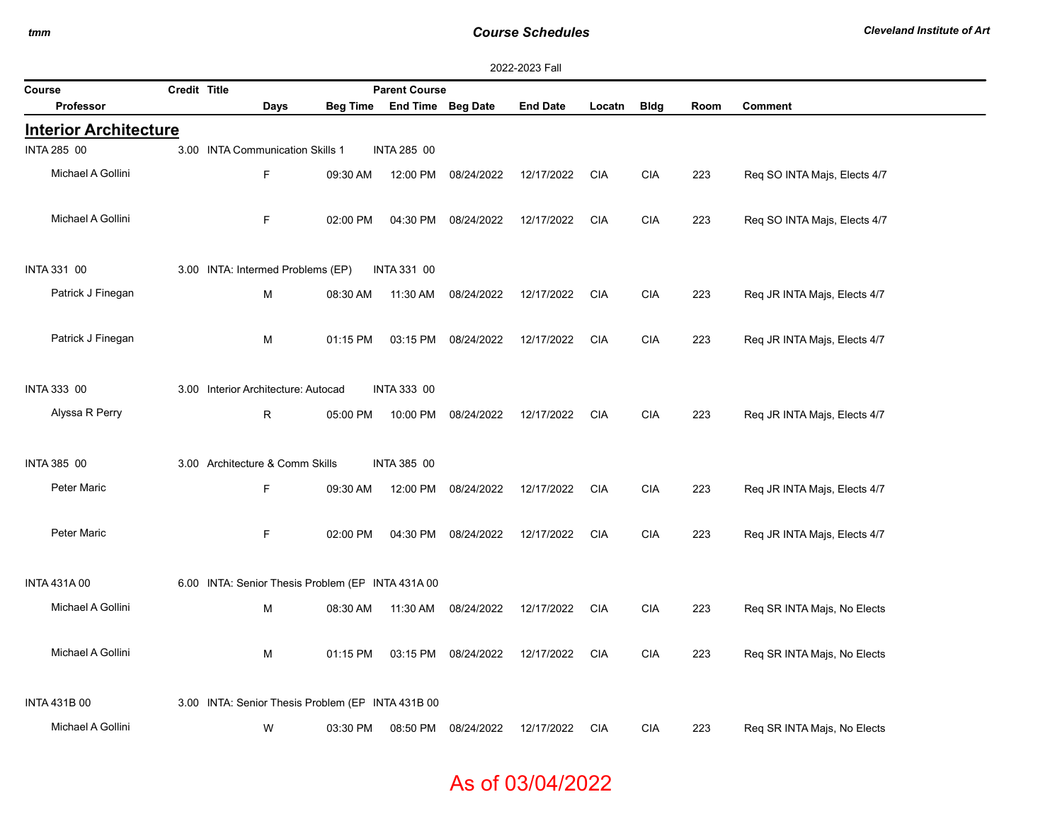2022-2023 Fall

| Course | Credit | Title | | | Parent Course | | | | | | |
|---|---|---|---|---|---|---|---|---|---|---|---|
| Professor | | | Days | Beg Time | End Time | Beg Date | End Date | Locatn | Bldg | Room | Comment |

## Interior Architecture

| Course / Professor | Credit | Title | Days | Beg Time | End Time | Beg Date | End Date | Locatn | Bldg | Room | Comment |
|---|---|---|---|---|---|---|---|---|---|---|---|
| INTA 285 00 | 3.00 | INTA Communication Skills 1 | | | INTA 285 00 | | | | | | |
| Michael A Gollini | | | F | 09:30 AM | 12:00 PM | 08/24/2022 | 12/17/2022 | CIA | CIA | 223 | Req SO INTA Majs, Elects 4/7 |
| Michael A Gollini | | | F | 02:00 PM | 04:30 PM | 08/24/2022 | 12/17/2022 | CIA | CIA | 223 | Req SO INTA Majs, Elects 4/7 |
| INTA 331 00 | 3.00 | INTA: Intermed Problems (EP) | | | INTA 331 00 | | | | | | |
| Patrick J Finegan | | | M | 08:30 AM | 11:30 AM | 08/24/2022 | 12/17/2022 | CIA | CIA | 223 | Req JR INTA Majs, Elects 4/7 |
| Patrick J Finegan | | | M | 01:15 PM | 03:15 PM | 08/24/2022 | 12/17/2022 | CIA | CIA | 223 | Req JR INTA Majs, Elects 4/7 |
| INTA 333 00 | 3.00 | Interior Architecture: Autocad | | | INTA 333 00 | | | | | | |
| Alyssa R Perry | | | R | 05:00 PM | 10:00 PM | 08/24/2022 | 12/17/2022 | CIA | CIA | 223 | Req JR INTA Majs, Elects 4/7 |
| INTA 385 00 | 3.00 | Architecture & Comm Skills | | | INTA 385 00 | | | | | | |
| Peter Maric | | | F | 09:30 AM | 12:00 PM | 08/24/2022 | 12/17/2022 | CIA | CIA | 223 | Req JR INTA Majs, Elects 4/7 |
| Peter Maric | | | F | 02:00 PM | 04:30 PM | 08/24/2022 | 12/17/2022 | CIA | CIA | 223 | Req JR INTA Majs, Elects 4/7 |
| INTA 431A 00 | 6.00 | INTA: Senior Thesis Problem (EP | | | INTA 431A 00 | | | | | | |
| Michael A Gollini | | | M | 08:30 AM | 11:30 AM | 08/24/2022 | 12/17/2022 | CIA | CIA | 223 | Req SR INTA Majs, No Elects |
| Michael A Gollini | | | M | 01:15 PM | 03:15 PM | 08/24/2022 | 12/17/2022 | CIA | CIA | 223 | Req SR INTA Majs, No Elects |
| INTA 431B 00 | 3.00 | INTA: Senior Thesis Problem (EP | | | INTA 431B 00 | | | | | | |
| Michael A Gollini | | | W | 03:30 PM | 08:50 PM | 08/24/2022 | 12/17/2022 | CIA | CIA | 223 | Req SR INTA Majs, No Elects |

As of 03/04/2022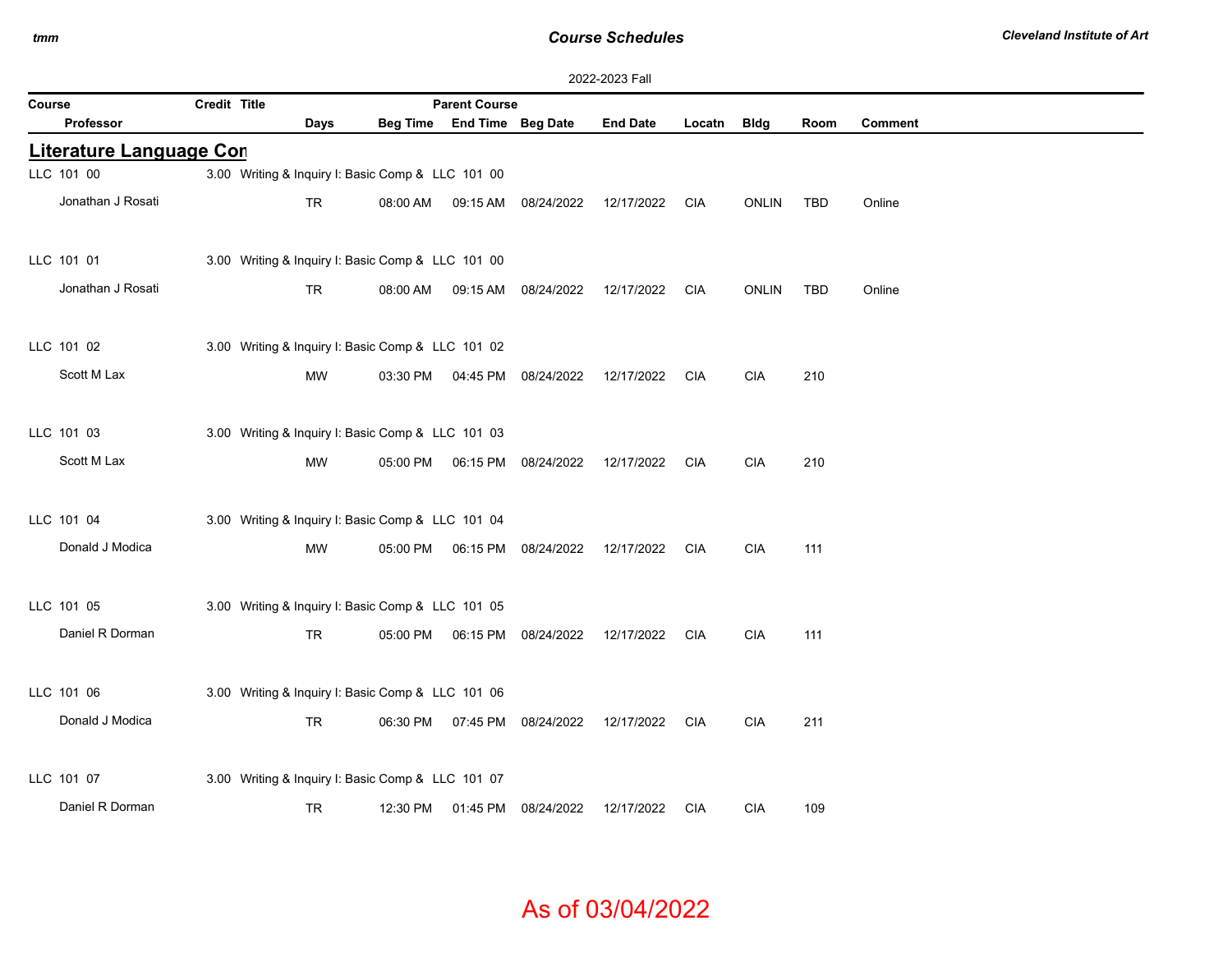2022-2023 Fall

| Course | Credit | Title | Parent Course | | | | | | | |
|---|---|---|---|---|---|---|---|---|---|---|
| Professor | | Days | Beg Time | End Time | Beg Date | End Date | Locatn | Bldg | Room | Comment |

## Literature Language Cor

| Course / Professor | Credit | Title / Days | Beg Time | End Time | Beg Date | End Date | Locatn | Bldg | Room | Comment |
|---|---|---|---|---|---|---|---|---|---|---|
| LLC 101 00 | 3.00 | Writing & Inquiry I: Basic Comp & LLC 101 00 | | | | | | | | |
| Jonathan J Rosati | | TR | 08:00 AM | 09:15 AM | 08/24/2022 | 12/17/2022 | CIA | ONLIN | TBD | Online |
| LLC 101 01 | 3.00 | Writing & Inquiry I: Basic Comp & LLC 101 00 | | | | | | | | |
| Jonathan J Rosati | | TR | 08:00 AM | 09:15 AM | 08/24/2022 | 12/17/2022 | CIA | ONLIN | TBD | Online |
| LLC 101 02 | 3.00 | Writing & Inquiry I: Basic Comp & LLC 101 02 | | | | | | | | |
| Scott M Lax | | MW | 03:30 PM | 04:45 PM | 08/24/2022 | 12/17/2022 | CIA | CIA | 210 | |
| LLC 101 03 | 3.00 | Writing & Inquiry I: Basic Comp & LLC 101 03 | | | | | | | | |
| Scott M Lax | | MW | 05:00 PM | 06:15 PM | 08/24/2022 | 12/17/2022 | CIA | CIA | 210 | |
| LLC 101 04 | 3.00 | Writing & Inquiry I: Basic Comp & LLC 101 04 | | | | | | | | |
| Donald J Modica | | MW | 05:00 PM | 06:15 PM | 08/24/2022 | 12/17/2022 | CIA | CIA | 111 | |
| LLC 101 05 | 3.00 | Writing & Inquiry I: Basic Comp & LLC 101 05 | | | | | | | | |
| Daniel R Dorman | | TR | 05:00 PM | 06:15 PM | 08/24/2022 | 12/17/2022 | CIA | CIA | 111 | |
| LLC 101 06 | 3.00 | Writing & Inquiry I: Basic Comp & LLC 101 06 | | | | | | | | |
| Donald J Modica | | TR | 06:30 PM | 07:45 PM | 08/24/2022 | 12/17/2022 | CIA | CIA | 211 | |
| LLC 101 07 | 3.00 | Writing & Inquiry I: Basic Comp & LLC 101 07 | | | | | | | | |
| Daniel R Dorman | | TR | 12:30 PM | 01:45 PM | 08/24/2022 | 12/17/2022 | CIA | CIA | 109 | |

As of 03/04/2022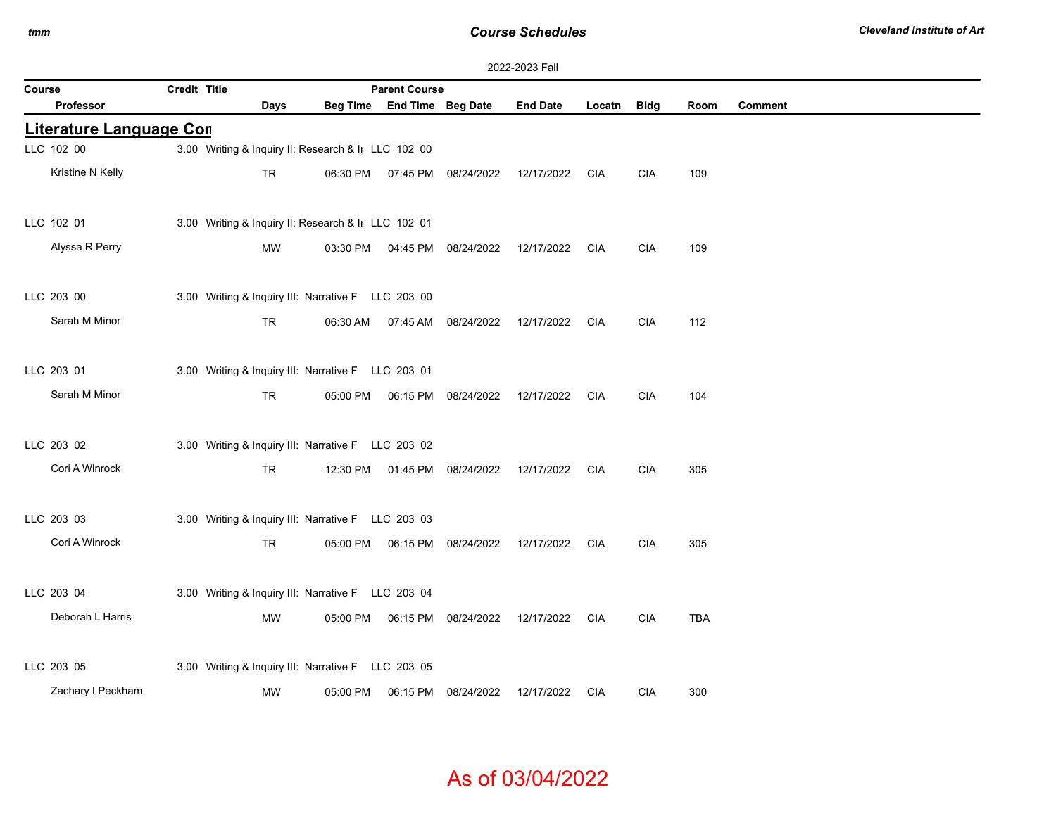2022-2023 Fall

| Course | Credit | Title | Days | Beg Time | Parent Course / End Time | Beg Date | End Date | Locatn | Bldg | Room | Comment |
|---|---|---|---|---|---|---|---|---|---|---|---|
| **Literature Language Con** | | | | | | | | | | | |
| LLC 102 00 | 3.00 | Writing & Inquiry II: Research & Ir | | | LLC 102 00 | | | | | | |
| Kristine N Kelly | | | TR | 06:30 PM | 07:45 PM | 08/24/2022 | 12/17/2022 | CIA | CIA | 109 | |
| LLC 102 01 | 3.00 | Writing & Inquiry II: Research & Ir | | | LLC 102 01 | | | | | | |
| Alyssa R Perry | | | MW | 03:30 PM | 04:45 PM | 08/24/2022 | 12/17/2022 | CIA | CIA | 109 | |
| LLC 203 00 | 3.00 | Writing & Inquiry III: Narrative F | | | LLC 203 00 | | | | | | |
| Sarah M Minor | | | TR | 06:30 AM | 07:45 AM | 08/24/2022 | 12/17/2022 | CIA | CIA | 112 | |
| LLC 203 01 | 3.00 | Writing & Inquiry III: Narrative F | | | LLC 203 01 | | | | | | |
| Sarah M Minor | | | TR | 05:00 PM | 06:15 PM | 08/24/2022 | 12/17/2022 | CIA | CIA | 104 | |
| LLC 203 02 | 3.00 | Writing & Inquiry III: Narrative F | | | LLC 203 02 | | | | | | |
| Cori A Winrock | | | TR | 12:30 PM | 01:45 PM | 08/24/2022 | 12/17/2022 | CIA | CIA | 305 | |
| LLC 203 03 | 3.00 | Writing & Inquiry III: Narrative F | | | LLC 203 03 | | | | | | |
| Cori A Winrock | | | TR | 05:00 PM | 06:15 PM | 08/24/2022 | 12/17/2022 | CIA | CIA | 305 | |
| LLC 203 04 | 3.00 | Writing & Inquiry III: Narrative F | | | LLC 203 04 | | | | | | |
| Deborah L Harris | | | MW | 05:00 PM | 06:15 PM | 08/24/2022 | 12/17/2022 | CIA | CIA | TBA | |
| LLC 203 05 | 3.00 | Writing & Inquiry III: Narrative F | | | LLC 203 05 | | | | | | |
| Zachary I Peckham | | | MW | 05:00 PM | 06:15 PM | 08/24/2022 | 12/17/2022 | CIA | CIA | 300 | |

As of 03/04/2022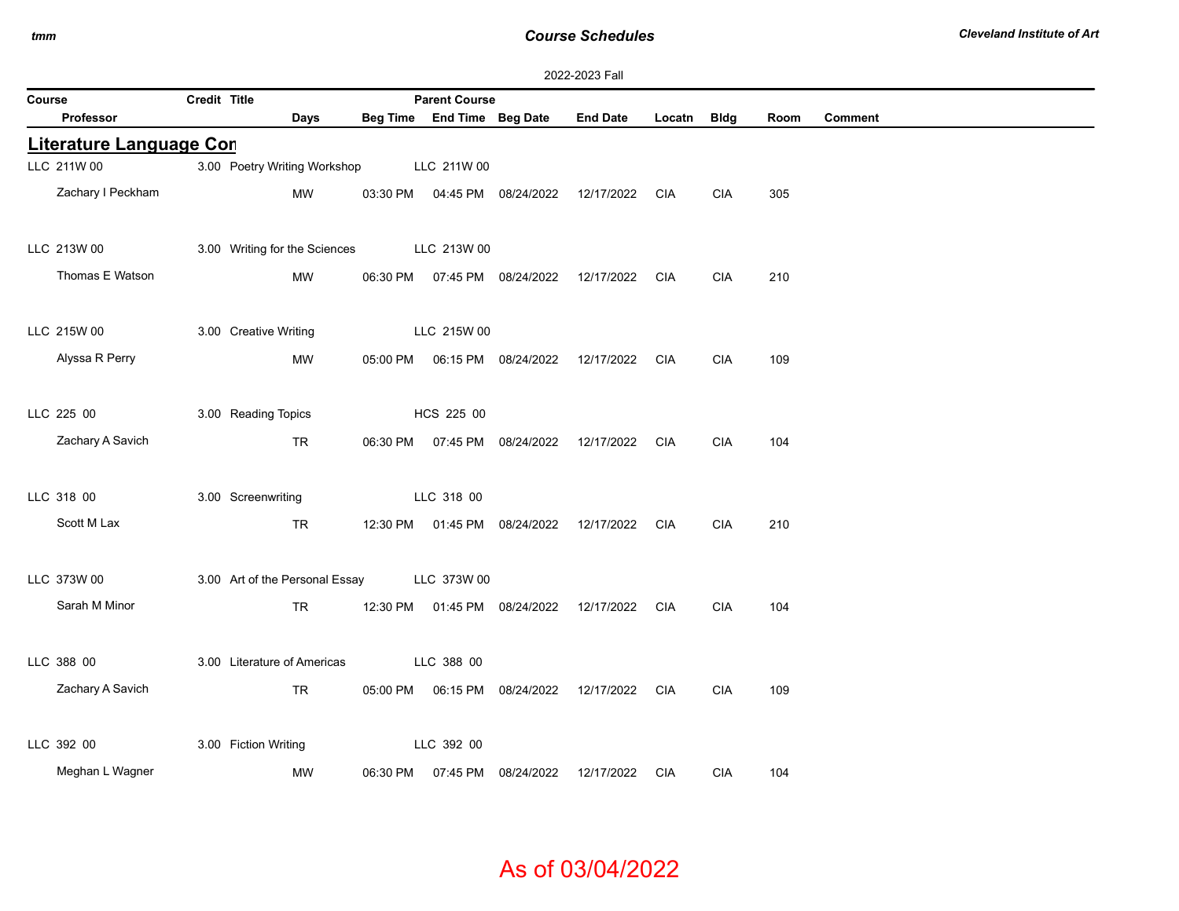2022-2023 Fall

## Literature Language Con

| Course / Professor | Credit | Title | Days | Beg Time | End Time | Parent Course | Beg Date | End Date | Locatn | Bldg | Room | Comment |
|---|---|---|---|---|---|---|---|---|---|---|---|---|
| LLC 211W 00 | 3.00 | Poetry Writing Workshop | | | | LLC 211W 00 | | | | | | |
| Zachary I Peckham | | | MW | 03:30 PM | 04:45 PM | | 08/24/2022 | 12/17/2022 | CIA | CIA | 305 | |
| LLC 213W 00 | 3.00 | Writing for the Sciences | | | | LLC 213W 00 | | | | | | |
| Thomas E Watson | | | MW | 06:30 PM | 07:45 PM | | 08/24/2022 | 12/17/2022 | CIA | CIA | 210 | |
| LLC 215W 00 | 3.00 | Creative Writing | | | | LLC 215W 00 | | | | | | |
| Alyssa R Perry | | | MW | 05:00 PM | 06:15 PM | | 08/24/2022 | 12/17/2022 | CIA | CIA | 109 | |
| LLC 225 00 | 3.00 | Reading Topics | | | | HCS 225 00 | | | | | | |
| Zachary A Savich | | | TR | 06:30 PM | 07:45 PM | | 08/24/2022 | 12/17/2022 | CIA | CIA | 104 | |
| LLC 318 00 | 3.00 | Screenwriting | | | | LLC 318 00 | | | | | | |
| Scott M Lax | | | TR | 12:30 PM | 01:45 PM | | 08/24/2022 | 12/17/2022 | CIA | CIA | 210 | |
| LLC 373W 00 | 3.00 | Art of the Personal Essay | | | | LLC 373W 00 | | | | | | |
| Sarah M Minor | | | TR | 12:30 PM | 01:45 PM | | 08/24/2022 | 12/17/2022 | CIA | CIA | 104 | |
| LLC 388 00 | 3.00 | Literature of Americas | | | | LLC 388 00 | | | | | | |
| Zachary A Savich | | | TR | 05:00 PM | 06:15 PM | | 08/24/2022 | 12/17/2022 | CIA | CIA | 109 | |
| LLC 392 00 | 3.00 | Fiction Writing | | | | LLC 392 00 | | | | | | |
| Meghan L Wagner | | | MW | 06:30 PM | 07:45 PM | | 08/24/2022 | 12/17/2022 | CIA | CIA | 104 | |

As of 03/04/2022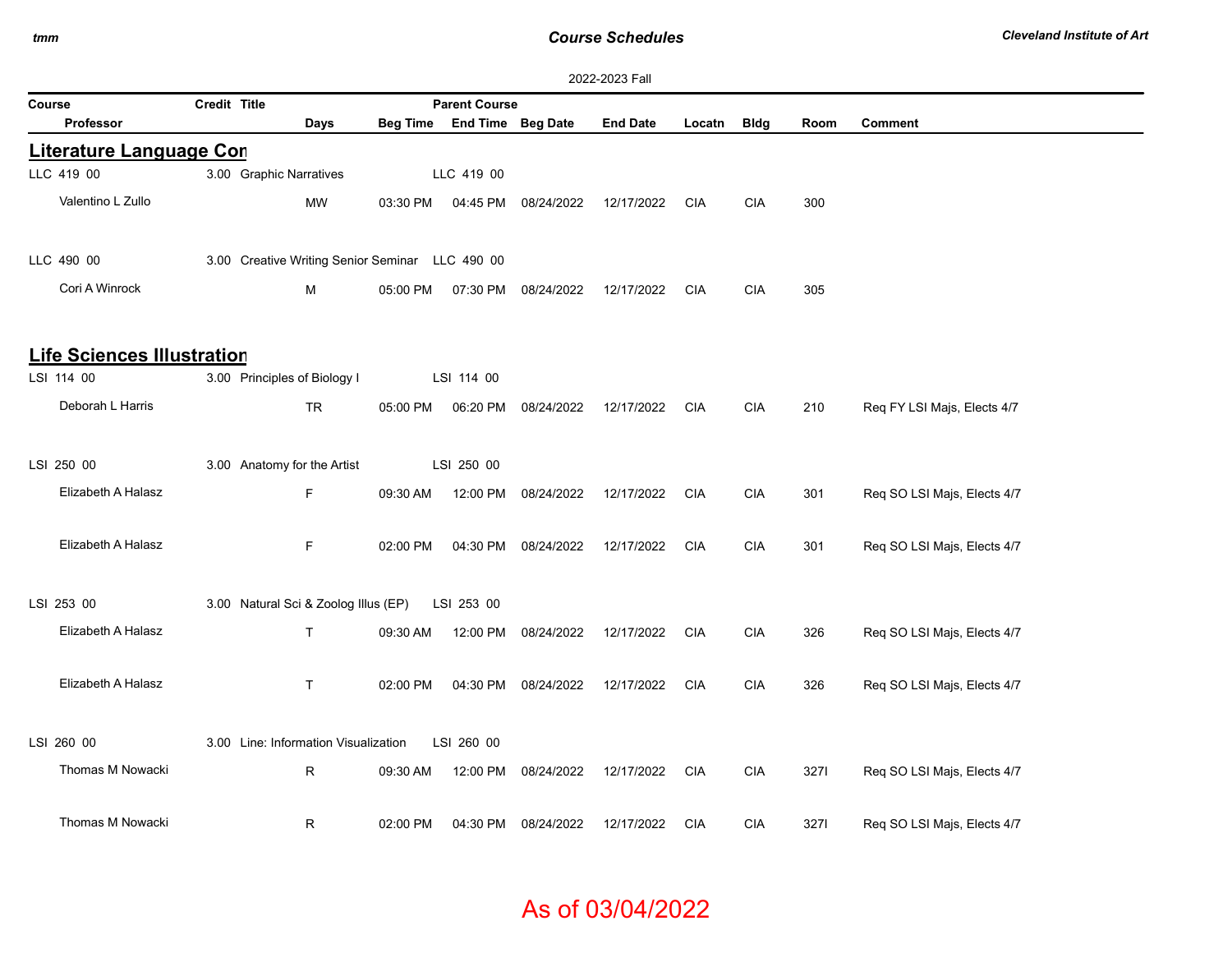2022-2023 Fall

| Course | Credit | Title | Parent Course | | | | | | |
|---|---|---|---|---|---|---|---|---|---|
| Professor | Days | Beg Time | End Time | Beg Date | End Date | Locatn | Bldg | Room | Comment |

## Literature Language Con

| Course / Professor | Credit | Title / Days | Beg Time | End Time | Beg Date | End Date | Locatn | Bldg | Room | Comment |
|---|---|---|---|---|---|---|---|---|---|---|
| LLC 419 00 | 3.00 | Graphic Narratives | | LLC 419 00 | | | | | | |
| Valentino L Zullo | | MW | 03:30 PM | 04:45 PM | 08/24/2022 | 12/17/2022 | CIA | CIA | 300 | |
| LLC 490 00 | 3.00 | Creative Writing Senior Seminar | | LLC 490 00 | | | | | | |
| Cori A Winrock | | M | 05:00 PM | 07:30 PM | 08/24/2022 | 12/17/2022 | CIA | CIA | 305 | |

## Life Sciences Illustration

| Course / Professor | Credit | Title / Days | Beg Time | End Time | Beg Date | End Date | Locatn | Bldg | Room | Comment |
|---|---|---|---|---|---|---|---|---|---|---|
| LSI 114 00 | 3.00 | Principles of Biology I | | LSI 114 00 | | | | | | |
| Deborah L Harris | | TR | 05:00 PM | 06:20 PM | 08/24/2022 | 12/17/2022 | CIA | CIA | 210 | Req FY LSI Majs, Elects 4/7 |
| LSI 250 00 | 3.00 | Anatomy for the Artist | | LSI 250 00 | | | | | | |
| Elizabeth A Halasz | | F | 09:30 AM | 12:00 PM | 08/24/2022 | 12/17/2022 | CIA | CIA | 301 | Req SO LSI Majs, Elects 4/7 |
| Elizabeth A Halasz | | F | 02:00 PM | 04:30 PM | 08/24/2022 | 12/17/2022 | CIA | CIA | 301 | Req SO LSI Majs, Elects 4/7 |
| LSI 253 00 | 3.00 | Natural Sci & Zoolog Illus (EP) | | LSI 253 00 | | | | | | |
| Elizabeth A Halasz | | T | 09:30 AM | 12:00 PM | 08/24/2022 | 12/17/2022 | CIA | CIA | 326 | Req SO LSI Majs, Elects 4/7 |
| Elizabeth A Halasz | | T | 02:00 PM | 04:30 PM | 08/24/2022 | 12/17/2022 | CIA | CIA | 326 | Req SO LSI Majs, Elects 4/7 |
| LSI 260 00 | 3.00 | Line: Information Visualization | | LSI 260 00 | | | | | | |
| Thomas M Nowacki | | R | 09:30 AM | 12:00 PM | 08/24/2022 | 12/17/2022 | CIA | CIA | 327I | Req SO LSI Majs, Elects 4/7 |
| Thomas M Nowacki | | R | 02:00 PM | 04:30 PM | 08/24/2022 | 12/17/2022 | CIA | CIA | 327I | Req SO LSI Majs, Elects 4/7 |

As of 03/04/2022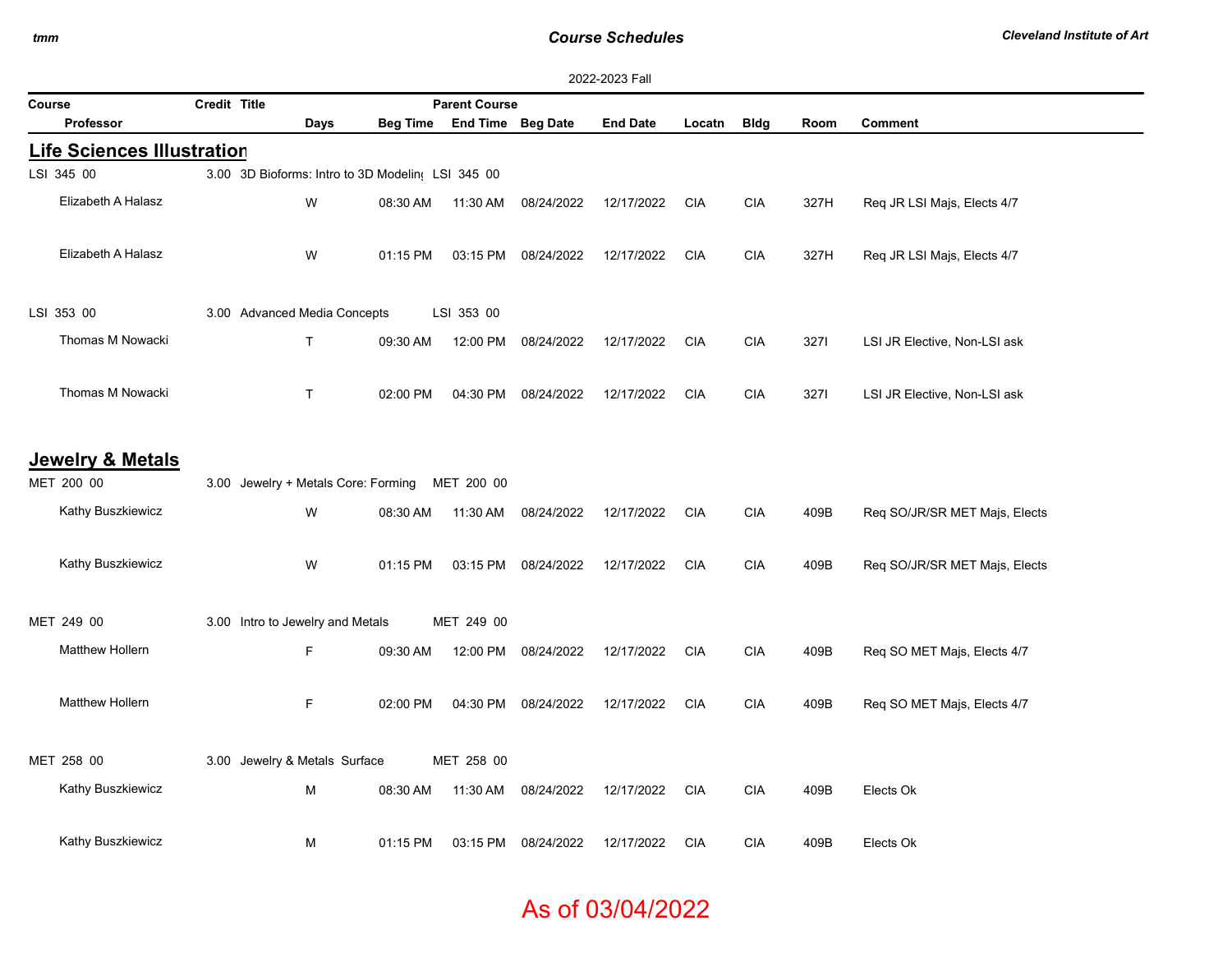2022-2023 Fall

| Course / Professor | Credit | Title / Days | Beg Time | Parent Course / End Time | Beg Date | End Date | Locatn | Bldg | Room | Comment |
|---|---|---|---|---|---|---|---|---|---|---|

## Life Sciences Illustration

| Course / Professor | Credit | Title / Days | Beg Time | Parent Course / End Time | Beg Date | End Date | Locatn | Bldg | Room | Comment |
|---|---|---|---|---|---|---|---|---|---|---|
| LSI 345 00 | 3.00 | 3D Bioforms: Intro to 3D Modeling | | LSI 345 00 | | | | | | |
| Elizabeth A Halasz | | W | 08:30 AM | 11:30 AM | 08/24/2022 | 12/17/2022 | CIA | CIA | 327H | Req JR LSI Majs, Elects 4/7 |
| Elizabeth A Halasz | | W | 01:15 PM | 03:15 PM | 08/24/2022 | 12/17/2022 | CIA | CIA | 327H | Req JR LSI Majs, Elects 4/7 |
| LSI 353 00 | 3.00 | Advanced Media Concepts | | LSI 353 00 | | | | | | |
| Thomas M Nowacki | | T | 09:30 AM | 12:00 PM | 08/24/2022 | 12/17/2022 | CIA | CIA | 327I | LSI JR Elective, Non-LSI ask |
| Thomas M Nowacki | | T | 02:00 PM | 04:30 PM | 08/24/2022 | 12/17/2022 | CIA | CIA | 327I | LSI JR Elective, Non-LSI ask |

## Jewelry & Metals

| Course / Professor | Credit | Title / Days | Beg Time | Parent Course / End Time | Beg Date | End Date | Locatn | Bldg | Room | Comment |
|---|---|---|---|---|---|---|---|---|---|---|
| MET 200 00 | 3.00 | Jewelry + Metals Core: Forming | | MET 200 00 | | | | | | |
| Kathy Buszkiewicz | | W | 08:30 AM | 11:30 AM | 08/24/2022 | 12/17/2022 | CIA | CIA | 409B | Req SO/JR/SR MET Majs, Elects |
| Kathy Buszkiewicz | | W | 01:15 PM | 03:15 PM | 08/24/2022 | 12/17/2022 | CIA | CIA | 409B | Req SO/JR/SR MET Majs, Elects |
| MET 249 00 | 3.00 | Intro to Jewelry and Metals | | MET 249 00 | | | | | | |
| Matthew Hollern | | F | 09:30 AM | 12:00 PM | 08/24/2022 | 12/17/2022 | CIA | CIA | 409B | Req SO MET Majs, Elects 4/7 |
| Matthew Hollern | | F | 02:00 PM | 04:30 PM | 08/24/2022 | 12/17/2022 | CIA | CIA | 409B | Req SO MET Majs, Elects 4/7 |
| MET 258 00 | 3.00 | Jewelry & Metals Surface | | MET 258 00 | | | | | | |
| Kathy Buszkiewicz | | M | 08:30 AM | 11:30 AM | 08/24/2022 | 12/17/2022 | CIA | CIA | 409B | Elects Ok |
| Kathy Buszkiewicz | | M | 01:15 PM | 03:15 PM | 08/24/2022 | 12/17/2022 | CIA | CIA | 409B | Elects Ok |

As of 03/04/2022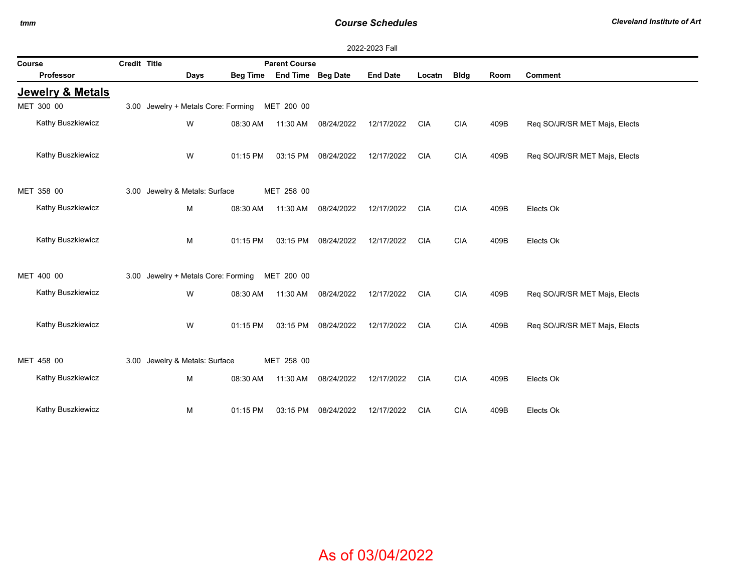2022-2023 Fall

| Course | Credit | Title | | | Parent Course | | | | | |
|---|---|---|---|---|---|---|---|---|---|---|
| Professor | | Days | Beg Time | End Time | Beg Date | End Date | Locatn | Bldg | Room | Comment |

## Jewelry & Metals

| Course / Professor | Credit | Title / Days | Beg Time | End Time | Beg Date | End Date | Locatn | Bldg | Room | Comment |
|---|---|---|---|---|---|---|---|---|---|---|
| MET 300 00 | 3.00 | Jewelry + Metals Core: Forming | | MET 200 00 | | | | | | |
| Kathy Buszkiewicz | | W | 08:30 AM | 11:30 AM | 08/24/2022 | 12/17/2022 | CIA | CIA | 409B | Req SO/JR/SR MET Majs, Elects |
| Kathy Buszkiewicz | | W | 01:15 PM | 03:15 PM | 08/24/2022 | 12/17/2022 | CIA | CIA | 409B | Req SO/JR/SR MET Majs, Elects |
| MET 358 00 | 3.00 | Jewelry & Metals: Surface | | MET 258 00 | | | | | | |
| Kathy Buszkiewicz | | M | 08:30 AM | 11:30 AM | 08/24/2022 | 12/17/2022 | CIA | CIA | 409B | Elects Ok |
| Kathy Buszkiewicz | | M | 01:15 PM | 03:15 PM | 08/24/2022 | 12/17/2022 | CIA | CIA | 409B | Elects Ok |
| MET 400 00 | 3.00 | Jewelry + Metals Core: Forming | | MET 200 00 | | | | | | |
| Kathy Buszkiewicz | | W | 08:30 AM | 11:30 AM | 08/24/2022 | 12/17/2022 | CIA | CIA | 409B | Req SO/JR/SR MET Majs, Elects |
| Kathy Buszkiewicz | | W | 01:15 PM | 03:15 PM | 08/24/2022 | 12/17/2022 | CIA | CIA | 409B | Req SO/JR/SR MET Majs, Elects |
| MET 458 00 | 3.00 | Jewelry & Metals: Surface | | MET 258 00 | | | | | | |
| Kathy Buszkiewicz | | M | 08:30 AM | 11:30 AM | 08/24/2022 | 12/17/2022 | CIA | CIA | 409B | Elects Ok |
| Kathy Buszkiewicz | | M | 01:15 PM | 03:15 PM | 08/24/2022 | 12/17/2022 | CIA | CIA | 409B | Elects Ok |

As of 03/04/2022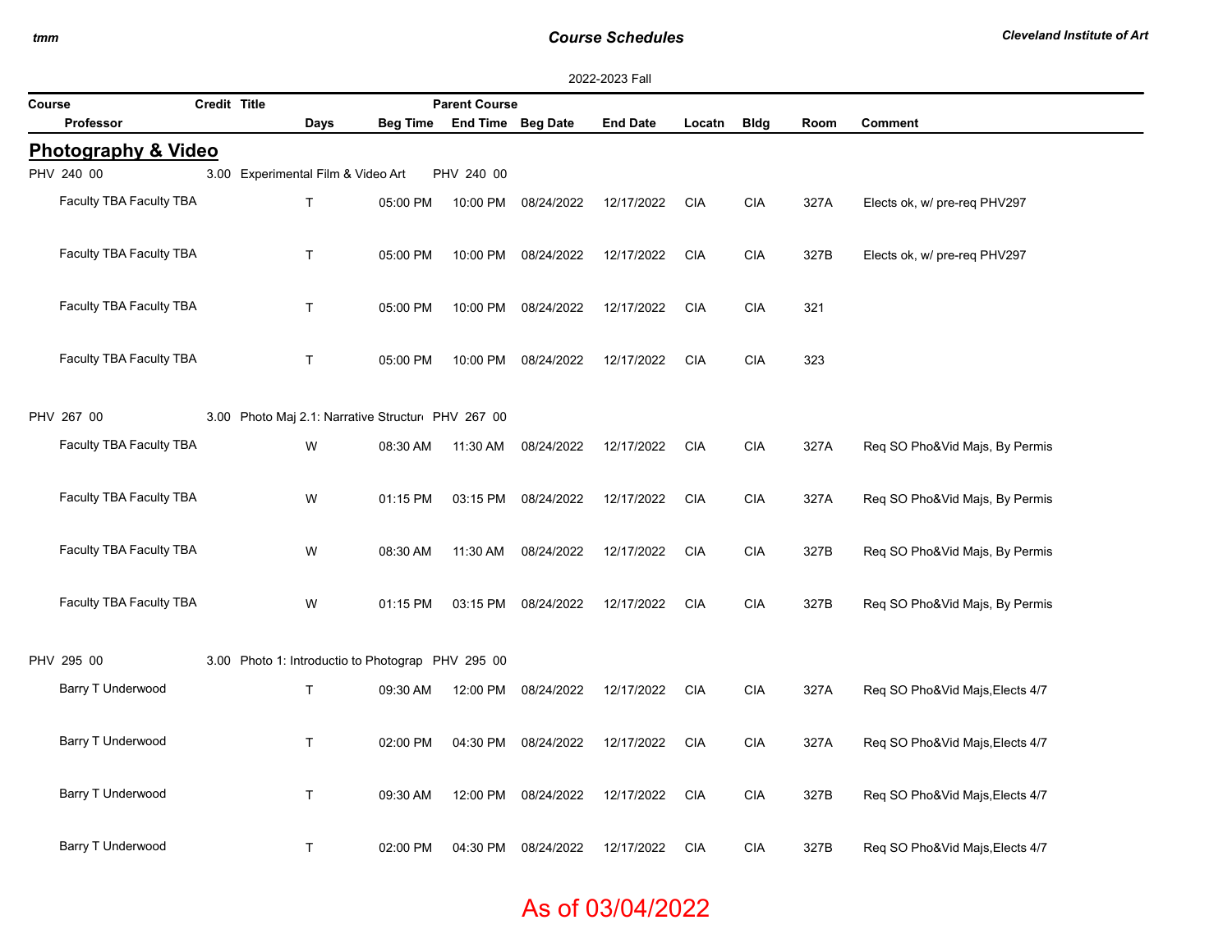2022-2023 Fall

| Course | Credit | Title | Parent Course | | | | | | |
|---|---|---|---|---|---|---|---|---|---|
| Professor | Days | Beg Time | End Time | Beg Date | End Date | Locatn | Bldg | Room | Comment |

## Photography & Video

**PHV 240 00** — 3.00 — Experimental Film & Video Art — PHV 240 00

| Professor | Days | Beg Time | End Time | Beg Date | End Date | Locatn | Bldg | Room | Comment |
|---|---|---|---|---|---|---|---|---|---|
| Faculty TBA Faculty TBA | T | 05:00 PM | 10:00 PM | 08/24/2022 | 12/17/2022 | CIA | CIA | 327A | Elects ok, w/ pre-req PHV297 |
| Faculty TBA Faculty TBA | T | 05:00 PM | 10:00 PM | 08/24/2022 | 12/17/2022 | CIA | CIA | 327B | Elects ok, w/ pre-req PHV297 |
| Faculty TBA Faculty TBA | T | 05:00 PM | 10:00 PM | 08/24/2022 | 12/17/2022 | CIA | CIA | 321 | |
| Faculty TBA Faculty TBA | T | 05:00 PM | 10:00 PM | 08/24/2022 | 12/17/2022 | CIA | CIA | 323 | |

**PHV 267 00** — 3.00 — Photo Maj 2.1: Narrative Structur — PHV 267 00

| Professor | Days | Beg Time | End Time | Beg Date | End Date | Locatn | Bldg | Room | Comment |
|---|---|---|---|---|---|---|---|---|---|
| Faculty TBA Faculty TBA | W | 08:30 AM | 11:30 AM | 08/24/2022 | 12/17/2022 | CIA | CIA | 327A | Req SO Pho&Vid Majs, By Permis |
| Faculty TBA Faculty TBA | W | 01:15 PM | 03:15 PM | 08/24/2022 | 12/17/2022 | CIA | CIA | 327A | Req SO Pho&Vid Majs, By Permis |
| Faculty TBA Faculty TBA | W | 08:30 AM | 11:30 AM | 08/24/2022 | 12/17/2022 | CIA | CIA | 327B | Req SO Pho&Vid Majs, By Permis |
| Faculty TBA Faculty TBA | W | 01:15 PM | 03:15 PM | 08/24/2022 | 12/17/2022 | CIA | CIA | 327B | Req SO Pho&Vid Majs, By Permis |

**PHV 295 00** — 3.00 — Photo 1: Introductio to Photograp — PHV 295 00

| Professor | Days | Beg Time | End Time | Beg Date | End Date | Locatn | Bldg | Room | Comment |
|---|---|---|---|---|---|---|---|---|---|
| Barry T Underwood | T | 09:30 AM | 12:00 PM | 08/24/2022 | 12/17/2022 | CIA | CIA | 327A | Req SO Pho&Vid Majs,Elects 4/7 |
| Barry T Underwood | T | 02:00 PM | 04:30 PM | 08/24/2022 | 12/17/2022 | CIA | CIA | 327A | Req SO Pho&Vid Majs,Elects 4/7 |
| Barry T Underwood | T | 09:30 AM | 12:00 PM | 08/24/2022 | 12/17/2022 | CIA | CIA | 327B | Req SO Pho&Vid Majs,Elects 4/7 |
| Barry T Underwood | T | 02:00 PM | 04:30 PM | 08/24/2022 | 12/17/2022 | CIA | CIA | 327B | Req SO Pho&Vid Majs,Elects 4/7 |

As of 03/04/2022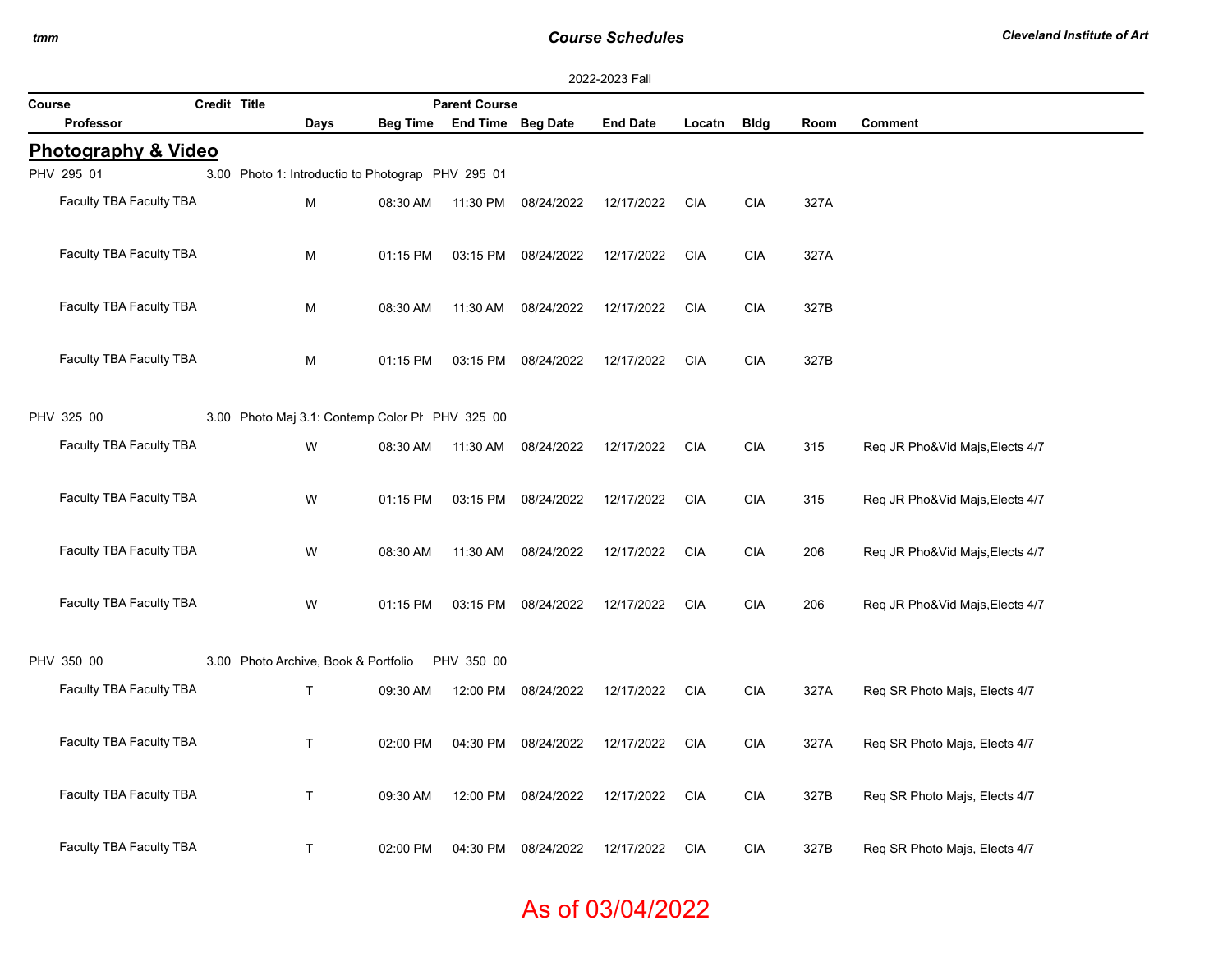2022-2023 Fall

| Course / Professor | Credit | Title | Days | Beg Time | Parent Course / End Time | Beg Date | End Date | Locatn | Bldg | Room | Comment |
|---|---|---|---|---|---|---|---|---|---|---|---|

## Photography & Video

| Course / Professor | Credit | Title | Days | Beg Time | Parent Course / End Time | Beg Date | End Date | Locatn | Bldg | Room | Comment |
|---|---|---|---|---|---|---|---|---|---|---|---|
| PHV 295 01 | 3.00 | Photo 1: Introductio to Photograp | | | PHV 295 01 | | | | | | |
| Faculty TBA Faculty TBA | | | M | 08:30 AM | 11:30 PM | 08/24/2022 | 12/17/2022 | CIA | CIA | 327A | |
| Faculty TBA Faculty TBA | | | M | 01:15 PM | 03:15 PM | 08/24/2022 | 12/17/2022 | CIA | CIA | 327A | |
| Faculty TBA Faculty TBA | | | M | 08:30 AM | 11:30 AM | 08/24/2022 | 12/17/2022 | CIA | CIA | 327B | |
| Faculty TBA Faculty TBA | | | M | 01:15 PM | 03:15 PM | 08/24/2022 | 12/17/2022 | CIA | CIA | 327B | |
| PHV 325 00 | 3.00 | Photo Maj 3.1: Contemp Color Ph | | | PHV 325 00 | | | | | | |
| Faculty TBA Faculty TBA | | | W | 08:30 AM | 11:30 AM | 08/24/2022 | 12/17/2022 | CIA | CIA | 315 | Req JR Pho&Vid Majs,Elects 4/7 |
| Faculty TBA Faculty TBA | | | W | 01:15 PM | 03:15 PM | 08/24/2022 | 12/17/2022 | CIA | CIA | 315 | Req JR Pho&Vid Majs,Elects 4/7 |
| Faculty TBA Faculty TBA | | | W | 08:30 AM | 11:30 AM | 08/24/2022 | 12/17/2022 | CIA | CIA | 206 | Req JR Pho&Vid Majs,Elects 4/7 |
| Faculty TBA Faculty TBA | | | W | 01:15 PM | 03:15 PM | 08/24/2022 | 12/17/2022 | CIA | CIA | 206 | Req JR Pho&Vid Majs,Elects 4/7 |
| PHV 350 00 | 3.00 | Photo Archive, Book & Portfolio | | | PHV 350 00 | | | | | | |
| Faculty TBA Faculty TBA | | | T | 09:30 AM | 12:00 PM | 08/24/2022 | 12/17/2022 | CIA | CIA | 327A | Req SR Photo Majs, Elects 4/7 |
| Faculty TBA Faculty TBA | | | T | 02:00 PM | 04:30 PM | 08/24/2022 | 12/17/2022 | CIA | CIA | 327A | Req SR Photo Majs, Elects 4/7 |
| Faculty TBA Faculty TBA | | | T | 09:30 AM | 12:00 PM | 08/24/2022 | 12/17/2022 | CIA | CIA | 327B | Req SR Photo Majs, Elects 4/7 |
| Faculty TBA Faculty TBA | | | T | 02:00 PM | 04:30 PM | 08/24/2022 | 12/17/2022 | CIA | CIA | 327B | Req SR Photo Majs, Elects 4/7 |

As of 03/04/2022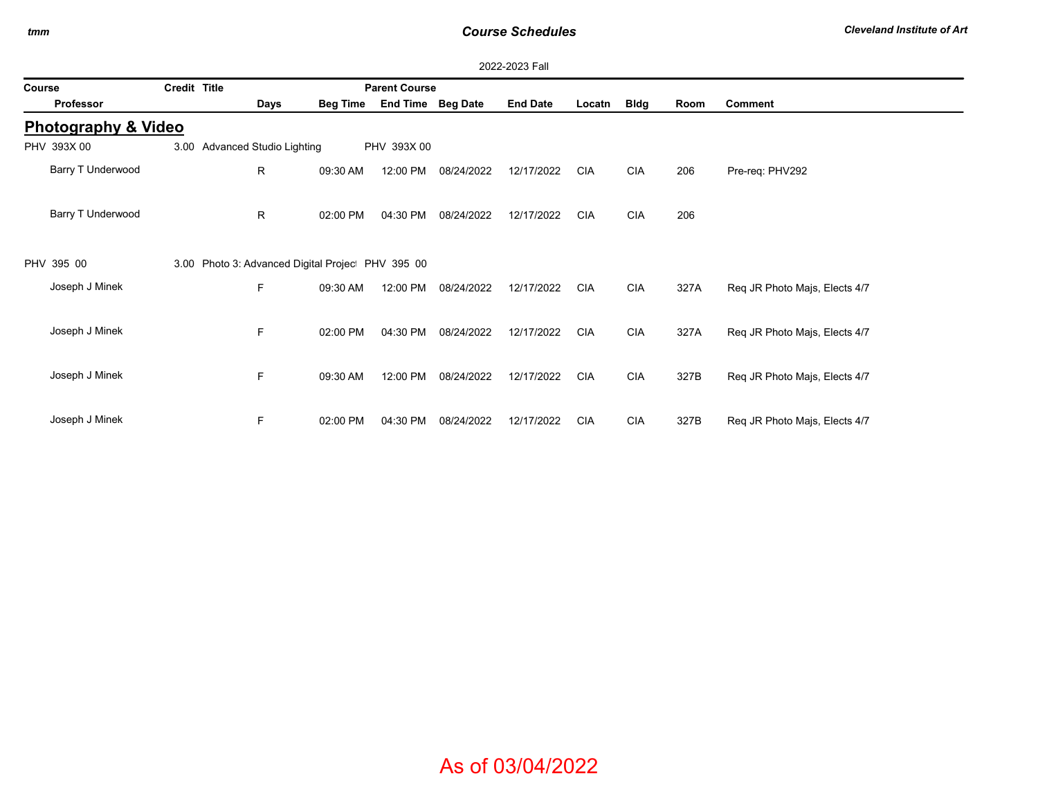2022-2023 Fall

| Course | Credit | Title | | | Parent Course | | | | | | |
|---|---|---|---|---|---|---|---|---|---|---|---|
| Professor | | | Days | Beg Time | End Time | Beg Date | End Date | Locatn | Bldg | Room | Comment |

## Photography & Video

| Course / Professor | Credit | Title | Days | Beg Time | End Time | Beg Date | End Date | Locatn | Bldg | Room | Comment |
|---|---|---|---|---|---|---|---|---|---|---|---|
| PHV 393X 00 | 3.00 | Advanced Studio Lighting | | | PHV 393X 00 | | | | | | |
| Barry T Underwood | | | R | 09:30 AM | 12:00 PM | 08/24/2022 | 12/17/2022 | CIA | CIA | 206 | Pre-req: PHV292 |
| Barry T Underwood | | | R | 02:00 PM | 04:30 PM | 08/24/2022 | 12/17/2022 | CIA | CIA | 206 | |
| PHV 395 00 | 3.00 | Photo 3: Advanced Digital Project | | | PHV 395 00 | | | | | | |
| Joseph J Minek | | | F | 09:30 AM | 12:00 PM | 08/24/2022 | 12/17/2022 | CIA | CIA | 327A | Req JR Photo Majs, Elects 4/7 |
| Joseph J Minek | | | F | 02:00 PM | 04:30 PM | 08/24/2022 | 12/17/2022 | CIA | CIA | 327A | Req JR Photo Majs, Elects 4/7 |
| Joseph J Minek | | | F | 09:30 AM | 12:00 PM | 08/24/2022 | 12/17/2022 | CIA | CIA | 327B | Req JR Photo Majs, Elects 4/7 |
| Joseph J Minek | | | F | 02:00 PM | 04:30 PM | 08/24/2022 | 12/17/2022 | CIA | CIA | 327B | Req JR Photo Majs, Elects 4/7 |

As of 03/04/2022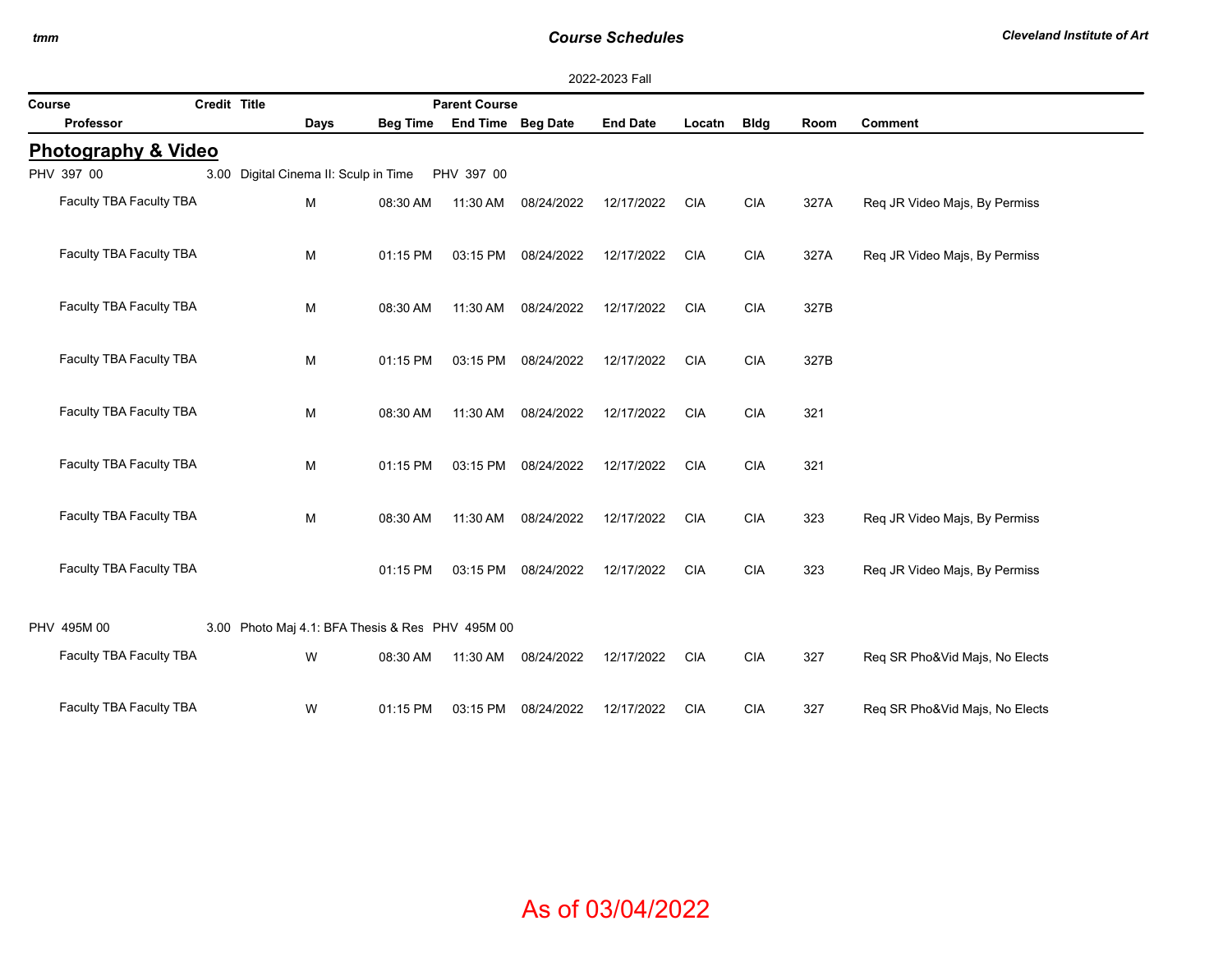2022-2023 Fall

| Course / Professor | Credit | Title / Days | Beg Time | Parent Course / End Time | Beg Date | End Date | Locatn | Bldg | Room | Comment |
|---|---|---|---|---|---|---|---|---|---|---|

## Photography & Video

| Course / Professor | Credit | Title / Days | Beg Time | Parent Course / End Time | Beg Date | End Date | Locatn | Bldg | Room | Comment |
|---|---|---|---|---|---|---|---|---|---|---|
| PHV 397 00 | 3.00 | Digital Cinema II: Sculp in Time | | PHV 397 00 | | | | | | |
| Faculty TBA Faculty TBA | | M | 08:30 AM | 11:30 AM | 08/24/2022 | 12/17/2022 | CIA | CIA | 327A | Req JR Video Majs, By Permiss |
| Faculty TBA Faculty TBA | | M | 01:15 PM | 03:15 PM | 08/24/2022 | 12/17/2022 | CIA | CIA | 327A | Req JR Video Majs, By Permiss |
| Faculty TBA Faculty TBA | | M | 08:30 AM | 11:30 AM | 08/24/2022 | 12/17/2022 | CIA | CIA | 327B | |
| Faculty TBA Faculty TBA | | M | 01:15 PM | 03:15 PM | 08/24/2022 | 12/17/2022 | CIA | CIA | 327B | |
| Faculty TBA Faculty TBA | | M | 08:30 AM | 11:30 AM | 08/24/2022 | 12/17/2022 | CIA | CIA | 321 | |
| Faculty TBA Faculty TBA | | M | 01:15 PM | 03:15 PM | 08/24/2022 | 12/17/2022 | CIA | CIA | 321 | |
| Faculty TBA Faculty TBA | | M | 08:30 AM | 11:30 AM | 08/24/2022 | 12/17/2022 | CIA | CIA | 323 | Req JR Video Majs, By Permiss |
| Faculty TBA Faculty TBA | | | 01:15 PM | 03:15 PM | 08/24/2022 | 12/17/2022 | CIA | CIA | 323 | Req JR Video Majs, By Permiss |
| PHV 495M 00 | 3.00 | Photo Maj 4.1: BFA Thesis & Res | | PHV 495M 00 | | | | | | |
| Faculty TBA Faculty TBA | | W | 08:30 AM | 11:30 AM | 08/24/2022 | 12/17/2022 | CIA | CIA | 327 | Req SR Pho&Vid Majs, No Elects |
| Faculty TBA Faculty TBA | | W | 01:15 PM | 03:15 PM | 08/24/2022 | 12/17/2022 | CIA | CIA | 327 | Req SR Pho&Vid Majs, No Elects |

As of 03/04/2022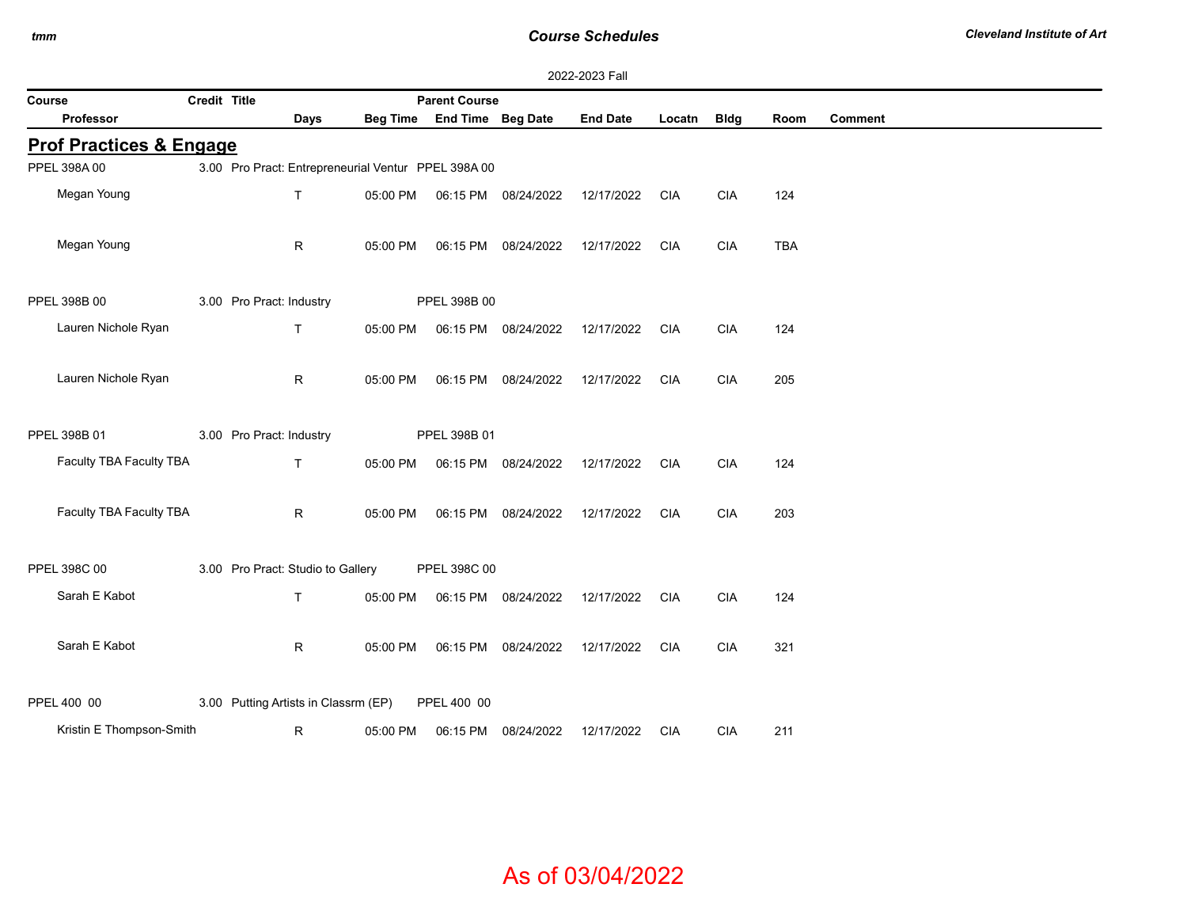2022-2023 Fall

## Prof Practices & Engage

| Course / Professor | Credit | Title | Days | Beg Time | Parent Course / End Time | Beg Date | End Date | Locatn | Bldg | Room | Comment |
|---|---|---|---|---|---|---|---|---|---|---|---|
| PPEL 398A 00 | 3.00 | Pro Pract: Entrepreneurial Ventur | | | PPEL 398A 00 | | | | | | |
| Megan Young | | | T | 05:00 PM | 06:15 PM | 08/24/2022 | 12/17/2022 | CIA | CIA | 124 | |
| Megan Young | | | R | 05:00 PM | 06:15 PM | 08/24/2022 | 12/17/2022 | CIA | CIA | TBA | |
| PPEL 398B 00 | 3.00 | Pro Pract: Industry | | | PPEL 398B 00 | | | | | | |
| Lauren Nichole Ryan | | | T | 05:00 PM | 06:15 PM | 08/24/2022 | 12/17/2022 | CIA | CIA | 124 | |
| Lauren Nichole Ryan | | | R | 05:00 PM | 06:15 PM | 08/24/2022 | 12/17/2022 | CIA | CIA | 205 | |
| PPEL 398B 01 | 3.00 | Pro Pract: Industry | | | PPEL 398B 01 | | | | | | |
| Faculty TBA Faculty TBA | | | T | 05:00 PM | 06:15 PM | 08/24/2022 | 12/17/2022 | CIA | CIA | 124 | |
| Faculty TBA Faculty TBA | | | R | 05:00 PM | 06:15 PM | 08/24/2022 | 12/17/2022 | CIA | CIA | 203 | |
| PPEL 398C 00 | 3.00 | Pro Pract: Studio to Gallery | | | PPEL 398C 00 | | | | | | |
| Sarah E Kabot | | | T | 05:00 PM | 06:15 PM | 08/24/2022 | 12/17/2022 | CIA | CIA | 124 | |
| Sarah E Kabot | | | R | 05:00 PM | 06:15 PM | 08/24/2022 | 12/17/2022 | CIA | CIA | 321 | |
| PPEL 400 00 | 3.00 | Putting Artists in Classrm (EP) | | | PPEL 400 00 | | | | | | |
| Kristin E Thompson-Smith | | | R | 05:00 PM | 06:15 PM | 08/24/2022 | 12/17/2022 | CIA | CIA | 211 | |

As of 03/04/2022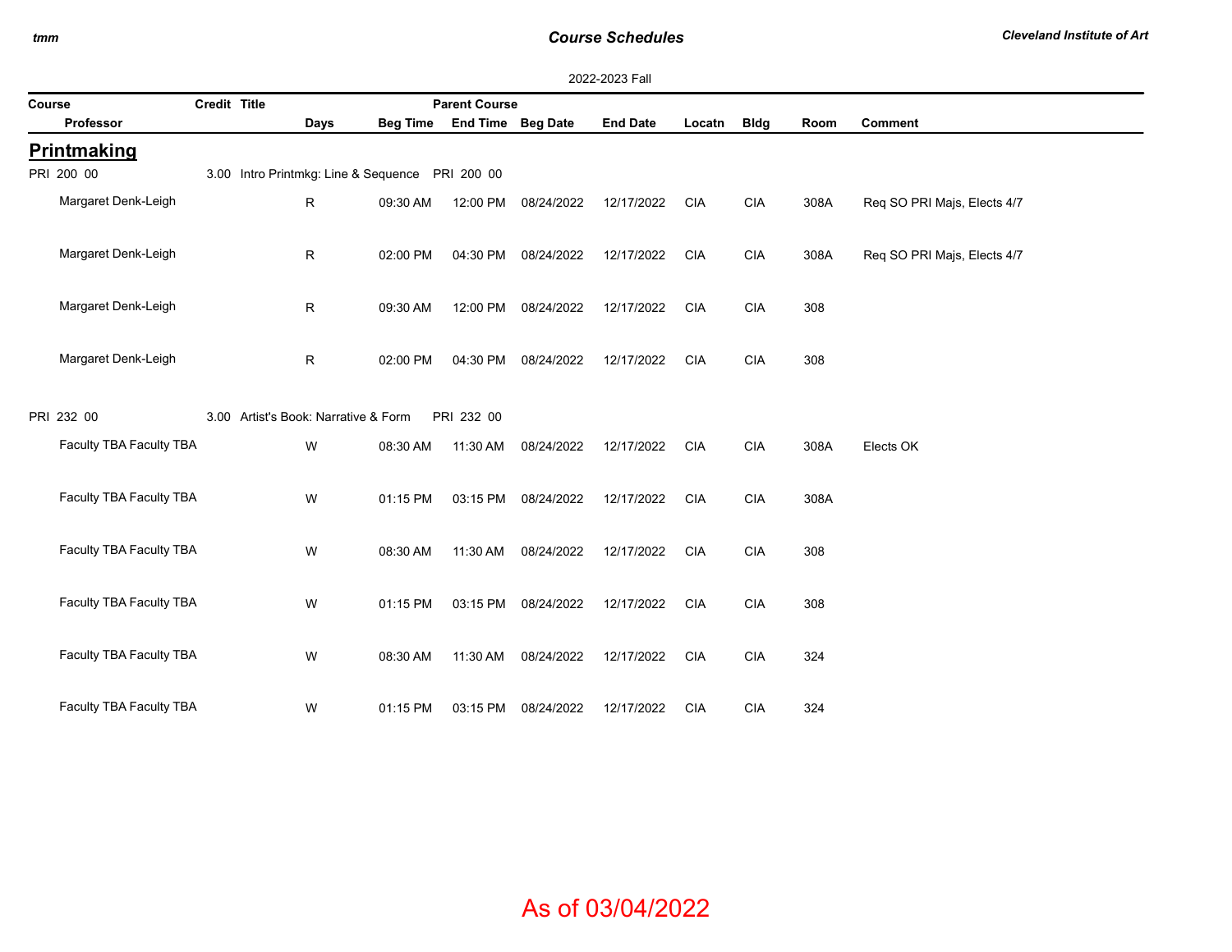2022-2023 Fall

| Course | Credit | Title | Parent Course | | | | | | |
|---|---|---|---|---|---|---|---|---|---|
| Professor | Days | Beg Time | End Time | Beg Date | End Date | Locatn | Bldg | Room | Comment |

## Printmaking

**PRI 200 00** — 3.00 — Intro Printmkg: Line & Sequence — Parent Course: PRI 200 00

| Professor | Days | Beg Time | End Time | Beg Date | End Date | Locatn | Bldg | Room | Comment |
|---|---|---|---|---|---|---|---|---|---|
| Margaret Denk-Leigh | R | 09:30 AM | 12:00 PM | 08/24/2022 | 12/17/2022 | CIA | CIA | 308A | Req SO PRI Majs, Elects 4/7 |
| Margaret Denk-Leigh | R | 02:00 PM | 04:30 PM | 08/24/2022 | 12/17/2022 | CIA | CIA | 308A | Req SO PRI Majs, Elects 4/7 |
| Margaret Denk-Leigh | R | 09:30 AM | 12:00 PM | 08/24/2022 | 12/17/2022 | CIA | CIA | 308 | |
| Margaret Denk-Leigh | R | 02:00 PM | 04:30 PM | 08/24/2022 | 12/17/2022 | CIA | CIA | 308 | |

**PRI 232 00** — 3.00 — Artist's Book: Narrative & Form — Parent Course: PRI 232 00

| Professor | Days | Beg Time | End Time | Beg Date | End Date | Locatn | Bldg | Room | Comment |
|---|---|---|---|---|---|---|---|---|---|
| Faculty TBA Faculty TBA | W | 08:30 AM | 11:30 AM | 08/24/2022 | 12/17/2022 | CIA | CIA | 308A | Elects OK |
| Faculty TBA Faculty TBA | W | 01:15 PM | 03:15 PM | 08/24/2022 | 12/17/2022 | CIA | CIA | 308A | |
| Faculty TBA Faculty TBA | W | 08:30 AM | 11:30 AM | 08/24/2022 | 12/17/2022 | CIA | CIA | 308 | |
| Faculty TBA Faculty TBA | W | 01:15 PM | 03:15 PM | 08/24/2022 | 12/17/2022 | CIA | CIA | 308 | |
| Faculty TBA Faculty TBA | W | 08:30 AM | 11:30 AM | 08/24/2022 | 12/17/2022 | CIA | CIA | 324 | |
| Faculty TBA Faculty TBA | W | 01:15 PM | 03:15 PM | 08/24/2022 | 12/17/2022 | CIA | CIA | 324 | |

As of 03/04/2022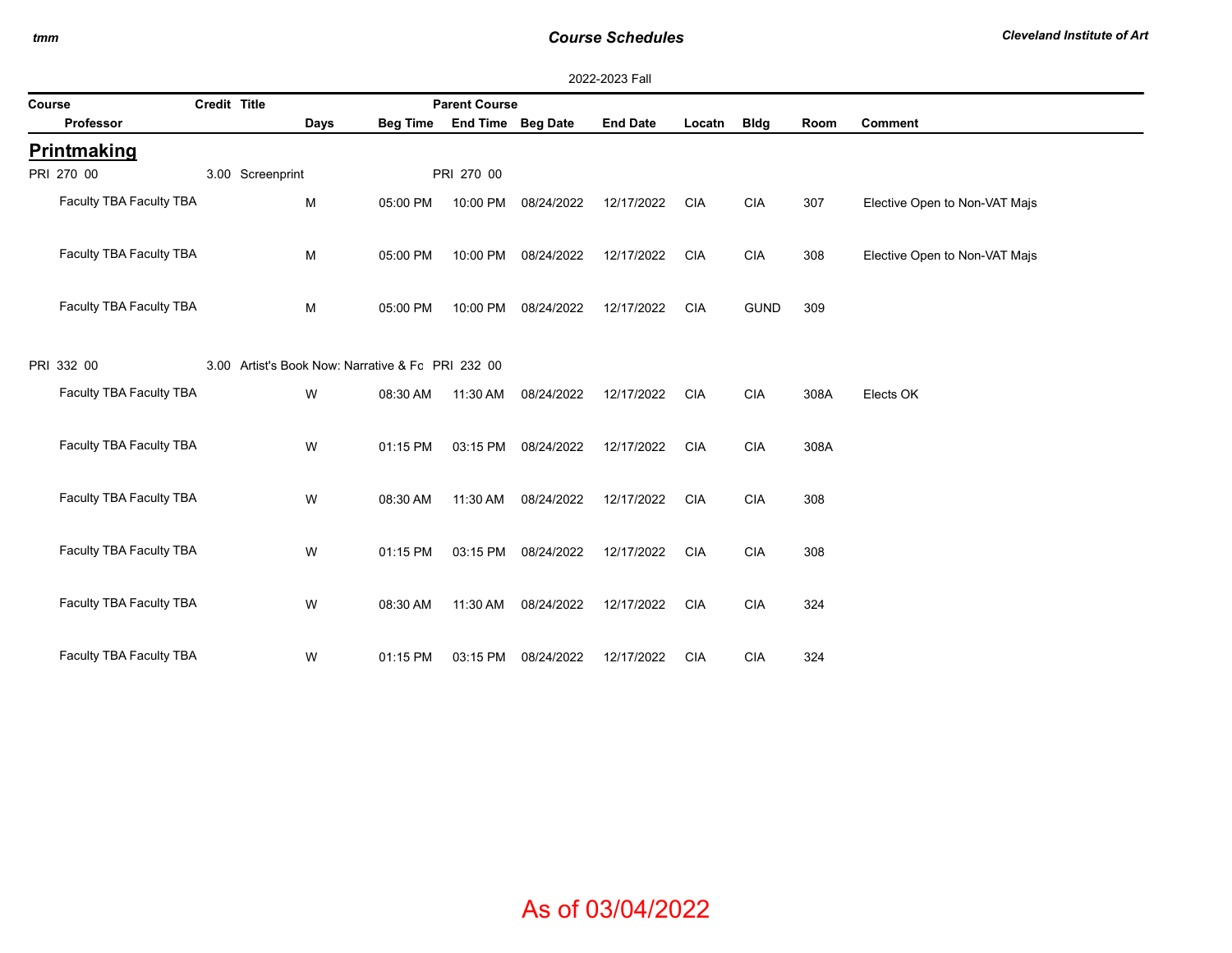2022-2023 Fall

| Course / Professor | Credit | Title | Days | Beg Time | Parent Course / End Time | Beg Date | End Date | Locatn | Bldg | Room | Comment |
|---|---|---|---|---|---|---|---|---|---|---|---|

## Printmaking

| Course / Professor | Credit | Title | Days | Beg Time | Parent Course / End Time | Beg Date | End Date | Locatn | Bldg | Room | Comment |
|---|---|---|---|---|---|---|---|---|---|---|---|
| PRI 270 00 | 3.00 | Screenprint | | | PRI 270 00 | | | | | | |
| Faculty TBA Faculty TBA | | | M | 05:00 PM | 10:00 PM | 08/24/2022 | 12/17/2022 | CIA | CIA | 307 | Elective Open to Non-VAT Majs |
| Faculty TBA Faculty TBA | | | M | 05:00 PM | 10:00 PM | 08/24/2022 | 12/17/2022 | CIA | CIA | 308 | Elective Open to Non-VAT Majs |
| Faculty TBA Faculty TBA | | | M | 05:00 PM | 10:00 PM | 08/24/2022 | 12/17/2022 | CIA | GUND | 309 | |
| PRI 332 00 | 3.00 | Artist's Book Now: Narrative & Fo | | | PRI 232 00 | | | | | | |
| Faculty TBA Faculty TBA | | | W | 08:30 AM | 11:30 AM | 08/24/2022 | 12/17/2022 | CIA | CIA | 308A | Elects OK |
| Faculty TBA Faculty TBA | | | W | 01:15 PM | 03:15 PM | 08/24/2022 | 12/17/2022 | CIA | CIA | 308A | |
| Faculty TBA Faculty TBA | | | W | 08:30 AM | 11:30 AM | 08/24/2022 | 12/17/2022 | CIA | CIA | 308 | |
| Faculty TBA Faculty TBA | | | W | 01:15 PM | 03:15 PM | 08/24/2022 | 12/17/2022 | CIA | CIA | 308 | |
| Faculty TBA Faculty TBA | | | W | 08:30 AM | 11:30 AM | 08/24/2022 | 12/17/2022 | CIA | CIA | 324 | |
| Faculty TBA Faculty TBA | | | W | 01:15 PM | 03:15 PM | 08/24/2022 | 12/17/2022 | CIA | CIA | 324 | |

As of 03/04/2022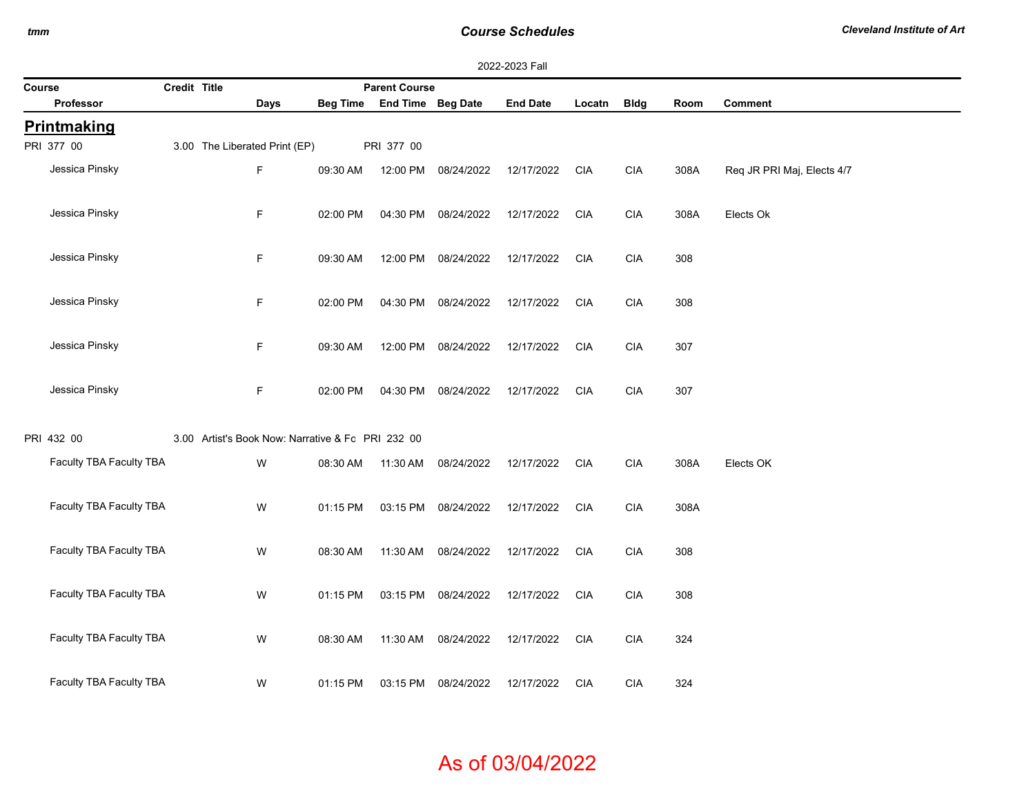2022-2023 Fall

## Printmaking

| Course / Professor | Credit | Title | Days | Beg Time | Parent Course / End Time | Beg Date | End Date | Locatn | Bldg | Room | Comment |
|---|---|---|---|---|---|---|---|---|---|---|---|
| PRI 377 00 | 3.00 | The Liberated Print (EP) | | | PRI 377 00 | | | | | | |
| Jessica Pinsky | | | F | 09:30 AM | 12:00 PM | 08/24/2022 | 12/17/2022 | CIA | CIA | 308A | Req JR PRI Maj, Elects 4/7 |
| Jessica Pinsky | | | F | 02:00 PM | 04:30 PM | 08/24/2022 | 12/17/2022 | CIA | CIA | 308A | Elects Ok |
| Jessica Pinsky | | | F | 09:30 AM | 12:00 PM | 08/24/2022 | 12/17/2022 | CIA | CIA | 308 | |
| Jessica Pinsky | | | F | 02:00 PM | 04:30 PM | 08/24/2022 | 12/17/2022 | CIA | CIA | 308 | |
| Jessica Pinsky | | | F | 09:30 AM | 12:00 PM | 08/24/2022 | 12/17/2022 | CIA | CIA | 307 | |
| Jessica Pinsky | | | F | 02:00 PM | 04:30 PM | 08/24/2022 | 12/17/2022 | CIA | CIA | 307 | |
| PRI 432 00 | 3.00 | Artist's Book Now: Narrative & Fo | | | PRI 232 00 | | | | | | |
| Faculty TBA Faculty TBA | | | W | 08:30 AM | 11:30 AM | 08/24/2022 | 12/17/2022 | CIA | CIA | 308A | Elects OK |
| Faculty TBA Faculty TBA | | | W | 01:15 PM | 03:15 PM | 08/24/2022 | 12/17/2022 | CIA | CIA | 308A | |
| Faculty TBA Faculty TBA | | | W | 08:30 AM | 11:30 AM | 08/24/2022 | 12/17/2022 | CIA | CIA | 308 | |
| Faculty TBA Faculty TBA | | | W | 01:15 PM | 03:15 PM | 08/24/2022 | 12/17/2022 | CIA | CIA | 308 | |
| Faculty TBA Faculty TBA | | | W | 08:30 AM | 11:30 AM | 08/24/2022 | 12/17/2022 | CIA | CIA | 324 | |
| Faculty TBA Faculty TBA | | | W | 01:15 PM | 03:15 PM | 08/24/2022 | 12/17/2022 | CIA | CIA | 324 | |

As of 03/04/2022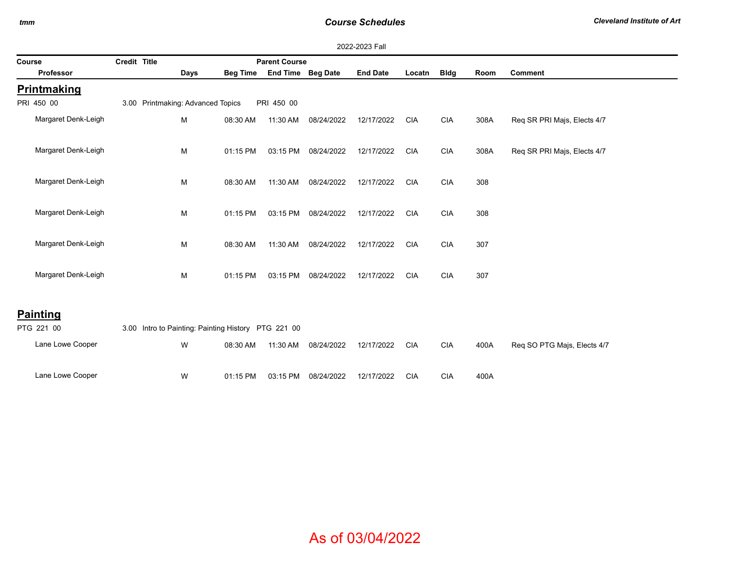2022-2023 Fall

| Course / Professor | Credit | Title / Days | Beg Time | Parent Course / End Time | Beg Date | End Date | Locatn | Bldg | Room | Comment |
|---|---|---|---|---|---|---|---|---|---|---|

## Printmaking

| Course / Professor | Credit | Title / Days | Beg Time | Parent Course / End Time | Beg Date | End Date | Locatn | Bldg | Room | Comment |
|---|---|---|---|---|---|---|---|---|---|---|
| PRI 450 00 | 3.00 | Printmaking: Advanced Topics | | PRI 450 00 | | | | | | |
| Margaret Denk-Leigh | | M | 08:30 AM | 11:30 AM | 08/24/2022 | 12/17/2022 | CIA | CIA | 308A | Req SR PRI Majs, Elects 4/7 |
| Margaret Denk-Leigh | | M | 01:15 PM | 03:15 PM | 08/24/2022 | 12/17/2022 | CIA | CIA | 308A | Req SR PRI Majs, Elects 4/7 |
| Margaret Denk-Leigh | | M | 08:30 AM | 11:30 AM | 08/24/2022 | 12/17/2022 | CIA | CIA | 308 | |
| Margaret Denk-Leigh | | M | 01:15 PM | 03:15 PM | 08/24/2022 | 12/17/2022 | CIA | CIA | 308 | |
| Margaret Denk-Leigh | | M | 08:30 AM | 11:30 AM | 08/24/2022 | 12/17/2022 | CIA | CIA | 307 | |
| Margaret Denk-Leigh | | M | 01:15 PM | 03:15 PM | 08/24/2022 | 12/17/2022 | CIA | CIA | 307 | |

## Painting

| Course / Professor | Credit | Title / Days | Beg Time | Parent Course / End Time | Beg Date | End Date | Locatn | Bldg | Room | Comment |
|---|---|---|---|---|---|---|---|---|---|---|
| PTG 221 00 | 3.00 | Intro to Painting: Painting History | | PTG 221 00 | | | | | | |
| Lane Lowe Cooper | | W | 08:30 AM | 11:30 AM | 08/24/2022 | 12/17/2022 | CIA | CIA | 400A | Req SO PTG Majs, Elects 4/7 |
| Lane Lowe Cooper | | W | 01:15 PM | 03:15 PM | 08/24/2022 | 12/17/2022 | CIA | CIA | 400A | |

As of 03/04/2022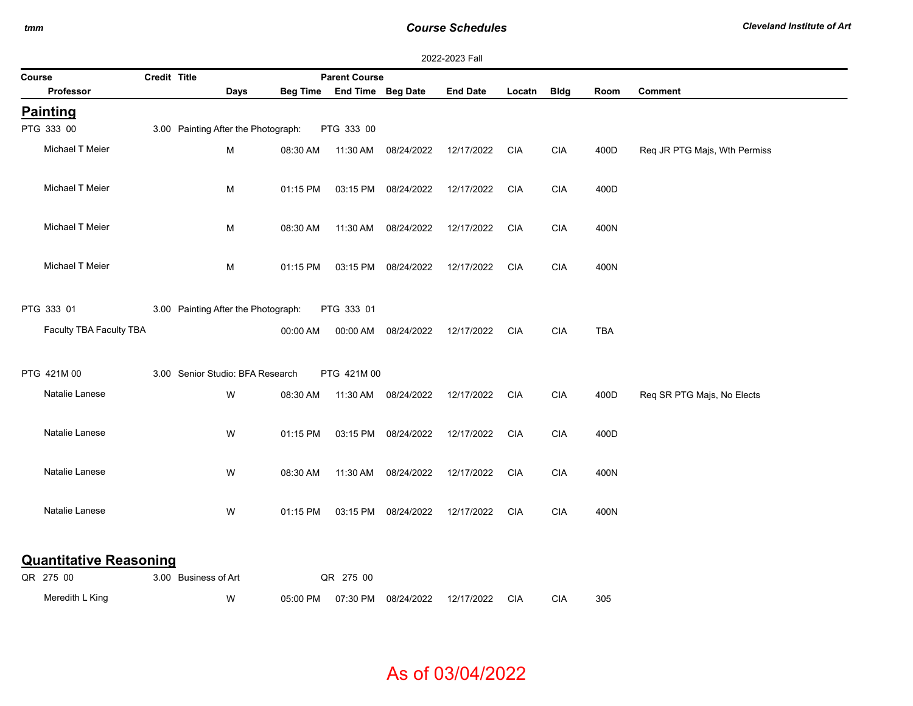2022-2023 Fall

| Course / Professor | Credit | Title / Days | Beg Time | Parent Course / End Time | Beg Date | End Date | Locatn | Bldg | Room | Comment |
|---|---|---|---|---|---|---|---|---|---|---|

## Painting

| Course / Professor | Credit | Title / Days | Beg Time | Parent Course / End Time | Beg Date | End Date | Locatn | Bldg | Room | Comment |
|---|---|---|---|---|---|---|---|---|---|---|
| PTG 333 00 | 3.00 | Painting After the Photograph: | | PTG 333 00 | | | | | | |
| Michael T Meier | | M | 08:30 AM | 11:30 AM | 08/24/2022 | 12/17/2022 | CIA | CIA | 400D | Req JR PTG Majs, Wth Permiss |
| Michael T Meier | | M | 01:15 PM | 03:15 PM | 08/24/2022 | 12/17/2022 | CIA | CIA | 400D | |
| Michael T Meier | | M | 08:30 AM | 11:30 AM | 08/24/2022 | 12/17/2022 | CIA | CIA | 400N | |
| Michael T Meier | | M | 01:15 PM | 03:15 PM | 08/24/2022 | 12/17/2022 | CIA | CIA | 400N | |
| PTG 333 01 | 3.00 | Painting After the Photograph: | | PTG 333 01 | | | | | | |
| Faculty TBA Faculty TBA | | | 00:00 AM | 00:00 AM | 08/24/2022 | 12/17/2022 | CIA | CIA | TBA | |
| PTG 421M 00 | 3.00 | Senior Studio: BFA Research | | PTG 421M 00 | | | | | | |
| Natalie Lanese | | W | 08:30 AM | 11:30 AM | 08/24/2022 | 12/17/2022 | CIA | CIA | 400D | Req SR PTG Majs, No Elects |
| Natalie Lanese | | W | 01:15 PM | 03:15 PM | 08/24/2022 | 12/17/2022 | CIA | CIA | 400D | |
| Natalie Lanese | | W | 08:30 AM | 11:30 AM | 08/24/2022 | 12/17/2022 | CIA | CIA | 400N | |
| Natalie Lanese | | W | 01:15 PM | 03:15 PM | 08/24/2022 | 12/17/2022 | CIA | CIA | 400N | |

## Quantitative Reasoning

| Course / Professor | Credit | Title / Days | Beg Time | Parent Course / End Time | Beg Date | End Date | Locatn | Bldg | Room | Comment |
|---|---|---|---|---|---|---|---|---|---|---|
| QR 275 00 | 3.00 | Business of Art | | QR 275 00 | | | | | | |
| Meredith L King | | W | 05:00 PM | 07:30 PM | 08/24/2022 | 12/17/2022 | CIA | CIA | 305 | |

As of 03/04/2022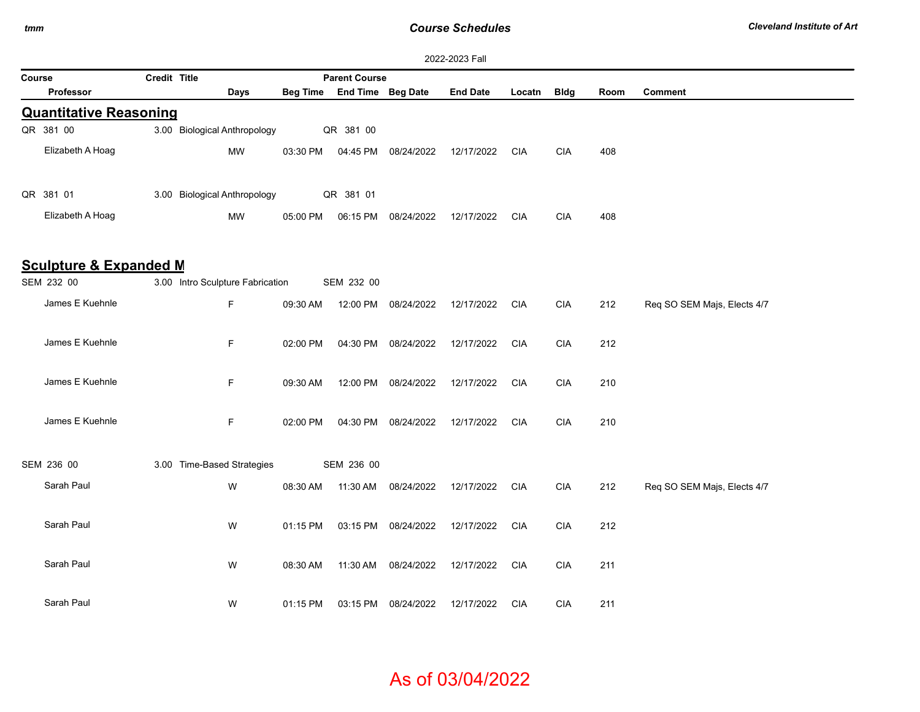2022-2023 Fall

| Course / Professor | Credit | Title | Days | Beg Time | Parent Course / End Time | Beg Date | End Date | Locatn | Bldg | Room | Comment |
|---|---|---|---|---|---|---|---|---|---|---|---|

## Quantitative Reasoning

| Course / Professor | Credit | Title | Days | Beg Time | Parent Course / End Time | Beg Date | End Date | Locatn | Bldg | Room | Comment |
|---|---|---|---|---|---|---|---|---|---|---|---|
| QR 381 00 | 3.00 | Biological Anthropology | | | QR 381 00 | | | | | | |
| Elizabeth A Hoag | | | MW | 03:30 PM | 04:45 PM | 08/24/2022 | 12/17/2022 | CIA | CIA | 408 | |
| QR 381 01 | 3.00 | Biological Anthropology | | | QR 381 01 | | | | | | |
| Elizabeth A Hoag | | | MW | 05:00 PM | 06:15 PM | 08/24/2022 | 12/17/2022 | CIA | CIA | 408 | |

## Sculpture & Expanded M

| Course / Professor | Credit | Title | Days | Beg Time | Parent Course / End Time | Beg Date | End Date | Locatn | Bldg | Room | Comment |
|---|---|---|---|---|---|---|---|---|---|---|---|
| SEM 232 00 | 3.00 | Intro Sculpture Fabrication | | | SEM 232 00 | | | | | | |
| James E Kuehnle | | | F | 09:30 AM | 12:00 PM | 08/24/2022 | 12/17/2022 | CIA | CIA | 212 | Req SO SEM Majs, Elects 4/7 |
| James E Kuehnle | | | F | 02:00 PM | 04:30 PM | 08/24/2022 | 12/17/2022 | CIA | CIA | 212 | |
| James E Kuehnle | | | F | 09:30 AM | 12:00 PM | 08/24/2022 | 12/17/2022 | CIA | CIA | 210 | |
| James E Kuehnle | | | F | 02:00 PM | 04:30 PM | 08/24/2022 | 12/17/2022 | CIA | CIA | 210 | |
| SEM 236 00 | 3.00 | Time-Based Strategies | | | SEM 236 00 | | | | | | |
| Sarah Paul | | | W | 08:30 AM | 11:30 AM | 08/24/2022 | 12/17/2022 | CIA | CIA | 212 | Req SO SEM Majs, Elects 4/7 |
| Sarah Paul | | | W | 01:15 PM | 03:15 PM | 08/24/2022 | 12/17/2022 | CIA | CIA | 212 | |
| Sarah Paul | | | W | 08:30 AM | 11:30 AM | 08/24/2022 | 12/17/2022 | CIA | CIA | 211 | |
| Sarah Paul | | | W | 01:15 PM | 03:15 PM | 08/24/2022 | 12/17/2022 | CIA | CIA | 211 | |

As of 03/04/2022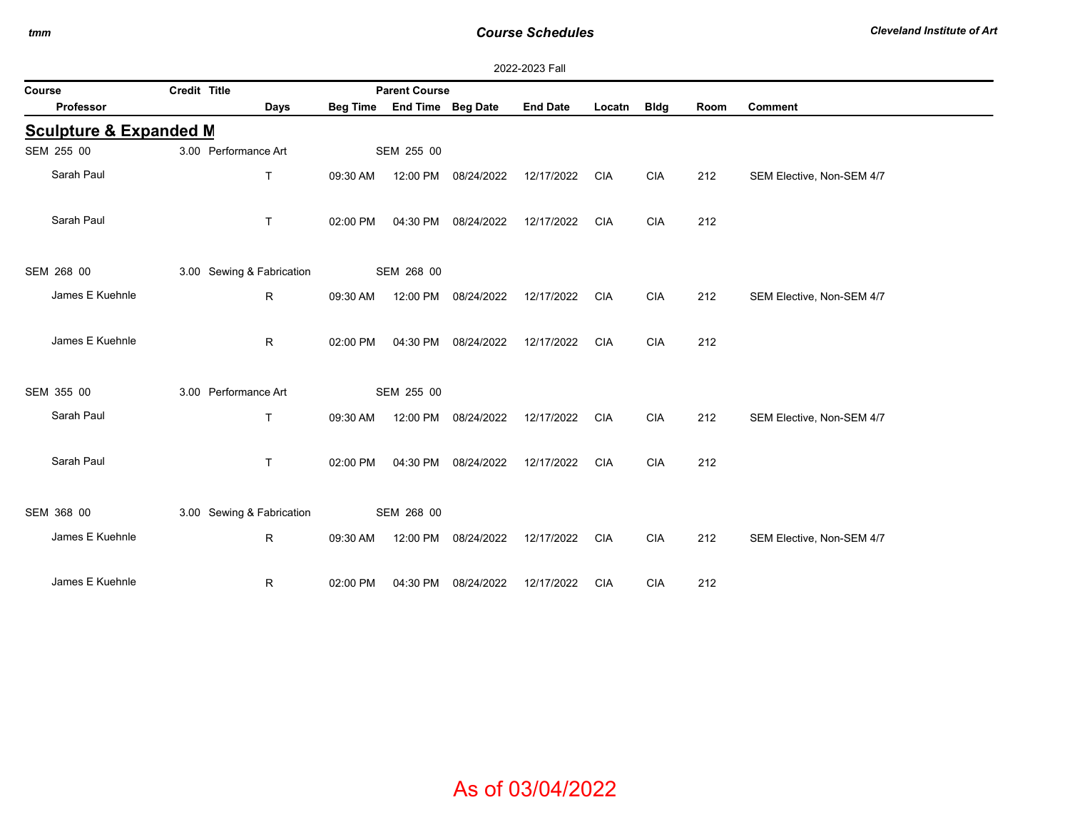2022-2023 Fall

| Course / Professor | Credit | Title / Days | Beg Time | Parent Course / End Time | Beg Date | End Date | Locatn | Bldg | Room | Comment |
|---|---|---|---|---|---|---|---|---|---|---|

## Sculpture & Expanded M

| Course / Professor | Credit | Title / Days | Beg Time | Parent Course / End Time | Beg Date | End Date | Locatn | Bldg | Room | Comment |
|---|---|---|---|---|---|---|---|---|---|---|
| SEM 255 00 | 3.00 | Performance Art | | SEM 255 00 | | | | | | |
| Sarah Paul | | T | 09:30 AM | 12:00 PM | 08/24/2022 | 12/17/2022 | CIA | CIA | 212 | SEM Elective, Non-SEM 4/7 |
| Sarah Paul | | T | 02:00 PM | 04:30 PM | 08/24/2022 | 12/17/2022 | CIA | CIA | 212 | |
| SEM 268 00 | 3.00 | Sewing & Fabrication | | SEM 268 00 | | | | | | |
| James E Kuehnle | | R | 09:30 AM | 12:00 PM | 08/24/2022 | 12/17/2022 | CIA | CIA | 212 | SEM Elective, Non-SEM 4/7 |
| James E Kuehnle | | R | 02:00 PM | 04:30 PM | 08/24/2022 | 12/17/2022 | CIA | CIA | 212 | |
| SEM 355 00 | 3.00 | Performance Art | | SEM 255 00 | | | | | | |
| Sarah Paul | | T | 09:30 AM | 12:00 PM | 08/24/2022 | 12/17/2022 | CIA | CIA | 212 | SEM Elective, Non-SEM 4/7 |
| Sarah Paul | | T | 02:00 PM | 04:30 PM | 08/24/2022 | 12/17/2022 | CIA | CIA | 212 | |
| SEM 368 00 | 3.00 | Sewing & Fabrication | | SEM 268 00 | | | | | | |
| James E Kuehnle | | R | 09:30 AM | 12:00 PM | 08/24/2022 | 12/17/2022 | CIA | CIA | 212 | SEM Elective, Non-SEM 4/7 |
| James E Kuehnle | | R | 02:00 PM | 04:30 PM | 08/24/2022 | 12/17/2022 | CIA | CIA | 212 | |

As of 03/04/2022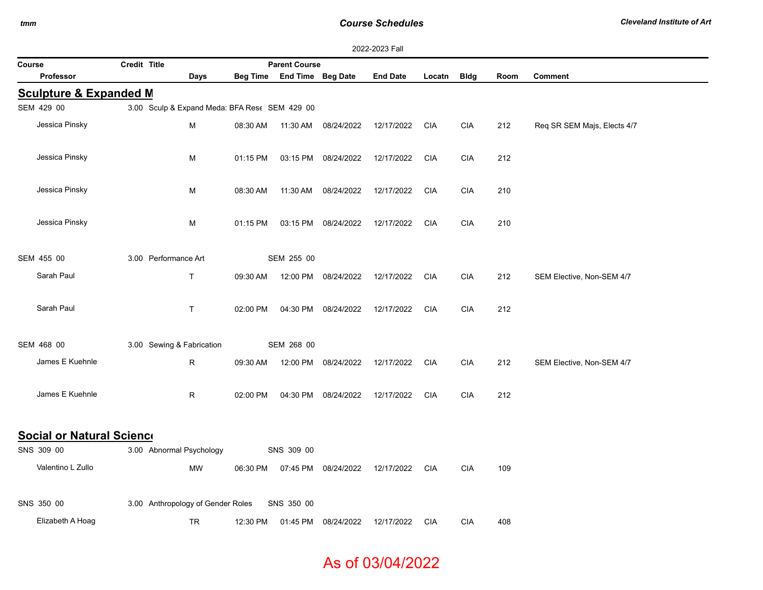2022-2023 Fall

| Course / Professor | Credit | Title | Days | Beg Time | Parent Course / End Time | Beg Date | End Date | Locatn | Bldg | Room | Comment |
|---|---|---|---|---|---|---|---|---|---|---|---|

## Sculpture & Expanded M

| Course / Professor | Credit | Title | Days | Beg Time | Parent Course / End Time | Beg Date | End Date | Locatn | Bldg | Room | Comment |
|---|---|---|---|---|---|---|---|---|---|---|---|
| SEM 429 00 | 3.00 | Sculp & Expand Meda: BFA Rese | | | SEM 429 00 | | | | | | |
| Jessica Pinsky | | | M | 08:30 AM | 11:30 AM | 08/24/2022 | 12/17/2022 | CIA | CIA | 212 | Req SR SEM Majs, Elects 4/7 |
| Jessica Pinsky | | | M | 01:15 PM | 03:15 PM | 08/24/2022 | 12/17/2022 | CIA | CIA | 212 | |
| Jessica Pinsky | | | M | 08:30 AM | 11:30 AM | 08/24/2022 | 12/17/2022 | CIA | CIA | 210 | |
| Jessica Pinsky | | | M | 01:15 PM | 03:15 PM | 08/24/2022 | 12/17/2022 | CIA | CIA | 210 | |
| SEM 455 00 | 3.00 | Performance Art | | | SEM 255 00 | | | | | | |
| Sarah Paul | | | T | 09:30 AM | 12:00 PM | 08/24/2022 | 12/17/2022 | CIA | CIA | 212 | SEM Elective, Non-SEM 4/7 |
| Sarah Paul | | | T | 02:00 PM | 04:30 PM | 08/24/2022 | 12/17/2022 | CIA | CIA | 212 | |
| SEM 468 00 | 3.00 | Sewing & Fabrication | | | SEM 268 00 | | | | | | |
| James E Kuehnle | | | R | 09:30 AM | 12:00 PM | 08/24/2022 | 12/17/2022 | CIA | CIA | 212 | SEM Elective, Non-SEM 4/7 |
| James E Kuehnle | | | R | 02:00 PM | 04:30 PM | 08/24/2022 | 12/17/2022 | CIA | CIA | 212 | |

## Social or Natural Scienc

| Course / Professor | Credit | Title | Days | Beg Time | Parent Course / End Time | Beg Date | End Date | Locatn | Bldg | Room | Comment |
|---|---|---|---|---|---|---|---|---|---|---|---|
| SNS 309 00 | 3.00 | Abnormal Psychology | | | SNS 309 00 | | | | | | |
| Valentino L Zullo | | | MW | 06:30 PM | 07:45 PM | 08/24/2022 | 12/17/2022 | CIA | CIA | 109 | |
| SNS 350 00 | 3.00 | Anthropology of Gender Roles | | | SNS 350 00 | | | | | | |
| Elizabeth A Hoag | | | TR | 12:30 PM | 01:45 PM | 08/24/2022 | 12/17/2022 | CIA | CIA | 408 | |

As of 03/04/2022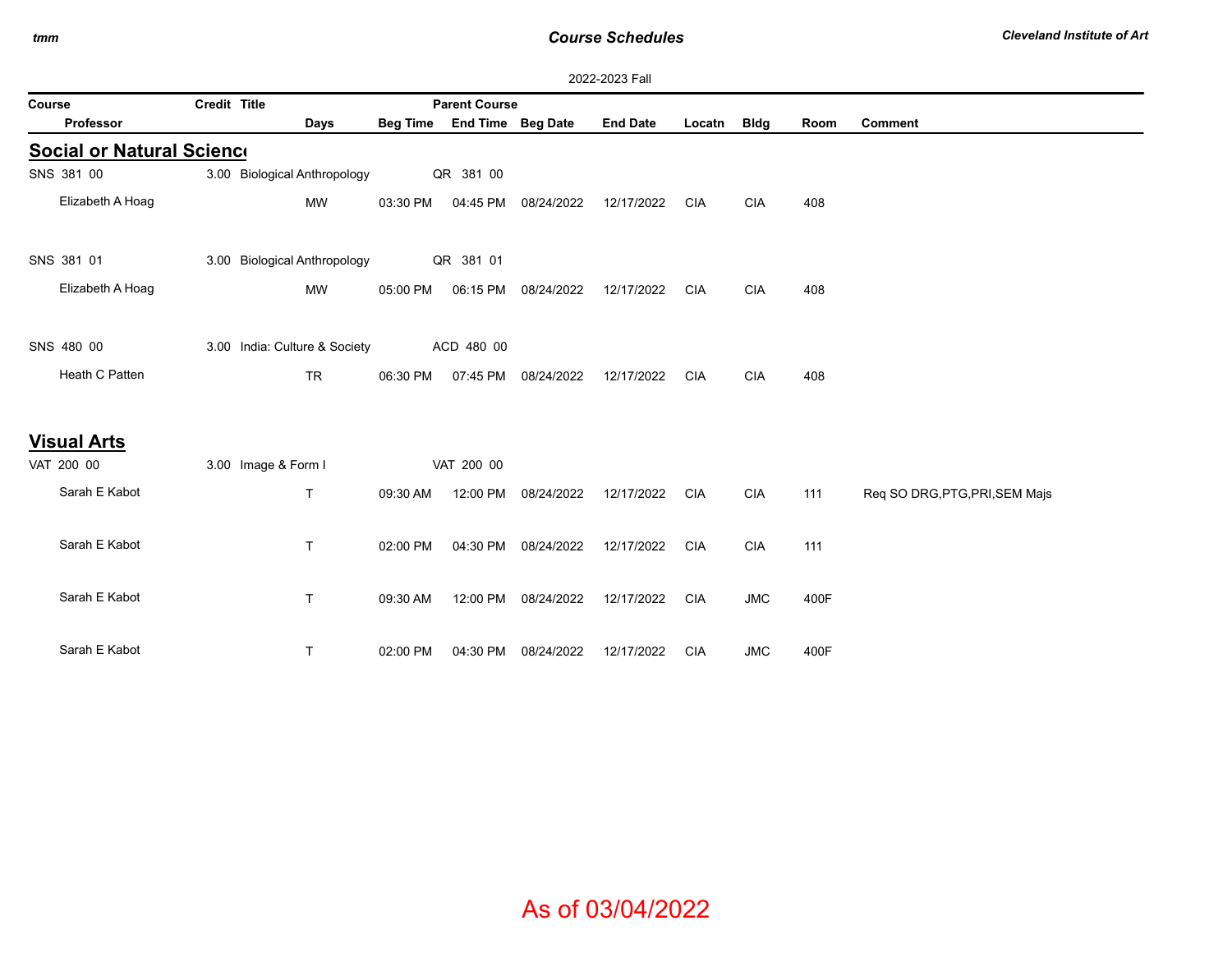2022-2023 Fall

| Course | Credit | Title | Parent Course | | | | | | | |
|---|---|---|---|---|---|---|---|---|---|---|
| Professor | | Days | Beg Time | End Time | Beg Date | End Date | Locatn | Bldg | Room | Comment |

## Social or Natural Science

| Course / Professor | Credit | Title / Days | Beg Time | Parent Course / End Time | Beg Date | End Date | Locatn | Bldg | Room | Comment |
|---|---|---|---|---|---|---|---|---|---|---|
| SNS 381 00 | 3.00 | Biological Anthropology | | QR 381 00 | | | | | | |
| Elizabeth A Hoag | | MW | 03:30 PM | 04:45 PM | 08/24/2022 | 12/17/2022 | CIA | CIA | 408 | |
| SNS 381 01 | 3.00 | Biological Anthropology | | QR 381 01 | | | | | | |
| Elizabeth A Hoag | | MW | 05:00 PM | 06:15 PM | 08/24/2022 | 12/17/2022 | CIA | CIA | 408 | |
| SNS 480 00 | 3.00 | India: Culture & Society | | ACD 480 00 | | | | | | |
| Heath C Patten | | TR | 06:30 PM | 07:45 PM | 08/24/2022 | 12/17/2022 | CIA | CIA | 408 | |

## Visual Arts

| Course / Professor | Credit | Title / Days | Beg Time | Parent Course / End Time | Beg Date | End Date | Locatn | Bldg | Room | Comment |
|---|---|---|---|---|---|---|---|---|---|---|
| VAT 200 00 | 3.00 | Image & Form I | | VAT 200 00 | | | | | | |
| Sarah E Kabot | | T | 09:30 AM | 12:00 PM | 08/24/2022 | 12/17/2022 | CIA | CIA | 111 | Req SO DRG,PTG,PRI,SEM Majs |
| Sarah E Kabot | | T | 02:00 PM | 04:30 PM | 08/24/2022 | 12/17/2022 | CIA | CIA | 111 | |
| Sarah E Kabot | | T | 09:30 AM | 12:00 PM | 08/24/2022 | 12/17/2022 | CIA | JMC | 400F | |
| Sarah E Kabot | | T | 02:00 PM | 04:30 PM | 08/24/2022 | 12/17/2022 | CIA | JMC | 400F | |

As of 03/04/2022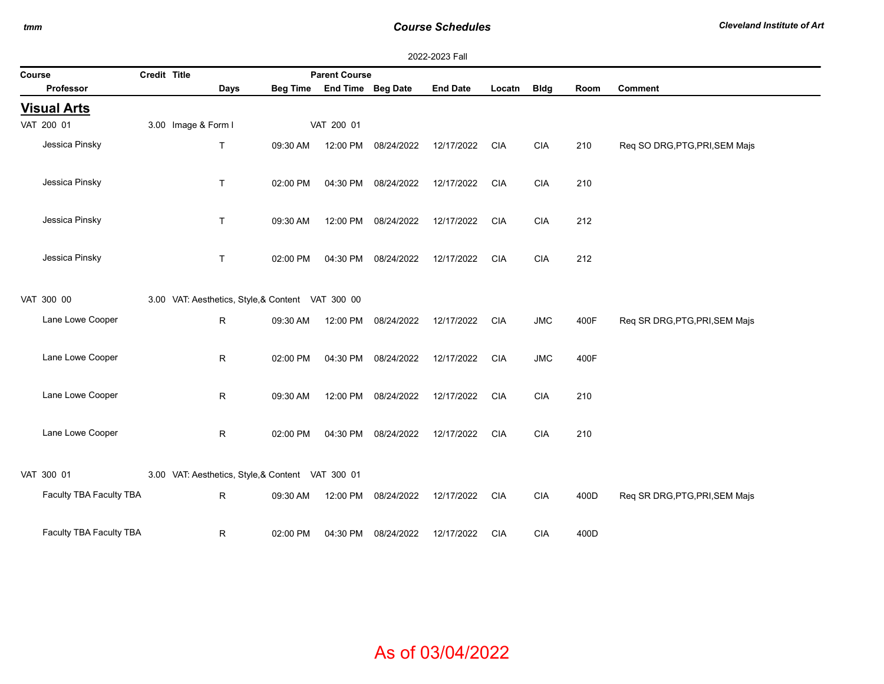2022-2023 Fall

## Visual Arts

| Course / Professor | Credit | Title | Parent Course | Days | Beg Time | End Time | Beg Date | End Date | Locatn | Bldg | Room | Comment |
|---|---|---|---|---|---|---|---|---|---|---|---|---|
| VAT 200 01 | 3.00 | Image & Form I | VAT 200 01 | | | | | | | | | |
| Jessica Pinsky | | | | T | 09:30 AM | 12:00 PM | 08/24/2022 | 12/17/2022 | CIA | CIA | 210 | Req SO DRG,PTG,PRI,SEM Majs |
| Jessica Pinsky | | | | T | 02:00 PM | 04:30 PM | 08/24/2022 | 12/17/2022 | CIA | CIA | 210 | |
| Jessica Pinsky | | | | T | 09:30 AM | 12:00 PM | 08/24/2022 | 12/17/2022 | CIA | CIA | 212 | |
| Jessica Pinsky | | | | T | 02:00 PM | 04:30 PM | 08/24/2022 | 12/17/2022 | CIA | CIA | 212 | |
| VAT 300 00 | 3.00 | VAT: Aesthetics, Style,& Content | VAT 300 00 | | | | | | | | | |
| Lane Lowe Cooper | | | | R | 09:30 AM | 12:00 PM | 08/24/2022 | 12/17/2022 | CIA | JMC | 400F | Req SR DRG,PTG,PRI,SEM Majs |
| Lane Lowe Cooper | | | | R | 02:00 PM | 04:30 PM | 08/24/2022 | 12/17/2022 | CIA | JMC | 400F | |
| Lane Lowe Cooper | | | | R | 09:30 AM | 12:00 PM | 08/24/2022 | 12/17/2022 | CIA | CIA | 210 | |
| Lane Lowe Cooper | | | | R | 02:00 PM | 04:30 PM | 08/24/2022 | 12/17/2022 | CIA | CIA | 210 | |
| VAT 300 01 | 3.00 | VAT: Aesthetics, Style,& Content | VAT 300 01 | | | | | | | | | |
| Faculty TBA Faculty TBA | | | | R | 09:30 AM | 12:00 PM | 08/24/2022 | 12/17/2022 | CIA | CIA | 400D | Req SR DRG,PTG,PRI,SEM Majs |
| Faculty TBA Faculty TBA | | | | R | 02:00 PM | 04:30 PM | 08/24/2022 | 12/17/2022 | CIA | CIA | 400D | |

As of 03/04/2022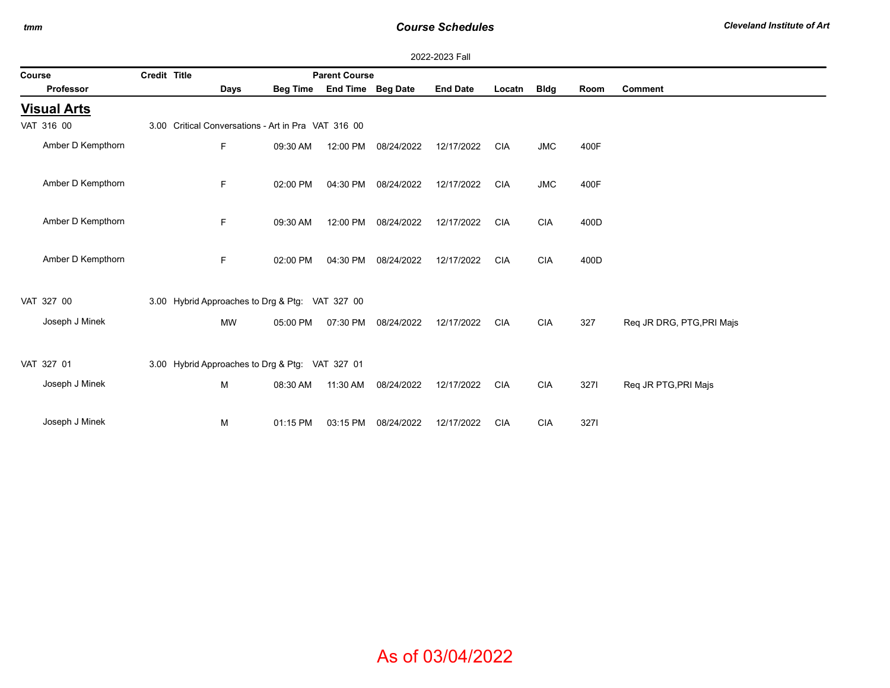2022-2023 Fall

| Course | Credit | Title | | Parent Course | | | | | | | |
|---|---|---|---|---|---|---|---|---|---|---|---|
| Professor | | Days | Beg Time | End Time | Beg Date | End Date | Locatn | Bldg | Room | Comment | |

## Visual Arts

| Course / Professor | Credit | Title | Days | Beg Time | End Time | Beg Date | End Date | Locatn | Bldg | Room | Comment |
|---|---|---|---|---|---|---|---|---|---|---|---|
| VAT 316 00 | 3.00 | Critical Conversations - Art in Pra VAT 316 00 | | | | | | | | | |
| Amber D Kempthorn | | | F | 09:30 AM | 12:00 PM | 08/24/2022 | 12/17/2022 | CIA | JMC | 400F | |
| Amber D Kempthorn | | | F | 02:00 PM | 04:30 PM | 08/24/2022 | 12/17/2022 | CIA | JMC | 400F | |
| Amber D Kempthorn | | | F | 09:30 AM | 12:00 PM | 08/24/2022 | 12/17/2022 | CIA | CIA | 400D | |
| Amber D Kempthorn | | | F | 02:00 PM | 04:30 PM | 08/24/2022 | 12/17/2022 | CIA | CIA | 400D | |
| VAT 327 00 | 3.00 | Hybrid Approaches to Drg & Ptg: VAT 327 00 | | | | | | | | | |
| Joseph J Minek | | | MW | 05:00 PM | 07:30 PM | 08/24/2022 | 12/17/2022 | CIA | CIA | 327 | Req JR DRG, PTG,PRI Majs |
| VAT 327 01 | 3.00 | Hybrid Approaches to Drg & Ptg: VAT 327 01 | | | | | | | | | |
| Joseph J Minek | | | M | 08:30 AM | 11:30 AM | 08/24/2022 | 12/17/2022 | CIA | CIA | 327I | Req JR PTG,PRI Majs |
| Joseph J Minek | | | M | 01:15 PM | 03:15 PM | 08/24/2022 | 12/17/2022 | CIA | CIA | 327I | |

As of 03/04/2022